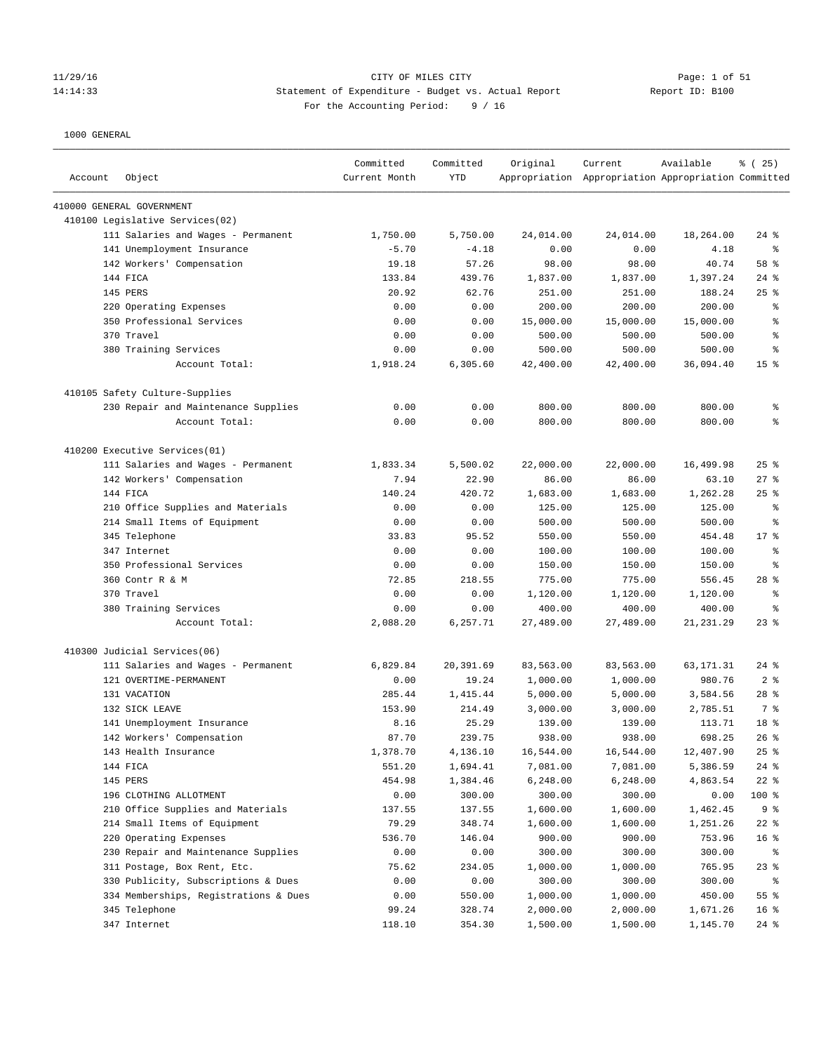11/29/16 CITY OF MILES CITY
14:14:33 Statement of Expenditure - Budget vs. Actual Report Report ID: B100
For the Accounting Period: 9 / 16

1000 GENERAL

| Account | Object | Committed Current Month | Committed YTD | Original Appropriation | Current Appropriation | Available Appropriation | % ( 25) Committed |
|---|---|---|---|---|---|---|---|
| 410000 GENERAL GOVERNMENT | | | | | | | |
| 410100 Legislative Services(02) | | | | | | | |
| | 111 Salaries and Wages - Permanent | 1,750.00 | 5,750.00 | 24,014.00 | 24,014.00 | 18,264.00 | 24 % |
| | 141 Unemployment Insurance | -5.70 | -4.18 | 0.00 | 0.00 | 4.18 | % |
| | 142 Workers' Compensation | 19.18 | 57.26 | 98.00 | 98.00 | 40.74 | 58 % |
| | 144 FICA | 133.84 | 439.76 | 1,837.00 | 1,837.00 | 1,397.24 | 24 % |
| | 145 PERS | 20.92 | 62.76 | 251.00 | 251.00 | 188.24 | 25 % |
| | 220 Operating Expenses | 0.00 | 0.00 | 200.00 | 200.00 | 200.00 | % |
| | 350 Professional Services | 0.00 | 0.00 | 15,000.00 | 15,000.00 | 15,000.00 | % |
| | 370 Travel | 0.00 | 0.00 | 500.00 | 500.00 | 500.00 | % |
| | 380 Training Services | 0.00 | 0.00 | 500.00 | 500.00 | 500.00 | % |
| | Account Total: | 1,918.24 | 6,305.60 | 42,400.00 | 42,400.00 | 36,094.40 | 15 % |
| 410105 Safety Culture-Supplies | | | | | | | |
| | 230 Repair and Maintenance Supplies | 0.00 | 0.00 | 800.00 | 800.00 | 800.00 | % |
| | Account Total: | 0.00 | 0.00 | 800.00 | 800.00 | 800.00 | % |
| 410200 Executive Services(01) | | | | | | | |
| | 111 Salaries and Wages - Permanent | 1,833.34 | 5,500.02 | 22,000.00 | 22,000.00 | 16,499.98 | 25 % |
| | 142 Workers' Compensation | 7.94 | 22.90 | 86.00 | 86.00 | 63.10 | 27 % |
| | 144 FICA | 140.24 | 420.72 | 1,683.00 | 1,683.00 | 1,262.28 | 25 % |
| | 210 Office Supplies and Materials | 0.00 | 0.00 | 125.00 | 125.00 | 125.00 | % |
| | 214 Small Items of Equipment | 0.00 | 0.00 | 500.00 | 500.00 | 500.00 | % |
| | 345 Telephone | 33.83 | 95.52 | 550.00 | 550.00 | 454.48 | 17 % |
| | 347 Internet | 0.00 | 0.00 | 100.00 | 100.00 | 100.00 | % |
| | 350 Professional Services | 0.00 | 0.00 | 150.00 | 150.00 | 150.00 | % |
| | 360 Contr R & M | 72.85 | 218.55 | 775.00 | 775.00 | 556.45 | 28 % |
| | 370 Travel | 0.00 | 0.00 | 1,120.00 | 1,120.00 | 1,120.00 | % |
| | 380 Training Services | 0.00 | 0.00 | 400.00 | 400.00 | 400.00 | % |
| | Account Total: | 2,088.20 | 6,257.71 | 27,489.00 | 27,489.00 | 21,231.29 | 23 % |
| 410300 Judicial Services(06) | | | | | | | |
| | 111 Salaries and Wages - Permanent | 6,829.84 | 20,391.69 | 83,563.00 | 83,563.00 | 63,171.31 | 24 % |
| | 121 OVERTIME-PERMANENT | 0.00 | 19.24 | 1,000.00 | 1,000.00 | 980.76 | 2 % |
| | 131 VACATION | 285.44 | 1,415.44 | 5,000.00 | 5,000.00 | 3,584.56 | 28 % |
| | 132 SICK LEAVE | 153.90 | 214.49 | 3,000.00 | 3,000.00 | 2,785.51 | 7 % |
| | 141 Unemployment Insurance | 8.16 | 25.29 | 139.00 | 139.00 | 113.71 | 18 % |
| | 142 Workers' Compensation | 87.70 | 239.75 | 938.00 | 938.00 | 698.25 | 26 % |
| | 143 Health Insurance | 1,378.70 | 4,136.10 | 16,544.00 | 16,544.00 | 12,407.90 | 25 % |
| | 144 FICA | 551.20 | 1,694.41 | 7,081.00 | 7,081.00 | 5,386.59 | 24 % |
| | 145 PERS | 454.98 | 1,384.46 | 6,248.00 | 6,248.00 | 4,863.54 | 22 % |
| | 196 CLOTHING ALLOTMENT | 0.00 | 300.00 | 300.00 | 300.00 | 0.00 | 100 % |
| | 210 Office Supplies and Materials | 137.55 | 137.55 | 1,600.00 | 1,600.00 | 1,462.45 | 9 % |
| | 214 Small Items of Equipment | 79.29 | 348.74 | 1,600.00 | 1,600.00 | 1,251.26 | 22 % |
| | 220 Operating Expenses | 536.70 | 146.04 | 900.00 | 900.00 | 753.96 | 16 % |
| | 230 Repair and Maintenance Supplies | 0.00 | 0.00 | 300.00 | 300.00 | 300.00 | % |
| | 311 Postage, Box Rent, Etc. | 75.62 | 234.05 | 1,000.00 | 1,000.00 | 765.95 | 23 % |
| | 330 Publicity, Subscriptions & Dues | 0.00 | 0.00 | 300.00 | 300.00 | 300.00 | % |
| | 334 Memberships, Registrations & Dues | 0.00 | 550.00 | 1,000.00 | 1,000.00 | 450.00 | 55 % |
| | 345 Telephone | 99.24 | 328.74 | 2,000.00 | 2,000.00 | 1,671.26 | 16 % |
| | 347 Internet | 118.10 | 354.30 | 1,500.00 | 1,500.00 | 1,145.70 | 24 % |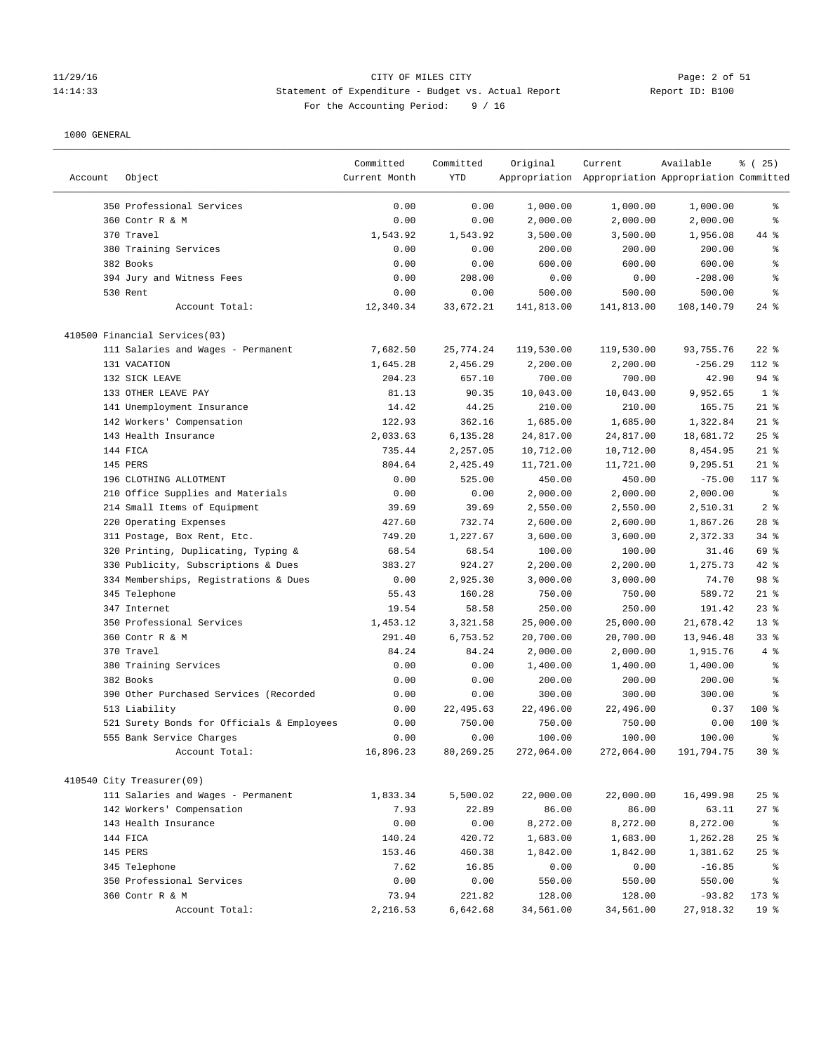CITY OF MILES CITY

Statement of Expenditure - Budget vs. Actual Report

For the Accounting Period: 9 / 16

1000 GENERAL

| Account | Object | Committed Current Month | Committed YTD | Original Appropriation | Current Appropriation | Available Appropriation | % ( 25) Committed |
|---|---|---|---|---|---|---|---|
| | 350 Professional Services | 0.00 | 0.00 | 1,000.00 | 1,000.00 | 1,000.00 | % |
| | 360 Contr R & M | 0.00 | 0.00 | 2,000.00 | 2,000.00 | 2,000.00 | % |
| | 370 Travel | 1,543.92 | 1,543.92 | 3,500.00 | 3,500.00 | 1,956.08 | 44 % |
| | 380 Training Services | 0.00 | 0.00 | 200.00 | 200.00 | 200.00 | % |
| | 382 Books | 0.00 | 0.00 | 600.00 | 600.00 | 600.00 | % |
| | 394 Jury and Witness Fees | 0.00 | 208.00 | 0.00 | 0.00 | -208.00 | % |
| | 530 Rent | 0.00 | 0.00 | 500.00 | 500.00 | 500.00 | % |
| | Account Total: | 12,340.34 | 33,672.21 | 141,813.00 | 141,813.00 | 108,140.79 | 24 % |
| 410500 Financial Services(03) | | | | | | | |
| | 111 Salaries and Wages - Permanent | 7,682.50 | 25,774.24 | 119,530.00 | 119,530.00 | 93,755.76 | 22 % |
| | 131 VACATION | 1,645.28 | 2,456.29 | 2,200.00 | 2,200.00 | -256.29 | 112 % |
| | 132 SICK LEAVE | 204.23 | 657.10 | 700.00 | 700.00 | 42.90 | 94 % |
| | 133 OTHER LEAVE PAY | 81.13 | 90.35 | 10,043.00 | 10,043.00 | 9,952.65 | 1 % |
| | 141 Unemployment Insurance | 14.42 | 44.25 | 210.00 | 210.00 | 165.75 | 21 % |
| | 142 Workers' Compensation | 122.93 | 362.16 | 1,685.00 | 1,685.00 | 1,322.84 | 21 % |
| | 143 Health Insurance | 2,033.63 | 6,135.28 | 24,817.00 | 24,817.00 | 18,681.72 | 25 % |
| | 144 FICA | 735.44 | 2,257.05 | 10,712.00 | 10,712.00 | 8,454.95 | 21 % |
| | 145 PERS | 804.64 | 2,425.49 | 11,721.00 | 11,721.00 | 9,295.51 | 21 % |
| | 196 CLOTHING ALLOTMENT | 0.00 | 525.00 | 450.00 | 450.00 | -75.00 | 117 % |
| | 210 Office Supplies and Materials | 0.00 | 0.00 | 2,000.00 | 2,000.00 | 2,000.00 | % |
| | 214 Small Items of Equipment | 39.69 | 39.69 | 2,550.00 | 2,550.00 | 2,510.31 | 2 % |
| | 220 Operating Expenses | 427.60 | 732.74 | 2,600.00 | 2,600.00 | 1,867.26 | 28 % |
| | 311 Postage, Box Rent, Etc. | 749.20 | 1,227.67 | 3,600.00 | 3,600.00 | 2,372.33 | 34 % |
| | 320 Printing, Duplicating, Typing & | 68.54 | 68.54 | 100.00 | 100.00 | 31.46 | 69 % |
| | 330 Publicity, Subscriptions & Dues | 383.27 | 924.27 | 2,200.00 | 2,200.00 | 1,275.73 | 42 % |
| | 334 Memberships, Registrations & Dues | 0.00 | 2,925.30 | 3,000.00 | 3,000.00 | 74.70 | 98 % |
| | 345 Telephone | 55.43 | 160.28 | 750.00 | 750.00 | 589.72 | 21 % |
| | 347 Internet | 19.54 | 58.58 | 250.00 | 250.00 | 191.42 | 23 % |
| | 350 Professional Services | 1,453.12 | 3,321.58 | 25,000.00 | 25,000.00 | 21,678.42 | 13 % |
| | 360 Contr R & M | 291.40 | 6,753.52 | 20,700.00 | 20,700.00 | 13,946.48 | 33 % |
| | 370 Travel | 84.24 | 84.24 | 2,000.00 | 2,000.00 | 1,915.76 | 4 % |
| | 380 Training Services | 0.00 | 0.00 | 1,400.00 | 1,400.00 | 1,400.00 | % |
| | 382 Books | 0.00 | 0.00 | 200.00 | 200.00 | 200.00 | % |
| | 390 Other Purchased Services (Recorded | 0.00 | 0.00 | 300.00 | 300.00 | 300.00 | % |
| | 513 Liability | 0.00 | 22,495.63 | 22,496.00 | 22,496.00 | 0.37 | 100 % |
| | 521 Surety Bonds for Officials & Employees | 0.00 | 750.00 | 750.00 | 750.00 | 0.00 | 100 % |
| | 555 Bank Service Charges | 0.00 | 0.00 | 100.00 | 100.00 | 100.00 | % |
| | Account Total: | 16,896.23 | 80,269.25 | 272,064.00 | 272,064.00 | 191,794.75 | 30 % |
| 410540 City Treasurer(09) | | | | | | | |
| | 111 Salaries and Wages - Permanent | 1,833.34 | 5,500.02 | 22,000.00 | 22,000.00 | 16,499.98 | 25 % |
| | 142 Workers' Compensation | 7.93 | 22.89 | 86.00 | 86.00 | 63.11 | 27 % |
| | 143 Health Insurance | 0.00 | 0.00 | 8,272.00 | 8,272.00 | 8,272.00 | % |
| | 144 FICA | 140.24 | 420.72 | 1,683.00 | 1,683.00 | 1,262.28 | 25 % |
| | 145 PERS | 153.46 | 460.38 | 1,842.00 | 1,842.00 | 1,381.62 | 25 % |
| | 345 Telephone | 7.62 | 16.85 | 0.00 | 0.00 | -16.85 | % |
| | 350 Professional Services | 0.00 | 0.00 | 550.00 | 550.00 | 550.00 | % |
| | 360 Contr R & M | 73.94 | 221.82 | 128.00 | 128.00 | -93.82 | 173 % |
| | Account Total: | 2,216.53 | 6,642.68 | 34,561.00 | 34,561.00 | 27,918.32 | 19 % |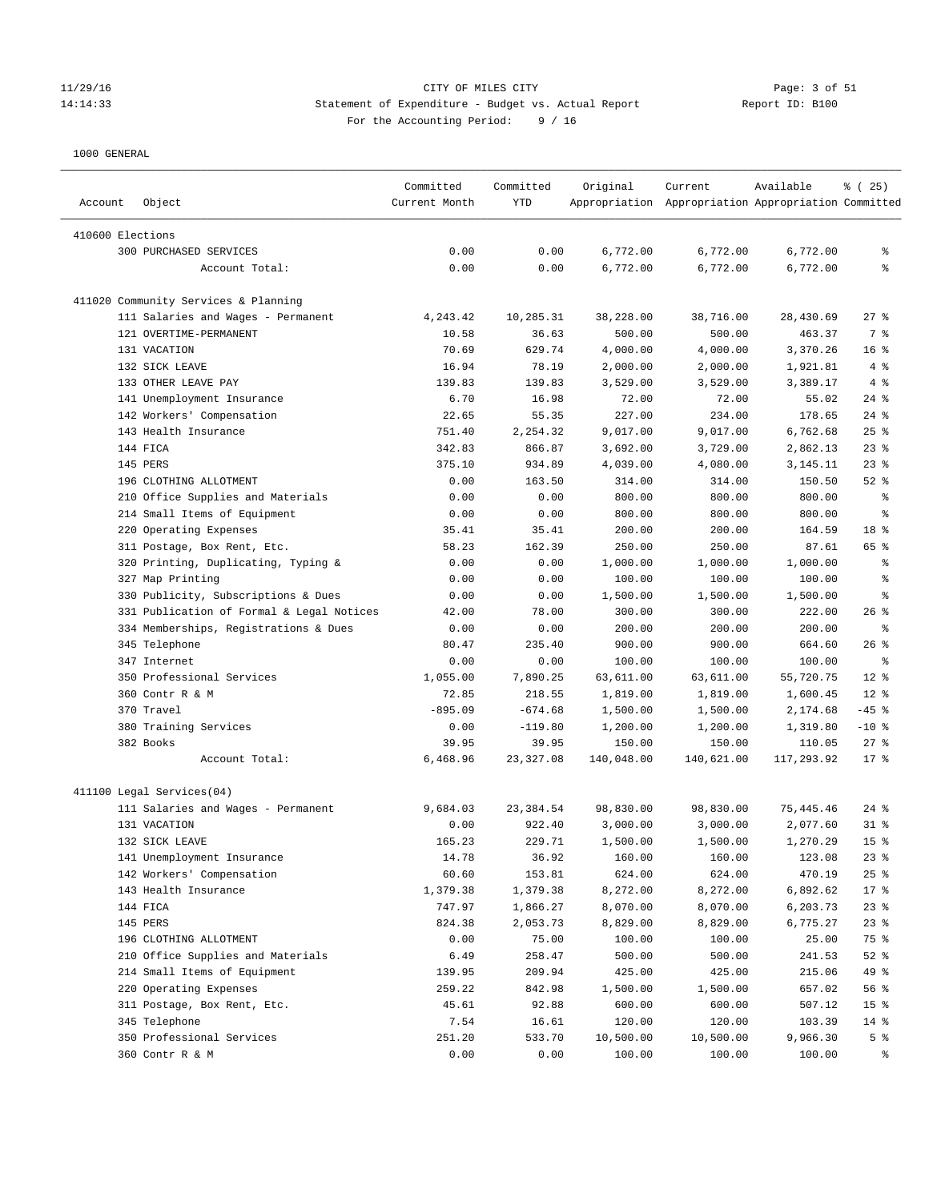CITY OF MILES CITY

Statement of Expenditure - Budget vs. Actual Report

For the Accounting Period: 9 / 16

1000 GENERAL

| Account | Object | Committed Current Month | Committed YTD | Original Appropriation | Current Appropriation | Available Appropriation | % ( 25) Committed |
|---|---|---|---|---|---|---|---|
| 410600 Elections | | | | | | | |
| | 300 PURCHASED SERVICES | 0.00 | 0.00 | 6,772.00 | 6,772.00 | 6,772.00 | % |
| | Account Total: | 0.00 | 0.00 | 6,772.00 | 6,772.00 | 6,772.00 | % |
| 411020 Community Services & Planning | | | | | | | |
| | 111 Salaries and Wages - Permanent | 4,243.42 | 10,285.31 | 38,228.00 | 38,716.00 | 28,430.69 | 27 % |
| | 121 OVERTIME-PERMANENT | 10.58 | 36.63 | 500.00 | 500.00 | 463.37 | 7 % |
| | 131 VACATION | 70.69 | 629.74 | 4,000.00 | 4,000.00 | 3,370.26 | 16 % |
| | 132 SICK LEAVE | 16.94 | 78.19 | 2,000.00 | 2,000.00 | 1,921.81 | 4 % |
| | 133 OTHER LEAVE PAY | 139.83 | 139.83 | 3,529.00 | 3,529.00 | 3,389.17 | 4 % |
| | 141 Unemployment Insurance | 6.70 | 16.98 | 72.00 | 72.00 | 55.02 | 24 % |
| | 142 Workers' Compensation | 22.65 | 55.35 | 227.00 | 234.00 | 178.65 | 24 % |
| | 143 Health Insurance | 751.40 | 2,254.32 | 9,017.00 | 9,017.00 | 6,762.68 | 25 % |
| | 144 FICA | 342.83 | 866.87 | 3,692.00 | 3,729.00 | 2,862.13 | 23 % |
| | 145 PERS | 375.10 | 934.89 | 4,039.00 | 4,080.00 | 3,145.11 | 23 % |
| | 196 CLOTHING ALLOTMENT | 0.00 | 163.50 | 314.00 | 314.00 | 150.50 | 52 % |
| | 210 Office Supplies and Materials | 0.00 | 0.00 | 800.00 | 800.00 | 800.00 | % |
| | 214 Small Items of Equipment | 0.00 | 0.00 | 800.00 | 800.00 | 800.00 | % |
| | 220 Operating Expenses | 35.41 | 35.41 | 200.00 | 200.00 | 164.59 | 18 % |
| | 311 Postage, Box Rent, Etc. | 58.23 | 162.39 | 250.00 | 250.00 | 87.61 | 65 % |
| | 320 Printing, Duplicating, Typing & | 0.00 | 0.00 | 1,000.00 | 1,000.00 | 1,000.00 | % |
| | 327 Map Printing | 0.00 | 0.00 | 100.00 | 100.00 | 100.00 | % |
| | 330 Publicity, Subscriptions & Dues | 0.00 | 0.00 | 1,500.00 | 1,500.00 | 1,500.00 | % |
| | 331 Publication of Formal & Legal Notices | 42.00 | 78.00 | 300.00 | 300.00 | 222.00 | 26 % |
| | 334 Memberships, Registrations & Dues | 0.00 | 0.00 | 200.00 | 200.00 | 200.00 | % |
| | 345 Telephone | 80.47 | 235.40 | 900.00 | 900.00 | 664.60 | 26 % |
| | 347 Internet | 0.00 | 0.00 | 100.00 | 100.00 | 100.00 | % |
| | 350 Professional Services | 1,055.00 | 7,890.25 | 63,611.00 | 63,611.00 | 55,720.75 | 12 % |
| | 360 Contr R & M | 72.85 | 218.55 | 1,819.00 | 1,819.00 | 1,600.45 | 12 % |
| | 370 Travel | -895.09 | -674.68 | 1,500.00 | 1,500.00 | 2,174.68 | -45 % |
| | 380 Training Services | 0.00 | -119.80 | 1,200.00 | 1,200.00 | 1,319.80 | -10 % |
| | 382 Books | 39.95 | 39.95 | 150.00 | 150.00 | 110.05 | 27 % |
| | Account Total: | 6,468.96 | 23,327.08 | 140,048.00 | 140,621.00 | 117,293.92 | 17 % |
| 411100 Legal Services(04) | | | | | | | |
| | 111 Salaries and Wages - Permanent | 9,684.03 | 23,384.54 | 98,830.00 | 98,830.00 | 75,445.46 | 24 % |
| | 131 VACATION | 0.00 | 922.40 | 3,000.00 | 3,000.00 | 2,077.60 | 31 % |
| | 132 SICK LEAVE | 165.23 | 229.71 | 1,500.00 | 1,500.00 | 1,270.29 | 15 % |
| | 141 Unemployment Insurance | 14.78 | 36.92 | 160.00 | 160.00 | 123.08 | 23 % |
| | 142 Workers' Compensation | 60.60 | 153.81 | 624.00 | 624.00 | 470.19 | 25 % |
| | 143 Health Insurance | 1,379.38 | 1,379.38 | 8,272.00 | 8,272.00 | 6,892.62 | 17 % |
| | 144 FICA | 747.97 | 1,866.27 | 8,070.00 | 8,070.00 | 6,203.73 | 23 % |
| | 145 PERS | 824.38 | 2,053.73 | 8,829.00 | 8,829.00 | 6,775.27 | 23 % |
| | 196 CLOTHING ALLOTMENT | 0.00 | 75.00 | 100.00 | 100.00 | 25.00 | 75 % |
| | 210 Office Supplies and Materials | 6.49 | 258.47 | 500.00 | 500.00 | 241.53 | 52 % |
| | 214 Small Items of Equipment | 139.95 | 209.94 | 425.00 | 425.00 | 215.06 | 49 % |
| | 220 Operating Expenses | 259.22 | 842.98 | 1,500.00 | 1,500.00 | 657.02 | 56 % |
| | 311 Postage, Box Rent, Etc. | 45.61 | 92.88 | 600.00 | 600.00 | 507.12 | 15 % |
| | 345 Telephone | 7.54 | 16.61 | 120.00 | 120.00 | 103.39 | 14 % |
| | 350 Professional Services | 251.20 | 533.70 | 10,500.00 | 10,500.00 | 9,966.30 | 5 % |
| | 360 Contr R & M | 0.00 | 0.00 | 100.00 | 100.00 | 100.00 | % |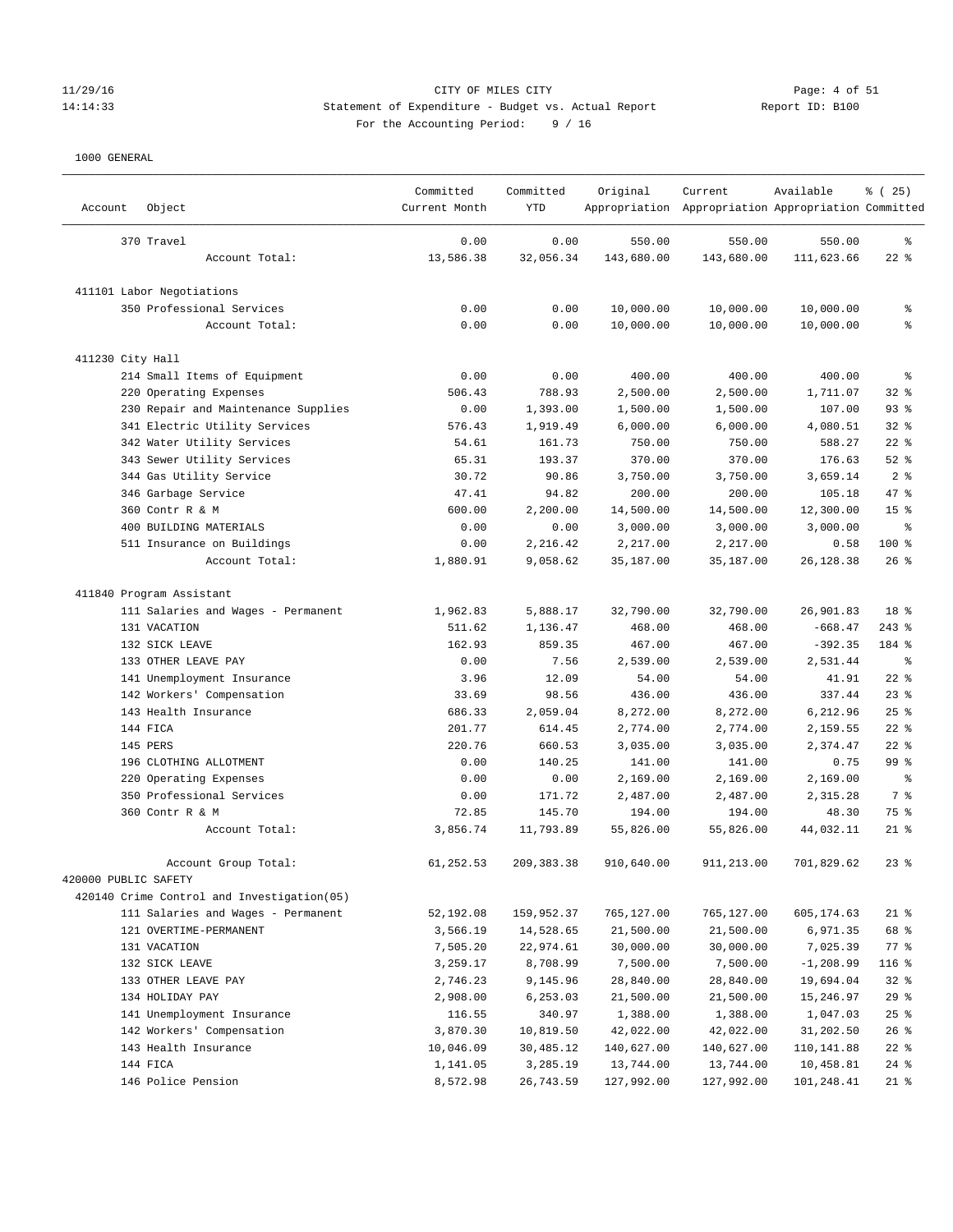CITY OF MILES CITY

Statement of Expenditure - Budget vs. Actual Report

For the Accounting Period: 9 / 16

11/29/16 14:14:33 — Report ID: B100

1000 GENERAL

| Account | Object | Committed Current Month | Committed YTD | Original Appropriation | Current Appropriation | Available Appropriation | % ( 25) Committed |
|---|---|---|---|---|---|---|---|
| | 370 Travel | 0.00 | 0.00 | 550.00 | 550.00 | 550.00 | % |
| | Account Total: | 13,586.38 | 32,056.34 | 143,680.00 | 143,680.00 | 111,623.66 | 22 % |
| 411101 Labor Negotiations | | | | | | | |
| | 350 Professional Services | 0.00 | 0.00 | 10,000.00 | 10,000.00 | 10,000.00 | % |
| | Account Total: | 0.00 | 0.00 | 10,000.00 | 10,000.00 | 10,000.00 | % |
| 411230 City Hall | | | | | | | |
| | 214 Small Items of Equipment | 0.00 | 0.00 | 400.00 | 400.00 | 400.00 | % |
| | 220 Operating Expenses | 506.43 | 788.93 | 2,500.00 | 2,500.00 | 1,711.07 | 32 % |
| | 230 Repair and Maintenance Supplies | 0.00 | 1,393.00 | 1,500.00 | 1,500.00 | 107.00 | 93 % |
| | 341 Electric Utility Services | 576.43 | 1,919.49 | 6,000.00 | 6,000.00 | 4,080.51 | 32 % |
| | 342 Water Utility Services | 54.61 | 161.73 | 750.00 | 750.00 | 588.27 | 22 % |
| | 343 Sewer Utility Services | 65.31 | 193.37 | 370.00 | 370.00 | 176.63 | 52 % |
| | 344 Gas Utility Service | 30.72 | 90.86 | 3,750.00 | 3,750.00 | 3,659.14 | 2 % |
| | 346 Garbage Service | 47.41 | 94.82 | 200.00 | 200.00 | 105.18 | 47 % |
| | 360 Contr R & M | 600.00 | 2,200.00 | 14,500.00 | 14,500.00 | 12,300.00 | 15 % |
| | 400 BUILDING MATERIALS | 0.00 | 0.00 | 3,000.00 | 3,000.00 | 3,000.00 | % |
| | 511 Insurance on Buildings | 0.00 | 2,216.42 | 2,217.00 | 2,217.00 | 0.58 | 100 % |
| | Account Total: | 1,880.91 | 9,058.62 | 35,187.00 | 35,187.00 | 26,128.38 | 26 % |
| 411840 Program Assistant | | | | | | | |
| | 111 Salaries and Wages - Permanent | 1,962.83 | 5,888.17 | 32,790.00 | 32,790.00 | 26,901.83 | 18 % |
| | 131 VACATION | 511.62 | 1,136.47 | 468.00 | 468.00 | -668.47 | 243 % |
| | 132 SICK LEAVE | 162.93 | 859.35 | 467.00 | 467.00 | -392.35 | 184 % |
| | 133 OTHER LEAVE PAY | 0.00 | 7.56 | 2,539.00 | 2,539.00 | 2,531.44 | % |
| | 141 Unemployment Insurance | 3.96 | 12.09 | 54.00 | 54.00 | 41.91 | 22 % |
| | 142 Workers' Compensation | 33.69 | 98.56 | 436.00 | 436.00 | 337.44 | 23 % |
| | 143 Health Insurance | 686.33 | 2,059.04 | 8,272.00 | 8,272.00 | 6,212.96 | 25 % |
| | 144 FICA | 201.77 | 614.45 | 2,774.00 | 2,774.00 | 2,159.55 | 22 % |
| | 145 PERS | 220.76 | 660.53 | 3,035.00 | 3,035.00 | 2,374.47 | 22 % |
| | 196 CLOTHING ALLOTMENT | 0.00 | 140.25 | 141.00 | 141.00 | 0.75 | 99 % |
| | 220 Operating Expenses | 0.00 | 0.00 | 2,169.00 | 2,169.00 | 2,169.00 | % |
| | 350 Professional Services | 0.00 | 171.72 | 2,487.00 | 2,487.00 | 2,315.28 | 7 % |
| | 360 Contr R & M | 72.85 | 145.70 | 194.00 | 194.00 | 48.30 | 75 % |
| | Account Total: | 3,856.74 | 11,793.89 | 55,826.00 | 55,826.00 | 44,032.11 | 21 % |
| | Account Group Total: | 61,252.53 | 209,383.38 | 910,640.00 | 911,213.00 | 701,829.62 | 23 % |
| 420000 PUBLIC SAFETY | | | | | | | |
| 420140 Crime Control and Investigation(05) | | | | | | | |
| | 111 Salaries and Wages - Permanent | 52,192.08 | 159,952.37 | 765,127.00 | 765,127.00 | 605,174.63 | 21 % |
| | 121 OVERTIME-PERMANENT | 3,566.19 | 14,528.65 | 21,500.00 | 21,500.00 | 6,971.35 | 68 % |
| | 131 VACATION | 7,505.20 | 22,974.61 | 30,000.00 | 30,000.00 | 7,025.39 | 77 % |
| | 132 SICK LEAVE | 3,259.17 | 8,708.99 | 7,500.00 | 7,500.00 | -1,208.99 | 116 % |
| | 133 OTHER LEAVE PAY | 2,746.23 | 9,145.96 | 28,840.00 | 28,840.00 | 19,694.04 | 32 % |
| | 134 HOLIDAY PAY | 2,908.00 | 6,253.03 | 21,500.00 | 21,500.00 | 15,246.97 | 29 % |
| | 141 Unemployment Insurance | 116.55 | 340.97 | 1,388.00 | 1,388.00 | 1,047.03 | 25 % |
| | 142 Workers' Compensation | 3,870.30 | 10,819.50 | 42,022.00 | 42,022.00 | 31,202.50 | 26 % |
| | 143 Health Insurance | 10,046.09 | 30,485.12 | 140,627.00 | 140,627.00 | 110,141.88 | 22 % |
| | 144 FICA | 1,141.05 | 3,285.19 | 13,744.00 | 13,744.00 | 10,458.81 | 24 % |
| | 146 Police Pension | 8,572.98 | 26,743.59 | 127,992.00 | 127,992.00 | 101,248.41 | 21 % |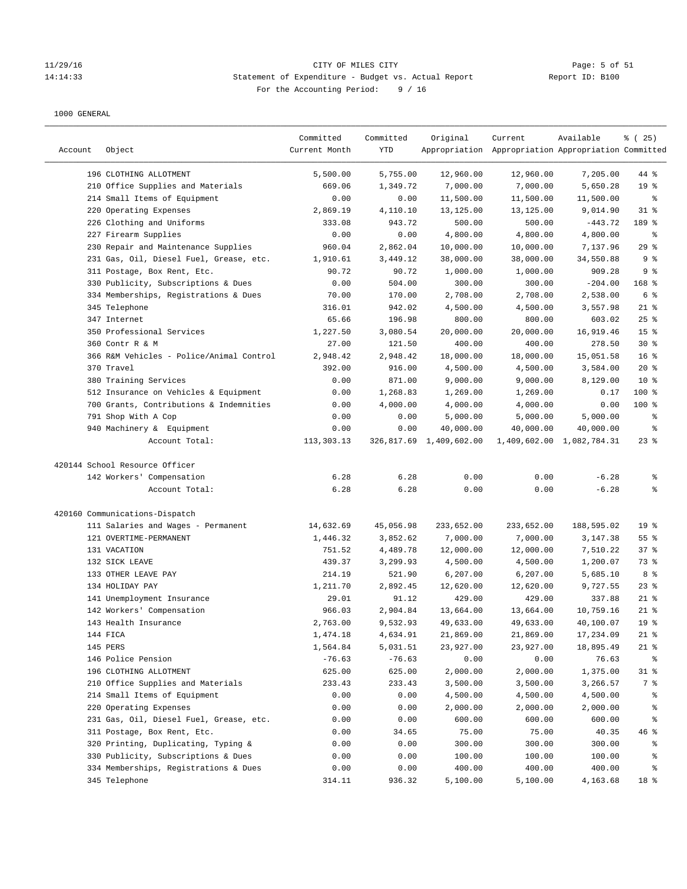CITY OF MILES CITY

Statement of Expenditure - Budget vs. Actual Report

Report ID: B100

For the Accounting Period: 9 / 16

1000 GENERAL

| Account | Object | Committed Current Month | Committed YTD | Original Appropriation | Current Appropriation | Available Appropriation | % ( 25) Committed |
|---|---|---|---|---|---|---|---|
| | 196 CLOTHING ALLOTMENT | 5,500.00 | 5,755.00 | 12,960.00 | 12,960.00 | 7,205.00 | 44 % |
| | 210 Office Supplies and Materials | 669.06 | 1,349.72 | 7,000.00 | 7,000.00 | 5,650.28 | 19 % |
| | 214 Small Items of Equipment | 0.00 | 0.00 | 11,500.00 | 11,500.00 | 11,500.00 | % |
| | 220 Operating Expenses | 2,869.19 | 4,110.10 | 13,125.00 | 13,125.00 | 9,014.90 | 31 % |
| | 226 Clothing and Uniforms | 333.08 | 943.72 | 500.00 | 500.00 | -443.72 | 189 % |
| | 227 Firearm Supplies | 0.00 | 0.00 | 4,800.00 | 4,800.00 | 4,800.00 | % |
| | 230 Repair and Maintenance Supplies | 960.04 | 2,862.04 | 10,000.00 | 10,000.00 | 7,137.96 | 29 % |
| | 231 Gas, Oil, Diesel Fuel, Grease, etc. | 1,910.61 | 3,449.12 | 38,000.00 | 38,000.00 | 34,550.88 | 9 % |
| | 311 Postage, Box Rent, Etc. | 90.72 | 90.72 | 1,000.00 | 1,000.00 | 909.28 | 9 % |
| | 330 Publicity, Subscriptions & Dues | 0.00 | 504.00 | 300.00 | 300.00 | -204.00 | 168 % |
| | 334 Memberships, Registrations & Dues | 70.00 | 170.00 | 2,708.00 | 2,708.00 | 2,538.00 | 6 % |
| | 345 Telephone | 316.01 | 942.02 | 4,500.00 | 4,500.00 | 3,557.98 | 21 % |
| | 347 Internet | 65.66 | 196.98 | 800.00 | 800.00 | 603.02 | 25 % |
| | 350 Professional Services | 1,227.50 | 3,080.54 | 20,000.00 | 20,000.00 | 16,919.46 | 15 % |
| | 360 Contr R & M | 27.00 | 121.50 | 400.00 | 400.00 | 278.50 | 30 % |
| | 366 R&M Vehicles - Police/Animal Control | 2,948.42 | 2,948.42 | 18,000.00 | 18,000.00 | 15,051.58 | 16 % |
| | 370 Travel | 392.00 | 916.00 | 4,500.00 | 4,500.00 | 3,584.00 | 20 % |
| | 380 Training Services | 0.00 | 871.00 | 9,000.00 | 9,000.00 | 8,129.00 | 10 % |
| | 512 Insurance on Vehicles & Equipment | 0.00 | 1,268.83 | 1,269.00 | 1,269.00 | 0.17 | 100 % |
| | 700 Grants, Contributions & Indemnities | 0.00 | 4,000.00 | 4,000.00 | 4,000.00 | 0.00 | 100 % |
| | 791 Shop With A Cop | 0.00 | 0.00 | 5,000.00 | 5,000.00 | 5,000.00 | % |
| | 940 Machinery & Equipment | 0.00 | 0.00 | 40,000.00 | 40,000.00 | 40,000.00 | % |
| | Account Total: | 113,303.13 | 326,817.69 | 1,409,602.00 | 1,409,602.00 | 1,082,784.31 | 23 % |
| 420144 School Resource Officer | | | | | | | |
| | 142 Workers' Compensation | 6.28 | 6.28 | 0.00 | 0.00 | -6.28 | % |
| | Account Total: | 6.28 | 6.28 | 0.00 | 0.00 | -6.28 | % |
| 420160 Communications-Dispatch | | | | | | | |
| | 111 Salaries and Wages - Permanent | 14,632.69 | 45,056.98 | 233,652.00 | 233,652.00 | 188,595.02 | 19 % |
| | 121 OVERTIME-PERMANENT | 1,446.32 | 3,852.62 | 7,000.00 | 7,000.00 | 3,147.38 | 55 % |
| | 131 VACATION | 751.52 | 4,489.78 | 12,000.00 | 12,000.00 | 7,510.22 | 37 % |
| | 132 SICK LEAVE | 439.37 | 3,299.93 | 4,500.00 | 4,500.00 | 1,200.07 | 73 % |
| | 133 OTHER LEAVE PAY | 214.19 | 521.90 | 6,207.00 | 6,207.00 | 5,685.10 | 8 % |
| | 134 HOLIDAY PAY | 1,211.70 | 2,892.45 | 12,620.00 | 12,620.00 | 9,727.55 | 23 % |
| | 141 Unemployment Insurance | 29.01 | 91.12 | 429.00 | 429.00 | 337.88 | 21 % |
| | 142 Workers' Compensation | 966.03 | 2,904.84 | 13,664.00 | 13,664.00 | 10,759.16 | 21 % |
| | 143 Health Insurance | 2,763.00 | 9,532.93 | 49,633.00 | 49,633.00 | 40,100.07 | 19 % |
| | 144 FICA | 1,474.18 | 4,634.91 | 21,869.00 | 21,869.00 | 17,234.09 | 21 % |
| | 145 PERS | 1,564.84 | 5,031.51 | 23,927.00 | 23,927.00 | 18,895.49 | 21 % |
| | 146 Police Pension | -76.63 | -76.63 | 0.00 | 0.00 | 76.63 | % |
| | 196 CLOTHING ALLOTMENT | 625.00 | 625.00 | 2,000.00 | 2,000.00 | 1,375.00 | 31 % |
| | 210 Office Supplies and Materials | 233.43 | 233.43 | 3,500.00 | 3,500.00 | 3,266.57 | 7 % |
| | 214 Small Items of Equipment | 0.00 | 0.00 | 4,500.00 | 4,500.00 | 4,500.00 | % |
| | 220 Operating Expenses | 0.00 | 0.00 | 2,000.00 | 2,000.00 | 2,000.00 | % |
| | 231 Gas, Oil, Diesel Fuel, Grease, etc. | 0.00 | 0.00 | 600.00 | 600.00 | 600.00 | % |
| | 311 Postage, Box Rent, Etc. | 0.00 | 34.65 | 75.00 | 75.00 | 40.35 | 46 % |
| | 320 Printing, Duplicating, Typing & | 0.00 | 0.00 | 300.00 | 300.00 | 300.00 | % |
| | 330 Publicity, Subscriptions & Dues | 0.00 | 0.00 | 100.00 | 100.00 | 100.00 | % |
| | 334 Memberships, Registrations & Dues | 0.00 | 0.00 | 400.00 | 400.00 | 400.00 | % |
| | 345 Telephone | 314.11 | 936.32 | 5,100.00 | 5,100.00 | 4,163.68 | 18 % |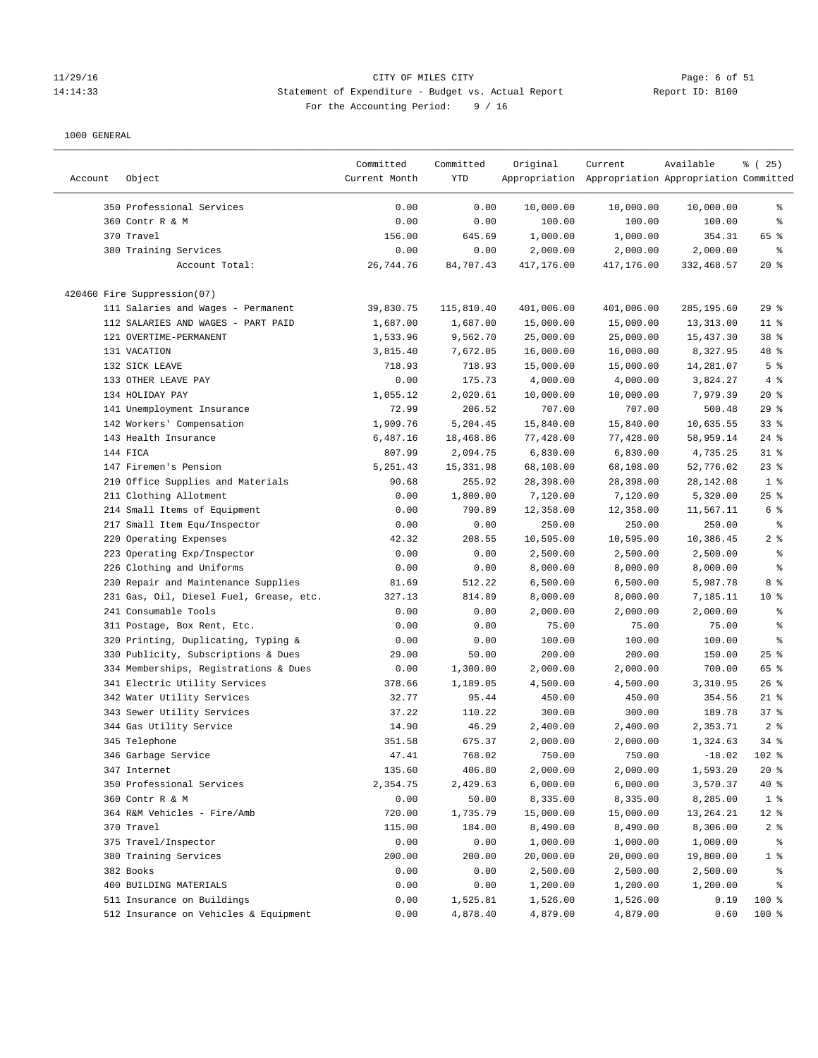11/29/16 CITY OF MILES CITY
14:14:33 Statement of Expenditure - Budget vs. Actual Report Report ID: B100
For the Accounting Period: 9 / 16

1000 GENERAL

| Account | Object | Committed Current Month | Committed YTD | Original Appropriation | Current Appropriation | Available Appropriation | % ( 25) Committed |
|---|---|---|---|---|---|---|---|
| | 350 Professional Services | 0.00 | 0.00 | 10,000.00 | 10,000.00 | 10,000.00 | % |
| | 360 Contr R & M | 0.00 | 0.00 | 100.00 | 100.00 | 100.00 | % |
| | 370 Travel | 156.00 | 645.69 | 1,000.00 | 1,000.00 | 354.31 | 65 % |
| | 380 Training Services | 0.00 | 0.00 | 2,000.00 | 2,000.00 | 2,000.00 | % |
| | Account Total: | 26,744.76 | 84,707.43 | 417,176.00 | 417,176.00 | 332,468.57 | 20 % |
| 420460 Fire Suppression(07) | | | | | | | |
| | 111 Salaries and Wages - Permanent | 39,830.75 | 115,810.40 | 401,006.00 | 401,006.00 | 285,195.60 | 29 % |
| | 112 SALARIES AND WAGES - PART PAID | 1,687.00 | 1,687.00 | 15,000.00 | 15,000.00 | 13,313.00 | 11 % |
| | 121 OVERTIME-PERMANENT | 1,533.96 | 9,562.70 | 25,000.00 | 25,000.00 | 15,437.30 | 38 % |
| | 131 VACATION | 3,815.40 | 7,672.05 | 16,000.00 | 16,000.00 | 8,327.95 | 48 % |
| | 132 SICK LEAVE | 718.93 | 718.93 | 15,000.00 | 15,000.00 | 14,281.07 | 5 % |
| | 133 OTHER LEAVE PAY | 0.00 | 175.73 | 4,000.00 | 4,000.00 | 3,824.27 | 4 % |
| | 134 HOLIDAY PAY | 1,055.12 | 2,020.61 | 10,000.00 | 10,000.00 | 7,979.39 | 20 % |
| | 141 Unemployment Insurance | 72.99 | 206.52 | 707.00 | 707.00 | 500.48 | 29 % |
| | 142 Workers' Compensation | 1,909.76 | 5,204.45 | 15,840.00 | 15,840.00 | 10,635.55 | 33 % |
| | 143 Health Insurance | 6,487.16 | 18,468.86 | 77,428.00 | 77,428.00 | 58,959.14 | 24 % |
| | 144 FICA | 807.99 | 2,094.75 | 6,830.00 | 6,830.00 | 4,735.25 | 31 % |
| | 147 Firemen's Pension | 5,251.43 | 15,331.98 | 68,108.00 | 68,108.00 | 52,776.02 | 23 % |
| | 210 Office Supplies and Materials | 90.68 | 255.92 | 28,398.00 | 28,398.00 | 28,142.08 | 1 % |
| | 211 Clothing Allotment | 0.00 | 1,800.00 | 7,120.00 | 7,120.00 | 5,320.00 | 25 % |
| | 214 Small Items of Equipment | 0.00 | 790.89 | 12,358.00 | 12,358.00 | 11,567.11 | 6 % |
| | 217 Small Item Equ/Inspector | 0.00 | 0.00 | 250.00 | 250.00 | 250.00 | % |
| | 220 Operating Expenses | 42.32 | 208.55 | 10,595.00 | 10,595.00 | 10,386.45 | 2 % |
| | 223 Operating Exp/Inspector | 0.00 | 0.00 | 2,500.00 | 2,500.00 | 2,500.00 | % |
| | 226 Clothing and Uniforms | 0.00 | 0.00 | 8,000.00 | 8,000.00 | 8,000.00 | % |
| | 230 Repair and Maintenance Supplies | 81.69 | 512.22 | 6,500.00 | 6,500.00 | 5,987.78 | 8 % |
| | 231 Gas, Oil, Diesel Fuel, Grease, etc. | 327.13 | 814.89 | 8,000.00 | 8,000.00 | 7,185.11 | 10 % |
| | 241 Consumable Tools | 0.00 | 0.00 | 2,000.00 | 2,000.00 | 2,000.00 | % |
| | 311 Postage, Box Rent, Etc. | 0.00 | 0.00 | 75.00 | 75.00 | 75.00 | % |
| | 320 Printing, Duplicating, Typing & | 0.00 | 0.00 | 100.00 | 100.00 | 100.00 | % |
| | 330 Publicity, Subscriptions & Dues | 29.00 | 50.00 | 200.00 | 200.00 | 150.00 | 25 % |
| | 334 Memberships, Registrations & Dues | 0.00 | 1,300.00 | 2,000.00 | 2,000.00 | 700.00 | 65 % |
| | 341 Electric Utility Services | 378.66 | 1,189.05 | 4,500.00 | 4,500.00 | 3,310.95 | 26 % |
| | 342 Water Utility Services | 32.77 | 95.44 | 450.00 | 450.00 | 354.56 | 21 % |
| | 343 Sewer Utility Services | 37.22 | 110.22 | 300.00 | 300.00 | 189.78 | 37 % |
| | 344 Gas Utility Service | 14.90 | 46.29 | 2,400.00 | 2,400.00 | 2,353.71 | 2 % |
| | 345 Telephone | 351.58 | 675.37 | 2,000.00 | 2,000.00 | 1,324.63 | 34 % |
| | 346 Garbage Service | 47.41 | 768.02 | 750.00 | 750.00 | -18.02 | 102 % |
| | 347 Internet | 135.60 | 406.80 | 2,000.00 | 2,000.00 | 1,593.20 | 20 % |
| | 350 Professional Services | 2,354.75 | 2,429.63 | 6,000.00 | 6,000.00 | 3,570.37 | 40 % |
| | 360 Contr R & M | 0.00 | 50.00 | 8,335.00 | 8,335.00 | 8,285.00 | 1 % |
| | 364 R&M Vehicles - Fire/Amb | 720.00 | 1,735.79 | 15,000.00 | 15,000.00 | 13,264.21 | 12 % |
| | 370 Travel | 115.00 | 184.00 | 8,490.00 | 8,490.00 | 8,306.00 | 2 % |
| | 375 Travel/Inspector | 0.00 | 0.00 | 1,000.00 | 1,000.00 | 1,000.00 | % |
| | 380 Training Services | 200.00 | 200.00 | 20,000.00 | 20,000.00 | 19,800.00 | 1 % |
| | 382 Books | 0.00 | 0.00 | 2,500.00 | 2,500.00 | 2,500.00 | % |
| | 400 BUILDING MATERIALS | 0.00 | 0.00 | 1,200.00 | 1,200.00 | 1,200.00 | % |
| | 511 Insurance on Buildings | 0.00 | 1,525.81 | 1,526.00 | 1,526.00 | 0.19 | 100 % |
| | 512 Insurance on Vehicles & Equipment | 0.00 | 4,878.40 | 4,879.00 | 4,879.00 | 0.60 | 100 % |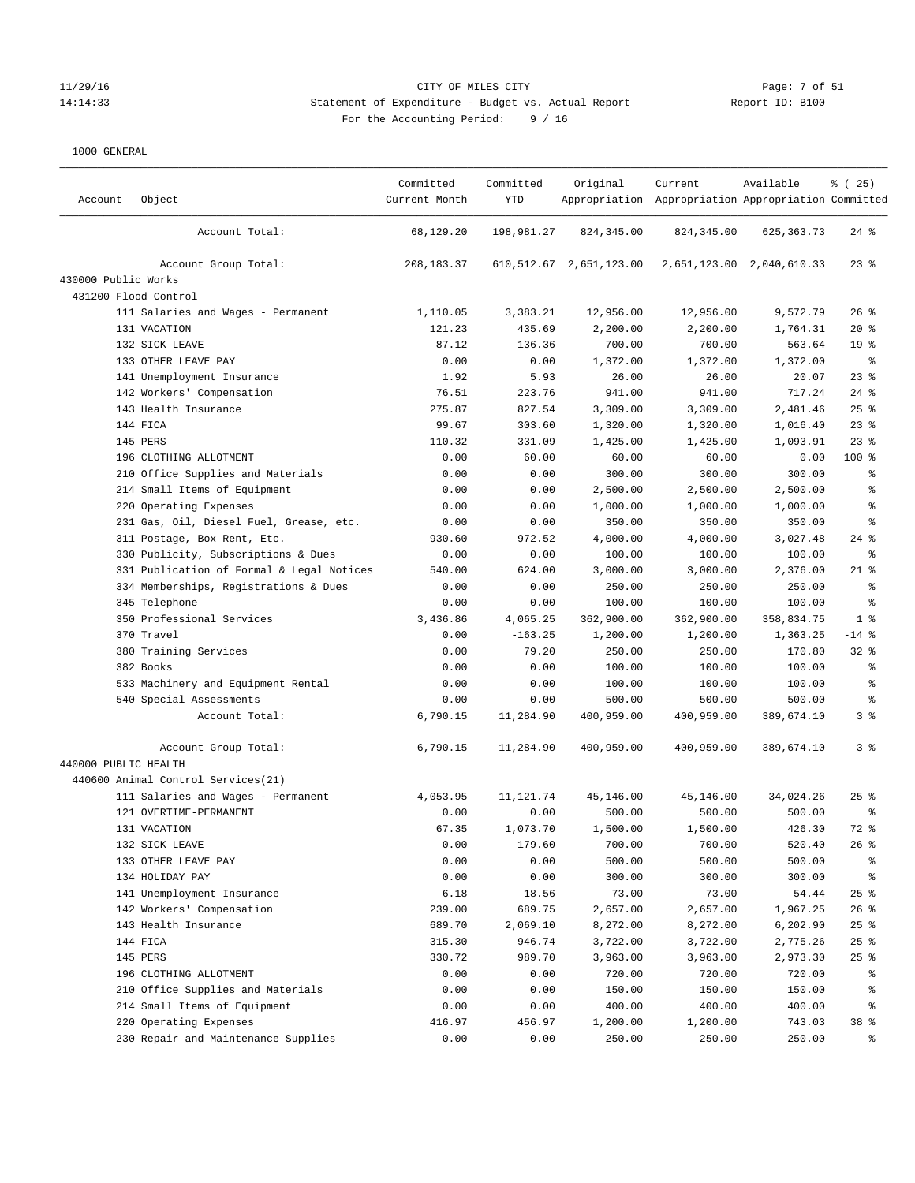CITY OF MILES CITY

Statement of Expenditure - Budget vs. Actual Report

For the Accounting Period: 9 / 16

1000 GENERAL

| Account | Object | Committed Current Month | Committed YTD | Original Appropriation | Current Appropriation | Available Appropriation | % ( 25) Committed |
|---|---|---|---|---|---|---|---|
| | Account Total: | 68,129.20 | 198,981.27 | 824,345.00 | 824,345.00 | 625,363.73 | 24 % |
| | Account Group Total: | 208,183.37 | 610,512.67 | 2,651,123.00 | 2,651,123.00 | 2,040,610.33 | 23 % |
| 430000 Public Works | | | | | | | |
| 431200 Flood Control | | | | | | | |
| | 111 Salaries and Wages - Permanent | 1,110.05 | 3,383.21 | 12,956.00 | 12,956.00 | 9,572.79 | 26 % |
| | 131 VACATION | 121.23 | 435.69 | 2,200.00 | 2,200.00 | 1,764.31 | 20 % |
| | 132 SICK LEAVE | 87.12 | 136.36 | 700.00 | 700.00 | 563.64 | 19 % |
| | 133 OTHER LEAVE PAY | 0.00 | 0.00 | 1,372.00 | 1,372.00 | 1,372.00 | % |
| | 141 Unemployment Insurance | 1.92 | 5.93 | 26.00 | 26.00 | 20.07 | 23 % |
| | 142 Workers' Compensation | 76.51 | 223.76 | 941.00 | 941.00 | 717.24 | 24 % |
| | 143 Health Insurance | 275.87 | 827.54 | 3,309.00 | 3,309.00 | 2,481.46 | 25 % |
| | 144 FICA | 99.67 | 303.60 | 1,320.00 | 1,320.00 | 1,016.40 | 23 % |
| | 145 PERS | 110.32 | 331.09 | 1,425.00 | 1,425.00 | 1,093.91 | 23 % |
| | 196 CLOTHING ALLOTMENT | 0.00 | 60.00 | 60.00 | 60.00 | 0.00 | 100 % |
| | 210 Office Supplies and Materials | 0.00 | 0.00 | 300.00 | 300.00 | 300.00 | % |
| | 214 Small Items of Equipment | 0.00 | 0.00 | 2,500.00 | 2,500.00 | 2,500.00 | % |
| | 220 Operating Expenses | 0.00 | 0.00 | 1,000.00 | 1,000.00 | 1,000.00 | % |
| | 231 Gas, Oil, Diesel Fuel, Grease, etc. | 0.00 | 0.00 | 350.00 | 350.00 | 350.00 | % |
| | 311 Postage, Box Rent, Etc. | 930.60 | 972.52 | 4,000.00 | 4,000.00 | 3,027.48 | 24 % |
| | 330 Publicity, Subscriptions & Dues | 0.00 | 0.00 | 100.00 | 100.00 | 100.00 | % |
| | 331 Publication of Formal & Legal Notices | 540.00 | 624.00 | 3,000.00 | 3,000.00 | 2,376.00 | 21 % |
| | 334 Memberships, Registrations & Dues | 0.00 | 0.00 | 250.00 | 250.00 | 250.00 | % |
| | 345 Telephone | 0.00 | 0.00 | 100.00 | 100.00 | 100.00 | % |
| | 350 Professional Services | 3,436.86 | 4,065.25 | 362,900.00 | 362,900.00 | 358,834.75 | 1 % |
| | 370 Travel | 0.00 | -163.25 | 1,200.00 | 1,200.00 | 1,363.25 | -14 % |
| | 380 Training Services | 0.00 | 79.20 | 250.00 | 250.00 | 170.80 | 32 % |
| | 382 Books | 0.00 | 0.00 | 100.00 | 100.00 | 100.00 | % |
| | 533 Machinery and Equipment Rental | 0.00 | 0.00 | 100.00 | 100.00 | 100.00 | % |
| | 540 Special Assessments | 0.00 | 0.00 | 500.00 | 500.00 | 500.00 | % |
| | Account Total: | 6,790.15 | 11,284.90 | 400,959.00 | 400,959.00 | 389,674.10 | 3 % |
| | Account Group Total: | 6,790.15 | 11,284.90 | 400,959.00 | 400,959.00 | 389,674.10 | 3 % |
| 440000 PUBLIC HEALTH | | | | | | | |
| 440600 Animal Control Services(21) | | | | | | | |
| | 111 Salaries and Wages - Permanent | 4,053.95 | 11,121.74 | 45,146.00 | 45,146.00 | 34,024.26 | 25 % |
| | 121 OVERTIME-PERMANENT | 0.00 | 0.00 | 500.00 | 500.00 | 500.00 | % |
| | 131 VACATION | 67.35 | 1,073.70 | 1,500.00 | 1,500.00 | 426.30 | 72 % |
| | 132 SICK LEAVE | 0.00 | 179.60 | 700.00 | 700.00 | 520.40 | 26 % |
| | 133 OTHER LEAVE PAY | 0.00 | 0.00 | 500.00 | 500.00 | 500.00 | % |
| | 134 HOLIDAY PAY | 0.00 | 0.00 | 300.00 | 300.00 | 300.00 | % |
| | 141 Unemployment Insurance | 6.18 | 18.56 | 73.00 | 73.00 | 54.44 | 25 % |
| | 142 Workers' Compensation | 239.00 | 689.75 | 2,657.00 | 2,657.00 | 1,967.25 | 26 % |
| | 143 Health Insurance | 689.70 | 2,069.10 | 8,272.00 | 8,272.00 | 6,202.90 | 25 % |
| | 144 FICA | 315.30 | 946.74 | 3,722.00 | 3,722.00 | 2,775.26 | 25 % |
| | 145 PERS | 330.72 | 989.70 | 3,963.00 | 3,963.00 | 2,973.30 | 25 % |
| | 196 CLOTHING ALLOTMENT | 0.00 | 0.00 | 720.00 | 720.00 | 720.00 | % |
| | 210 Office Supplies and Materials | 0.00 | 0.00 | 150.00 | 150.00 | 150.00 | % |
| | 214 Small Items of Equipment | 0.00 | 0.00 | 400.00 | 400.00 | 400.00 | % |
| | 220 Operating Expenses | 416.97 | 456.97 | 1,200.00 | 1,200.00 | 743.03 | 38 % |
| | 230 Repair and Maintenance Supplies | 0.00 | 0.00 | 250.00 | 250.00 | 250.00 | % |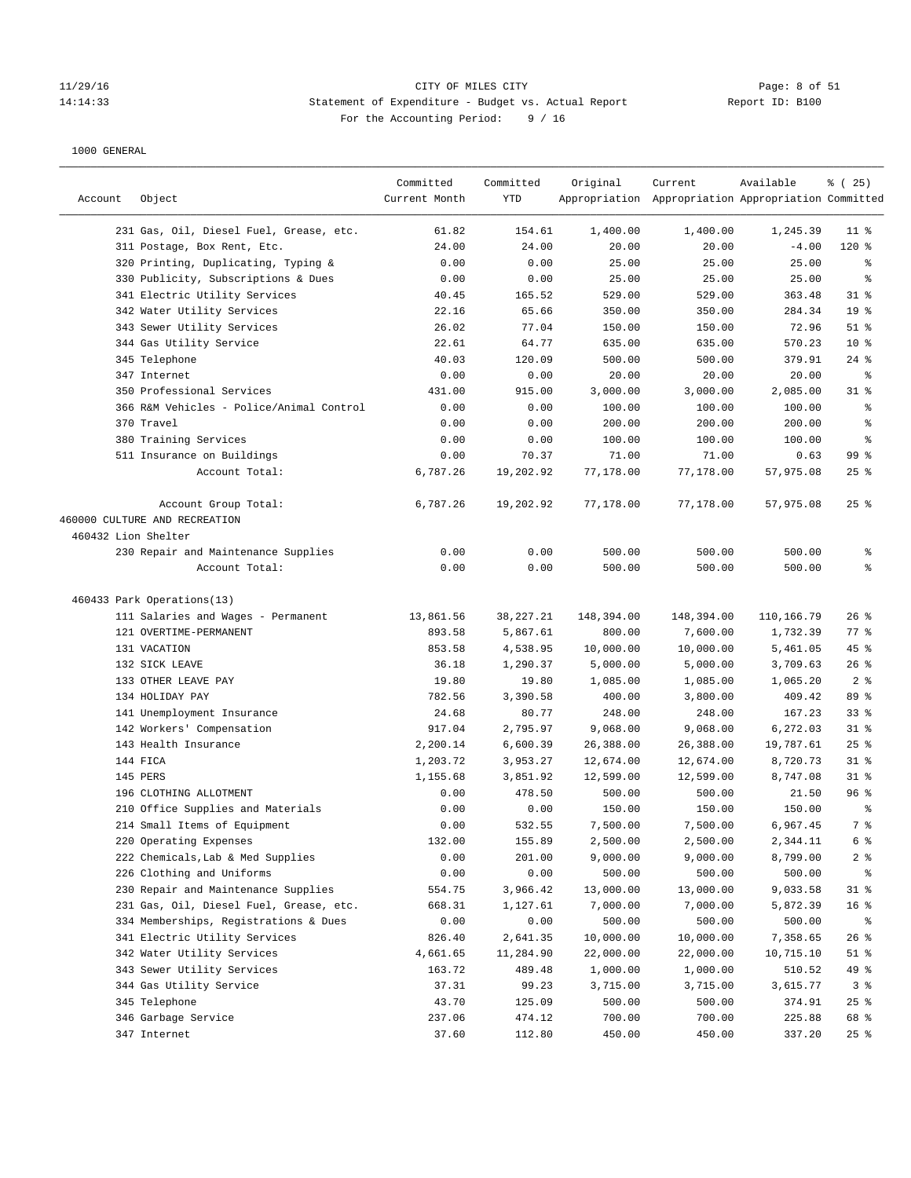CITY OF MILES CITY
Statement of Expenditure - Budget vs. Actual Report
For the Accounting Period: 9 / 16

1000 GENERAL

| Account | Object | Committed Current Month | Committed YTD | Original Appropriation | Current Appropriation | Available Appropriation | % ( 25) Committed |
|---|---|---|---|---|---|---|---|
| | 231 Gas, Oil, Diesel Fuel, Grease, etc. | 61.82 | 154.61 | 1,400.00 | 1,400.00 | 1,245.39 | 11 % |
| | 311 Postage, Box Rent, Etc. | 24.00 | 24.00 | 20.00 | 20.00 | -4.00 | 120 % |
| | 320 Printing, Duplicating, Typing & | 0.00 | 0.00 | 25.00 | 25.00 | 25.00 | % |
| | 330 Publicity, Subscriptions & Dues | 0.00 | 0.00 | 25.00 | 25.00 | 25.00 | % |
| | 341 Electric Utility Services | 40.45 | 165.52 | 529.00 | 529.00 | 363.48 | 31 % |
| | 342 Water Utility Services | 22.16 | 65.66 | 350.00 | 350.00 | 284.34 | 19 % |
| | 343 Sewer Utility Services | 26.02 | 77.04 | 150.00 | 150.00 | 72.96 | 51 % |
| | 344 Gas Utility Service | 22.61 | 64.77 | 635.00 | 635.00 | 570.23 | 10 % |
| | 345 Telephone | 40.03 | 120.09 | 500.00 | 500.00 | 379.91 | 24 % |
| | 347 Internet | 0.00 | 0.00 | 20.00 | 20.00 | 20.00 | % |
| | 350 Professional Services | 431.00 | 915.00 | 3,000.00 | 3,000.00 | 2,085.00 | 31 % |
| | 366 R&M Vehicles - Police/Animal Control | 0.00 | 0.00 | 100.00 | 100.00 | 100.00 | % |
| | 370 Travel | 0.00 | 0.00 | 200.00 | 200.00 | 200.00 | % |
| | 380 Training Services | 0.00 | 0.00 | 100.00 | 100.00 | 100.00 | % |
| | 511 Insurance on Buildings | 0.00 | 70.37 | 71.00 | 71.00 | 0.63 | 99 % |
| | Account Total: | 6,787.26 | 19,202.92 | 77,178.00 | 77,178.00 | 57,975.08 | 25 % |
| | Account Group Total: | 6,787.26 | 19,202.92 | 77,178.00 | 77,178.00 | 57,975.08 | 25 % |
| 460000 CULTURE AND RECREATION | | | | | | | |
| 460432 Lion Shelter | | | | | | | |
| | 230 Repair and Maintenance Supplies | 0.00 | 0.00 | 500.00 | 500.00 | 500.00 | % |
| | Account Total: | 0.00 | 0.00 | 500.00 | 500.00 | 500.00 | % |
| 460433 Park Operations(13) | | | | | | | |
| | 111 Salaries and Wages - Permanent | 13,861.56 | 38,227.21 | 148,394.00 | 148,394.00 | 110,166.79 | 26 % |
| | 121 OVERTIME-PERMANENT | 893.58 | 5,867.61 | 800.00 | 7,600.00 | 1,732.39 | 77 % |
| | 131 VACATION | 853.58 | 4,538.95 | 10,000.00 | 10,000.00 | 5,461.05 | 45 % |
| | 132 SICK LEAVE | 36.18 | 1,290.37 | 5,000.00 | 5,000.00 | 3,709.63 | 26 % |
| | 133 OTHER LEAVE PAY | 19.80 | 19.80 | 1,085.00 | 1,085.00 | 1,065.20 | 2 % |
| | 134 HOLIDAY PAY | 782.56 | 3,390.58 | 400.00 | 3,800.00 | 409.42 | 89 % |
| | 141 Unemployment Insurance | 24.68 | 80.77 | 248.00 | 248.00 | 167.23 | 33 % |
| | 142 Workers' Compensation | 917.04 | 2,795.97 | 9,068.00 | 9,068.00 | 6,272.03 | 31 % |
| | 143 Health Insurance | 2,200.14 | 6,600.39 | 26,388.00 | 26,388.00 | 19,787.61 | 25 % |
| | 144 FICA | 1,203.72 | 3,953.27 | 12,674.00 | 12,674.00 | 8,720.73 | 31 % |
| | 145 PERS | 1,155.68 | 3,851.92 | 12,599.00 | 12,599.00 | 8,747.08 | 31 % |
| | 196 CLOTHING ALLOTMENT | 0.00 | 478.50 | 500.00 | 500.00 | 21.50 | 96 % |
| | 210 Office Supplies and Materials | 0.00 | 0.00 | 150.00 | 150.00 | 150.00 | % |
| | 214 Small Items of Equipment | 0.00 | 532.55 | 7,500.00 | 7,500.00 | 6,967.45 | 7 % |
| | 220 Operating Expenses | 132.00 | 155.89 | 2,500.00 | 2,500.00 | 2,344.11 | 6 % |
| | 222 Chemicals,Lab & Med Supplies | 0.00 | 201.00 | 9,000.00 | 9,000.00 | 8,799.00 | 2 % |
| | 226 Clothing and Uniforms | 0.00 | 0.00 | 500.00 | 500.00 | 500.00 | % |
| | 230 Repair and Maintenance Supplies | 554.75 | 3,966.42 | 13,000.00 | 13,000.00 | 9,033.58 | 31 % |
| | 231 Gas, Oil, Diesel Fuel, Grease, etc. | 668.31 | 1,127.61 | 7,000.00 | 7,000.00 | 5,872.39 | 16 % |
| | 334 Memberships, Registrations & Dues | 0.00 | 0.00 | 500.00 | 500.00 | 500.00 | % |
| | 341 Electric Utility Services | 826.40 | 2,641.35 | 10,000.00 | 10,000.00 | 7,358.65 | 26 % |
| | 342 Water Utility Services | 4,661.65 | 11,284.90 | 22,000.00 | 22,000.00 | 10,715.10 | 51 % |
| | 343 Sewer Utility Services | 163.72 | 489.48 | 1,000.00 | 1,000.00 | 510.52 | 49 % |
| | 344 Gas Utility Service | 37.31 | 99.23 | 3,715.00 | 3,715.00 | 3,615.77 | 3 % |
| | 345 Telephone | 43.70 | 125.09 | 500.00 | 500.00 | 374.91 | 25 % |
| | 346 Garbage Service | 237.06 | 474.12 | 700.00 | 700.00 | 225.88 | 68 % |
| | 347 Internet | 37.60 | 112.80 | 450.00 | 450.00 | 337.20 | 25 % |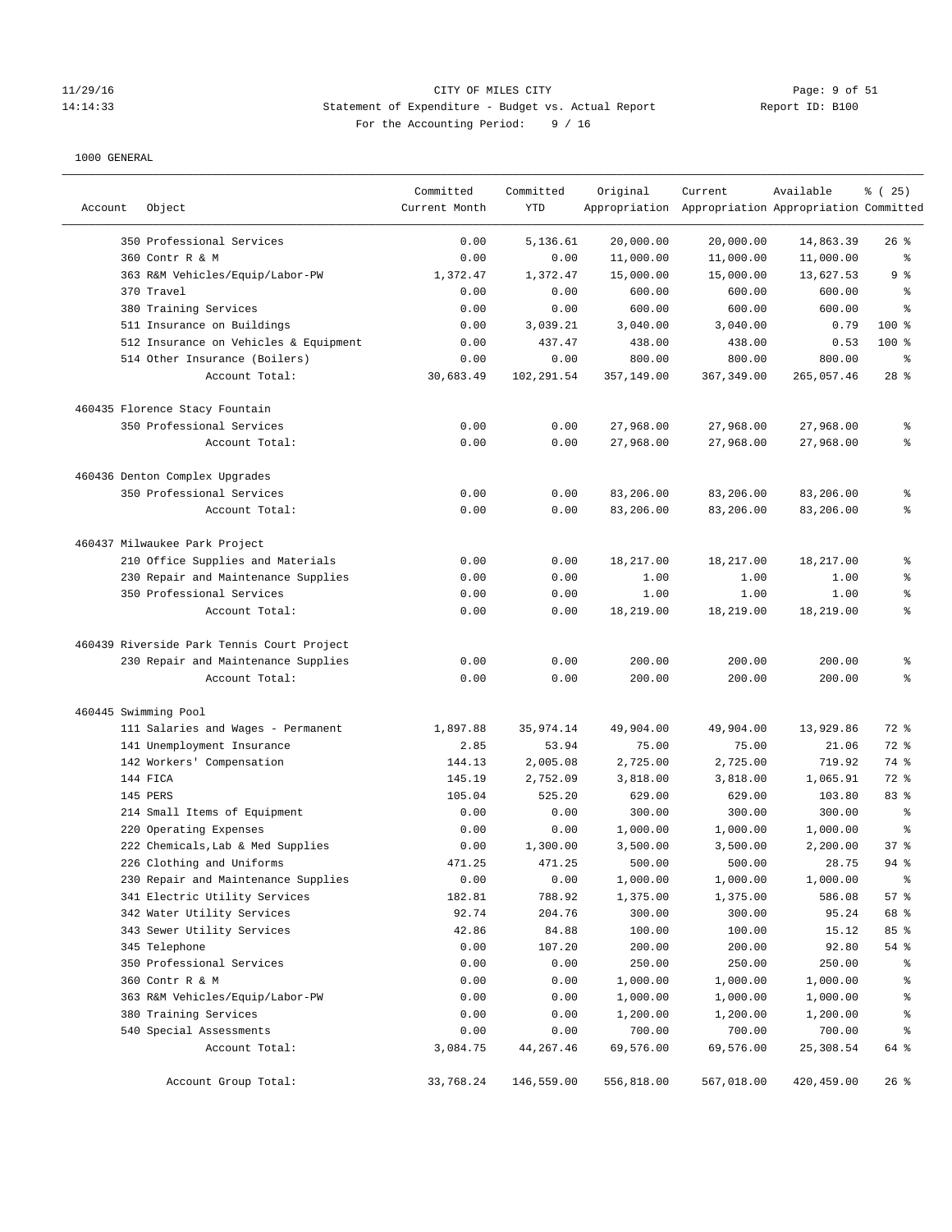CITY OF MILES CITY
Statement of Expenditure - Budget vs. Actual Report
For the Accounting Period: 9 / 16

11/29/16 14:14:33 — Report ID: B100

1000 GENERAL

| Account | Object | Committed Current Month | Committed YTD | Original Appropriation | Current Appropriation | Available Appropriation | % ( 25) Committed |
|---|---|---|---|---|---|---|---|
| | 350 Professional Services | 0.00 | 5,136.61 | 20,000.00 | 20,000.00 | 14,863.39 | 26 % |
| | 360 Contr R & M | 0.00 | 0.00 | 11,000.00 | 11,000.00 | 11,000.00 | % |
| | 363 R&M Vehicles/Equip/Labor-PW | 1,372.47 | 1,372.47 | 15,000.00 | 15,000.00 | 13,627.53 | 9 % |
| | 370 Travel | 0.00 | 0.00 | 600.00 | 600.00 | 600.00 | % |
| | 380 Training Services | 0.00 | 0.00 | 600.00 | 600.00 | 600.00 | % |
| | 511 Insurance on Buildings | 0.00 | 3,039.21 | 3,040.00 | 3,040.00 | 0.79 | 100 % |
| | 512 Insurance on Vehicles & Equipment | 0.00 | 437.47 | 438.00 | 438.00 | 0.53 | 100 % |
| | 514 Other Insurance (Boilers) | 0.00 | 0.00 | 800.00 | 800.00 | 800.00 | % |
| | Account Total: | 30,683.49 | 102,291.54 | 357,149.00 | 367,349.00 | 265,057.46 | 28 % |
| 460435 | Florence Stacy Fountain | | | | | | |
| | 350 Professional Services | 0.00 | 0.00 | 27,968.00 | 27,968.00 | 27,968.00 | % |
| | Account Total: | 0.00 | 0.00 | 27,968.00 | 27,968.00 | 27,968.00 | % |
| 460436 | Denton Complex Upgrades | | | | | | |
| | 350 Professional Services | 0.00 | 0.00 | 83,206.00 | 83,206.00 | 83,206.00 | % |
| | Account Total: | 0.00 | 0.00 | 83,206.00 | 83,206.00 | 83,206.00 | % |
| 460437 | Milwaukee Park Project | | | | | | |
| | 210 Office Supplies and Materials | 0.00 | 0.00 | 18,217.00 | 18,217.00 | 18,217.00 | % |
| | 230 Repair and Maintenance Supplies | 0.00 | 0.00 | 1.00 | 1.00 | 1.00 | % |
| | 350 Professional Services | 0.00 | 0.00 | 1.00 | 1.00 | 1.00 | % |
| | Account Total: | 0.00 | 0.00 | 18,219.00 | 18,219.00 | 18,219.00 | % |
| 460439 | Riverside Park Tennis Court Project | | | | | | |
| | 230 Repair and Maintenance Supplies | 0.00 | 0.00 | 200.00 | 200.00 | 200.00 | % |
| | Account Total: | 0.00 | 0.00 | 200.00 | 200.00 | 200.00 | % |
| 460445 | Swimming Pool | | | | | | |
| | 111 Salaries and Wages - Permanent | 1,897.88 | 35,974.14 | 49,904.00 | 49,904.00 | 13,929.86 | 72 % |
| | 141 Unemployment Insurance | 2.85 | 53.94 | 75.00 | 75.00 | 21.06 | 72 % |
| | 142 Workers' Compensation | 144.13 | 2,005.08 | 2,725.00 | 2,725.00 | 719.92 | 74 % |
| | 144 FICA | 145.19 | 2,752.09 | 3,818.00 | 3,818.00 | 1,065.91 | 72 % |
| | 145 PERS | 105.04 | 525.20 | 629.00 | 629.00 | 103.80 | 83 % |
| | 214 Small Items of Equipment | 0.00 | 0.00 | 300.00 | 300.00 | 300.00 | % |
| | 220 Operating Expenses | 0.00 | 0.00 | 1,000.00 | 1,000.00 | 1,000.00 | % |
| | 222 Chemicals,Lab & Med Supplies | 0.00 | 1,300.00 | 3,500.00 | 3,500.00 | 2,200.00 | 37 % |
| | 226 Clothing and Uniforms | 471.25 | 471.25 | 500.00 | 500.00 | 28.75 | 94 % |
| | 230 Repair and Maintenance Supplies | 0.00 | 0.00 | 1,000.00 | 1,000.00 | 1,000.00 | % |
| | 341 Electric Utility Services | 182.81 | 788.92 | 1,375.00 | 1,375.00 | 586.08 | 57 % |
| | 342 Water Utility Services | 92.74 | 204.76 | 300.00 | 300.00 | 95.24 | 68 % |
| | 343 Sewer Utility Services | 42.86 | 84.88 | 100.00 | 100.00 | 15.12 | 85 % |
| | 345 Telephone | 0.00 | 107.20 | 200.00 | 200.00 | 92.80 | 54 % |
| | 350 Professional Services | 0.00 | 0.00 | 250.00 | 250.00 | 250.00 | % |
| | 360 Contr R & M | 0.00 | 0.00 | 1,000.00 | 1,000.00 | 1,000.00 | % |
| | 363 R&M Vehicles/Equip/Labor-PW | 0.00 | 0.00 | 1,000.00 | 1,000.00 | 1,000.00 | % |
| | 380 Training Services | 0.00 | 0.00 | 1,200.00 | 1,200.00 | 1,200.00 | % |
| | 540 Special Assessments | 0.00 | 0.00 | 700.00 | 700.00 | 700.00 | % |
| | Account Total: | 3,084.75 | 44,267.46 | 69,576.00 | 69,576.00 | 25,308.54 | 64 % |
| | Account Group Total: | 33,768.24 | 146,559.00 | 556,818.00 | 567,018.00 | 420,459.00 | 26 % |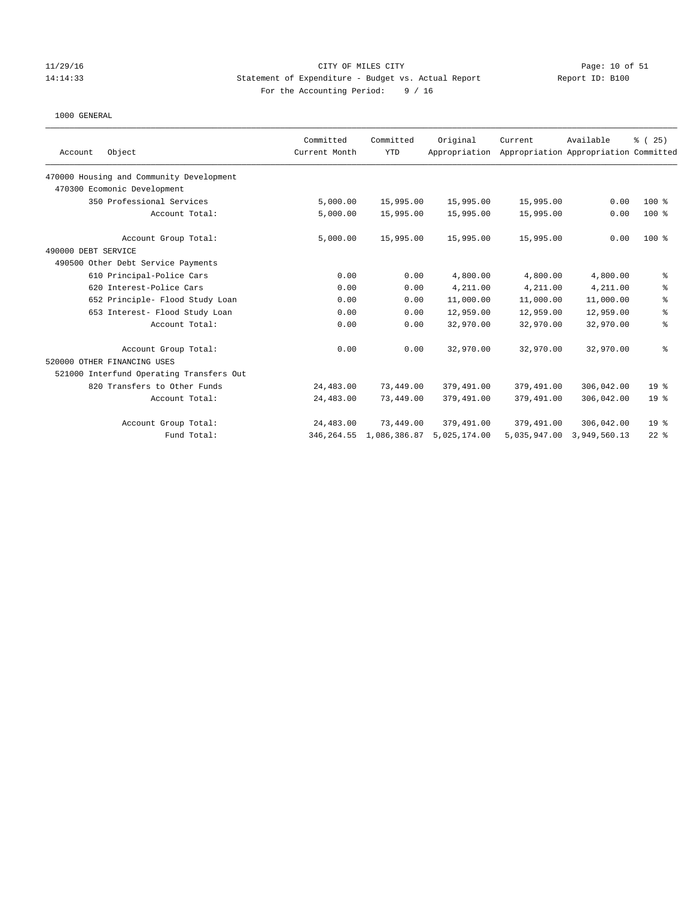CITY OF MILES CITY
Statement of Expenditure - Budget vs. Actual Report
For the Accounting Period: 9 / 16

11/29/16
14:14:33

Report ID: B100

1000 GENERAL

| Account Object | Committed Current Month | Committed YTD | Original Appropriation | Current Appropriation | Available Appropriation | % ( 25) Committed |
|---|---|---|---|---|---|---|
| 470000 Housing and Community Development | | | | | | |
| 470300 Ecomonic Development | | | | | | |
| 350 Professional Services | 5,000.00 | 15,995.00 | 15,995.00 | 15,995.00 | 0.00 | 100 % |
| Account Total: | 5,000.00 | 15,995.00 | 15,995.00 | 15,995.00 | 0.00 | 100 % |
| Account Group Total: | 5,000.00 | 15,995.00 | 15,995.00 | 15,995.00 | 0.00 | 100 % |
| 490000 DEBT SERVICE | | | | | | |
| 490500 Other Debt Service Payments | | | | | | |
| 610 Principal-Police Cars | 0.00 | 0.00 | 4,800.00 | 4,800.00 | 4,800.00 | % |
| 620 Interest-Police Cars | 0.00 | 0.00 | 4,211.00 | 4,211.00 | 4,211.00 | % |
| 652 Principle- Flood Study Loan | 0.00 | 0.00 | 11,000.00 | 11,000.00 | 11,000.00 | % |
| 653 Interest- Flood Study Loan | 0.00 | 0.00 | 12,959.00 | 12,959.00 | 12,959.00 | % |
| Account Total: | 0.00 | 0.00 | 32,970.00 | 32,970.00 | 32,970.00 | % |
| Account Group Total: | 0.00 | 0.00 | 32,970.00 | 32,970.00 | 32,970.00 | % |
| 520000 OTHER FINANCING USES | | | | | | |
| 521000 Interfund Operating Transfers Out | | | | | | |
| 820 Transfers to Other Funds | 24,483.00 | 73,449.00 | 379,491.00 | 379,491.00 | 306,042.00 | 19 % |
| Account Total: | 24,483.00 | 73,449.00 | 379,491.00 | 379,491.00 | 306,042.00 | 19 % |
| Account Group Total: | 24,483.00 | 73,449.00 | 379,491.00 | 379,491.00 | 306,042.00 | 19 % |
| Fund Total: | 346,264.55 | 1,086,386.87 | 5,025,174.00 | 5,035,947.00 | 3,949,560.13 | 22 % |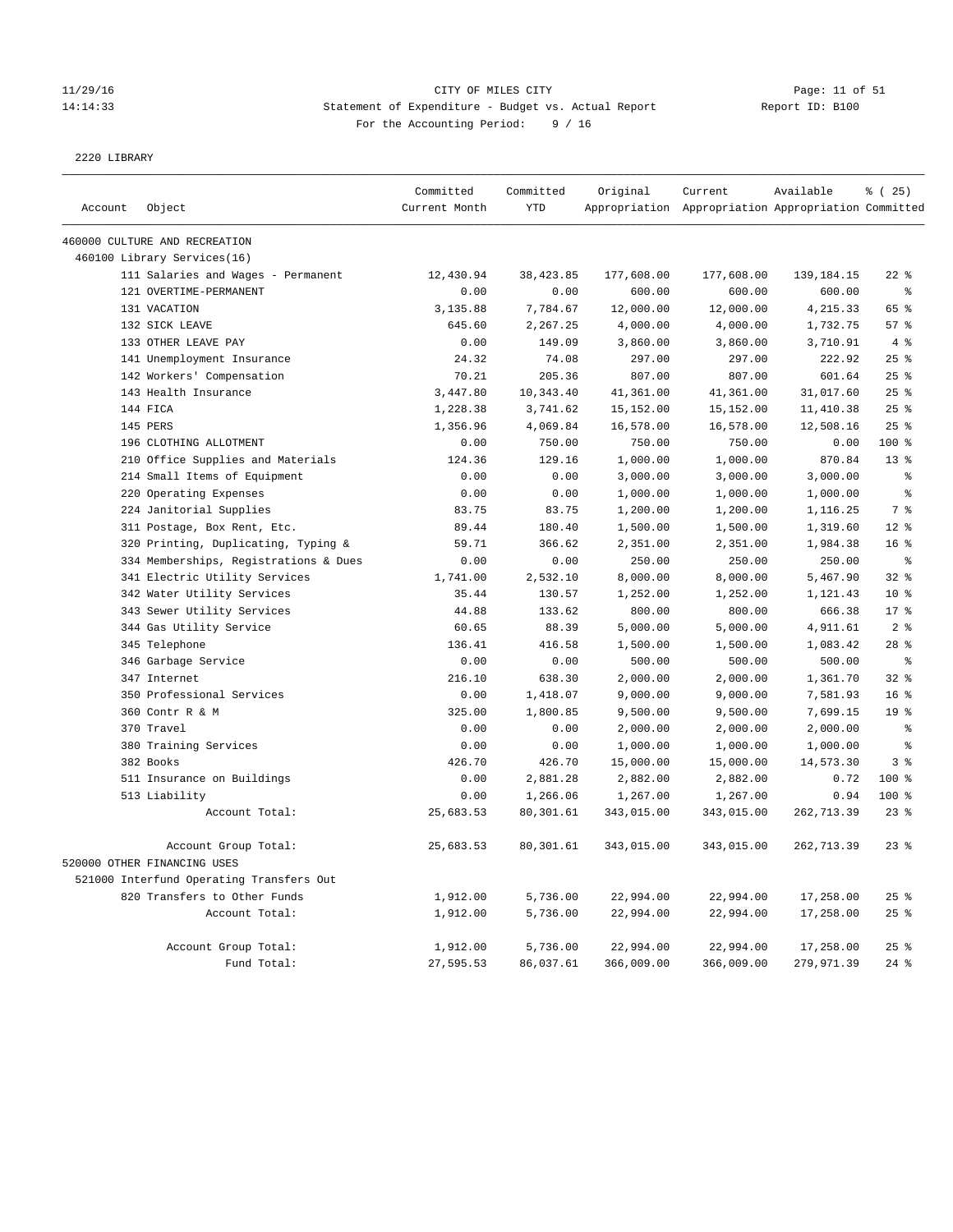CITY OF MILES CITY

Statement of Expenditure - Budget vs. Actual Report

For the Accounting Period: 9 / 16

2220 LIBRARY

| Account | Object | Committed Current Month | Committed YTD | Original Appropriation | Current Appropriation | Available Appropriation | % ( 25) Committed |
|---|---|---|---|---|---|---|---|
| 460000 CULTURE AND RECREATION | | | | | | | |
| 460100 Library Services(16) | | | | | | | |
| 111 | Salaries and Wages - Permanent | 12,430.94 | 38,423.85 | 177,608.00 | 177,608.00 | 139,184.15 | 22 % |
| 121 | OVERTIME-PERMANENT | 0.00 | 0.00 | 600.00 | 600.00 | 600.00 | % |
| 131 | VACATION | 3,135.88 | 7,784.67 | 12,000.00 | 12,000.00 | 4,215.33 | 65 % |
| 132 | SICK LEAVE | 645.60 | 2,267.25 | 4,000.00 | 4,000.00 | 1,732.75 | 57 % |
| 133 | OTHER LEAVE PAY | 0.00 | 149.09 | 3,860.00 | 3,860.00 | 3,710.91 | 4 % |
| 141 | Unemployment Insurance | 24.32 | 74.08 | 297.00 | 297.00 | 222.92 | 25 % |
| 142 | Workers' Compensation | 70.21 | 205.36 | 807.00 | 807.00 | 601.64 | 25 % |
| 143 | Health Insurance | 3,447.80 | 10,343.40 | 41,361.00 | 41,361.00 | 31,017.60 | 25 % |
| 144 | FICA | 1,228.38 | 3,741.62 | 15,152.00 | 15,152.00 | 11,410.38 | 25 % |
| 145 | PERS | 1,356.96 | 4,069.84 | 16,578.00 | 16,578.00 | 12,508.16 | 25 % |
| 196 | CLOTHING ALLOTMENT | 0.00 | 750.00 | 750.00 | 750.00 | 0.00 | 100 % |
| 210 | Office Supplies and Materials | 124.36 | 129.16 | 1,000.00 | 1,000.00 | 870.84 | 13 % |
| 214 | Small Items of Equipment | 0.00 | 0.00 | 3,000.00 | 3,000.00 | 3,000.00 | % |
| 220 | Operating Expenses | 0.00 | 0.00 | 1,000.00 | 1,000.00 | 1,000.00 | % |
| 224 | Janitorial Supplies | 83.75 | 83.75 | 1,200.00 | 1,200.00 | 1,116.25 | 7 % |
| 311 | Postage, Box Rent, Etc. | 89.44 | 180.40 | 1,500.00 | 1,500.00 | 1,319.60 | 12 % |
| 320 | Printing, Duplicating, Typing & | 59.71 | 366.62 | 2,351.00 | 2,351.00 | 1,984.38 | 16 % |
| 334 | Memberships, Registrations & Dues | 0.00 | 0.00 | 250.00 | 250.00 | 250.00 | % |
| 341 | Electric Utility Services | 1,741.00 | 2,532.10 | 8,000.00 | 8,000.00 | 5,467.90 | 32 % |
| 342 | Water Utility Services | 35.44 | 130.57 | 1,252.00 | 1,252.00 | 1,121.43 | 10 % |
| 343 | Sewer Utility Services | 44.88 | 133.62 | 800.00 | 800.00 | 666.38 | 17 % |
| 344 | Gas Utility Service | 60.65 | 88.39 | 5,000.00 | 5,000.00 | 4,911.61 | 2 % |
| 345 | Telephone | 136.41 | 416.58 | 1,500.00 | 1,500.00 | 1,083.42 | 28 % |
| 346 | Garbage Service | 0.00 | 0.00 | 500.00 | 500.00 | 500.00 | % |
| 347 | Internet | 216.10 | 638.30 | 2,000.00 | 2,000.00 | 1,361.70 | 32 % |
| 350 | Professional Services | 0.00 | 1,418.07 | 9,000.00 | 9,000.00 | 7,581.93 | 16 % |
| 360 | Contr R & M | 325.00 | 1,800.85 | 9,500.00 | 9,500.00 | 7,699.15 | 19 % |
| 370 | Travel | 0.00 | 0.00 | 2,000.00 | 2,000.00 | 2,000.00 | % |
| 380 | Training Services | 0.00 | 0.00 | 1,000.00 | 1,000.00 | 1,000.00 | % |
| 382 | Books | 426.70 | 426.70 | 15,000.00 | 15,000.00 | 14,573.30 | 3 % |
| 511 | Insurance on Buildings | 0.00 | 2,881.28 | 2,882.00 | 2,882.00 | 0.72 | 100 % |
| 513 | Liability | 0.00 | 1,266.06 | 1,267.00 | 1,267.00 | 0.94 | 100 % |
| | Account Total: | 25,683.53 | 80,301.61 | 343,015.00 | 343,015.00 | 262,713.39 | 23 % |
| | Account Group Total: | 25,683.53 | 80,301.61 | 343,015.00 | 343,015.00 | 262,713.39 | 23 % |
| 520000 OTHER FINANCING USES | | | | | | | |
| 521000 Interfund Operating Transfers Out | | | | | | | |
| 820 | Transfers to Other Funds | 1,912.00 | 5,736.00 | 22,994.00 | 22,994.00 | 17,258.00 | 25 % |
| | Account Total: | 1,912.00 | 5,736.00 | 22,994.00 | 22,994.00 | 17,258.00 | 25 % |
| | Account Group Total: | 1,912.00 | 5,736.00 | 22,994.00 | 22,994.00 | 17,258.00 | 25 % |
| | Fund Total: | 27,595.53 | 86,037.61 | 366,009.00 | 366,009.00 | 279,971.39 | 24 % |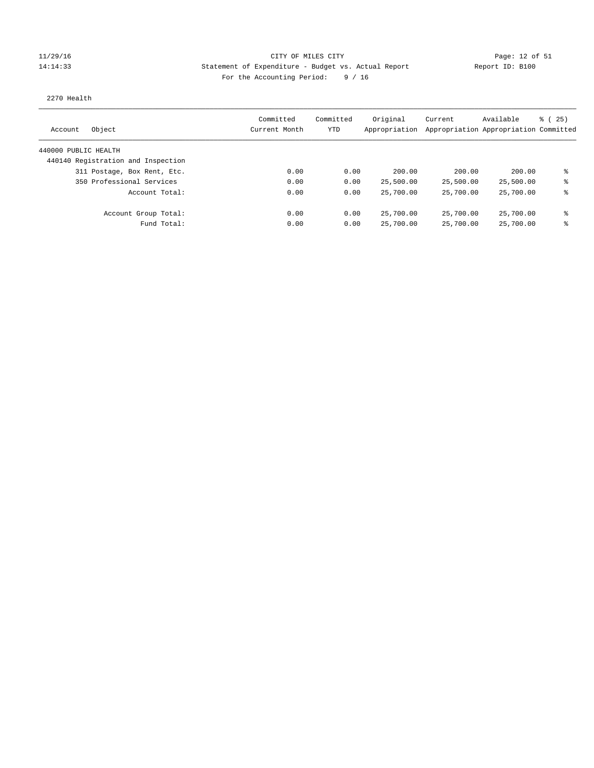CITY OF MILES CITY

Statement of Expenditure - Budget vs. Actual Report

11/29/16 14:14:33

Report ID: B100

For the Accounting Period: 9 / 16

2270 Health

| Account Object | Committed Current Month | Committed YTD | Original Appropriation | Current Appropriation | Available Appropriation | % ( 25) Committed |
|---|---|---|---|---|---|---|
| 440000 PUBLIC HEALTH | | | | | | |
| 440140 Registration and Inspection | | | | | | |
| 311 Postage, Box Rent, Etc. | 0.00 | 0.00 | 200.00 | 200.00 | 200.00 | % |
| 350 Professional Services | 0.00 | 0.00 | 25,500.00 | 25,500.00 | 25,500.00 | % |
| Account Total: | 0.00 | 0.00 | 25,700.00 | 25,700.00 | 25,700.00 | % |
| Account Group Total: | 0.00 | 0.00 | 25,700.00 | 25,700.00 | 25,700.00 | % |
| Fund Total: | 0.00 | 0.00 | 25,700.00 | 25,700.00 | 25,700.00 | % |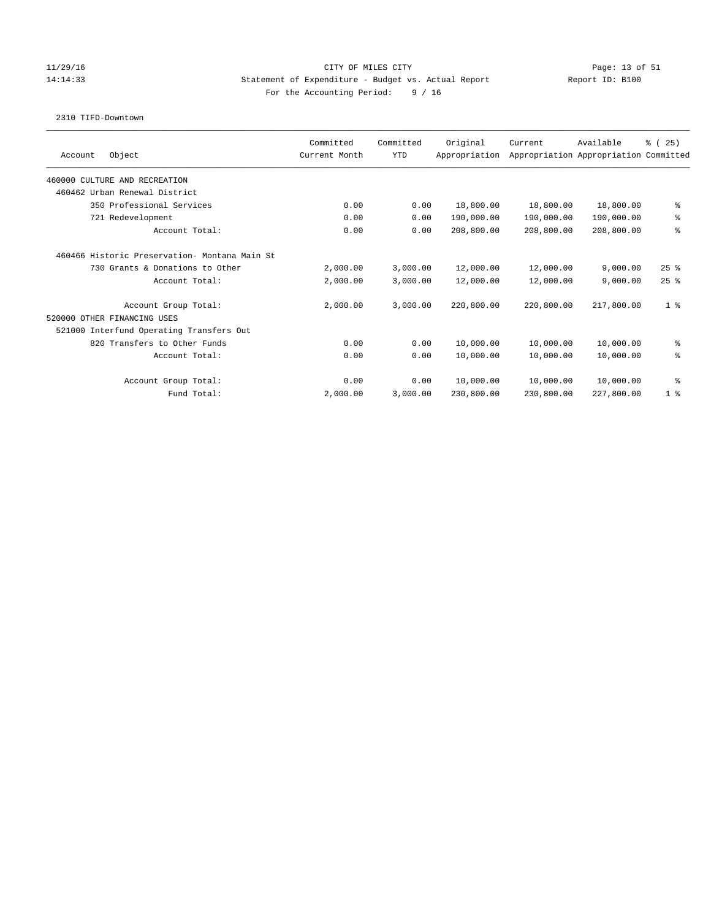CITY OF MILES CITY
Statement of Expenditure - Budget vs. Actual Report
For the Accounting Period: 9 / 16

11/29/16
14:14:33

Report ID: B100

2310 TIFD-Downtown

| Account Object | Committed Current Month | Committed YTD | Original Appropriation | Current Appropriation | Available Appropriation | % ( 25) Committed |
|---|---|---|---|---|---|---|
| 460000 CULTURE AND RECREATION | | | | | | |
| 460462 Urban Renewal District | | | | | | |
| 350 Professional Services | 0.00 | 0.00 | 18,800.00 | 18,800.00 | 18,800.00 | % |
| 721 Redevelopment | 0.00 | 0.00 | 190,000.00 | 190,000.00 | 190,000.00 | % |
| Account Total: | 0.00 | 0.00 | 208,800.00 | 208,800.00 | 208,800.00 | % |
| 460466 Historic Preservation- Montana Main St | | | | | | |
| 730 Grants & Donations to Other | 2,000.00 | 3,000.00 | 12,000.00 | 12,000.00 | 9,000.00 | 25 % |
| Account Total: | 2,000.00 | 3,000.00 | 12,000.00 | 12,000.00 | 9,000.00 | 25 % |
| Account Group Total: | 2,000.00 | 3,000.00 | 220,800.00 | 220,800.00 | 217,800.00 | 1 % |
| 520000 OTHER FINANCING USES | | | | | | |
| 521000 Interfund Operating Transfers Out | | | | | | |
| 820 Transfers to Other Funds | 0.00 | 0.00 | 10,000.00 | 10,000.00 | 10,000.00 | % |
| Account Total: | 0.00 | 0.00 | 10,000.00 | 10,000.00 | 10,000.00 | % |
| Account Group Total: | 0.00 | 0.00 | 10,000.00 | 10,000.00 | 10,000.00 | % |
| Fund Total: | 2,000.00 | 3,000.00 | 230,800.00 | 230,800.00 | 227,800.00 | 1 % |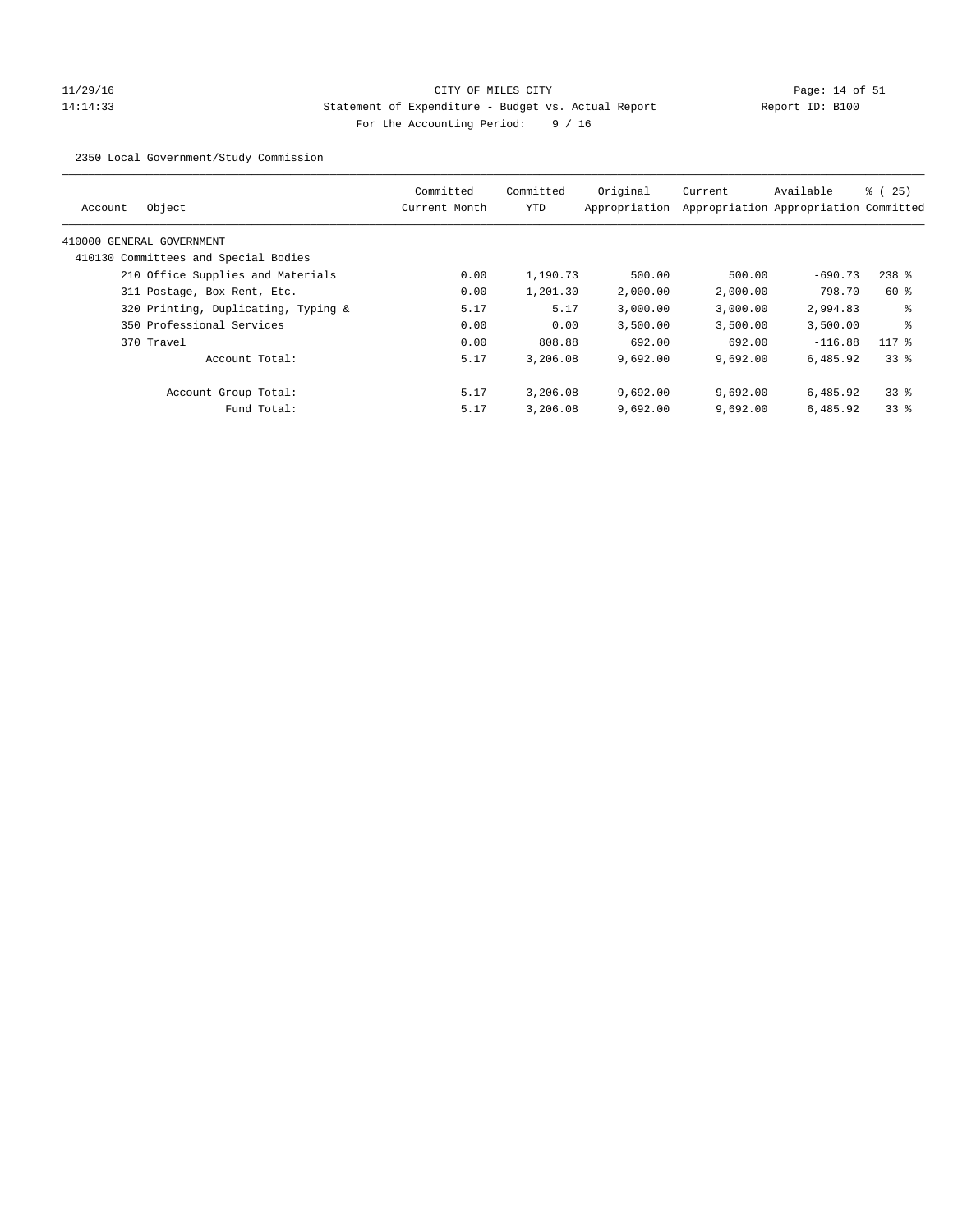CITY OF MILES CITY

Statement of Expenditure - Budget vs. Actual Report

For the Accounting Period: 9 / 16

11/29/16 14:14:33 | Report ID: B100

2350 Local Government/Study Commission

| Account | Object | Committed Current Month | Committed YTD | Original Appropriation | Current Appropriation | Available Appropriation | % ( 25) Committed |
|---|---|---|---|---|---|---|---|
| 410000 GENERAL GOVERNMENT | | | | | | | |
| 410130 Committees and Special Bodies | | | | | | | |
| | 210 Office Supplies and Materials | 0.00 | 1,190.73 | 500.00 | 500.00 | -690.73 | 238 % |
| | 311 Postage, Box Rent, Etc. | 0.00 | 1,201.30 | 2,000.00 | 2,000.00 | 798.70 | 60 % |
| | 320 Printing, Duplicating, Typing & | 5.17 | 5.17 | 3,000.00 | 3,000.00 | 2,994.83 | % |
| | 350 Professional Services | 0.00 | 0.00 | 3,500.00 | 3,500.00 | 3,500.00 | % |
| | 370 Travel | 0.00 | 808.88 | 692.00 | 692.00 | -116.88 | 117 % |
| | Account Total: | 5.17 | 3,206.08 | 9,692.00 | 9,692.00 | 6,485.92 | 33 % |
| | Account Group Total: | 5.17 | 3,206.08 | 9,692.00 | 9,692.00 | 6,485.92 | 33 % |
| | Fund Total: | 5.17 | 3,206.08 | 9,692.00 | 9,692.00 | 6,485.92 | 33 % |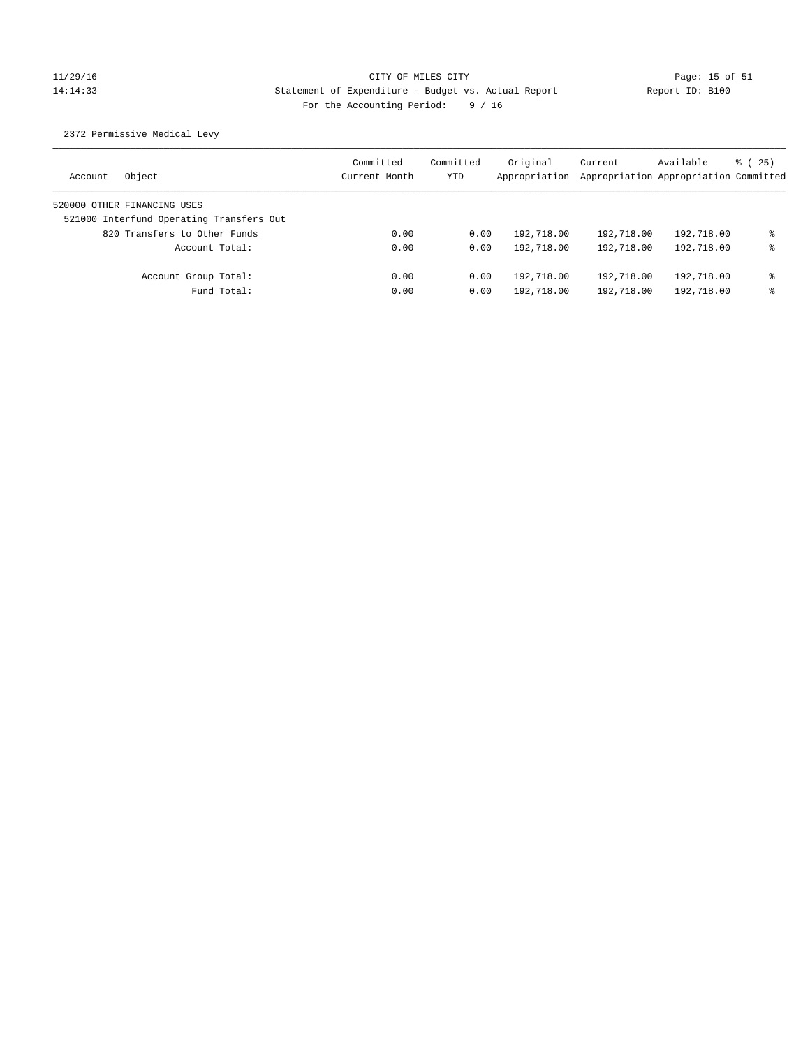CITY OF MILES CITY

Statement of Expenditure - Budget vs. Actual Report

For the Accounting Period: 9 / 16

2372 Permissive Medical Levy

| Account | Object | Committed Current Month | Committed YTD | Original Appropriation | Current Appropriation | Available Appropriation | % ( 25) Committed |
|---|---|---|---|---|---|---|---|
| 520000 OTHER FINANCING USES | | | | | | | |
| 521000 Interfund Operating Transfers Out | | | | | | | |
| | 820 Transfers to Other Funds | 0.00 | 0.00 | 192,718.00 | 192,718.00 | 192,718.00 | % |
| | Account Total: | 0.00 | 0.00 | 192,718.00 | 192,718.00 | 192,718.00 | % |
| | Account Group Total: | 0.00 | 0.00 | 192,718.00 | 192,718.00 | 192,718.00 | % |
| | Fund Total: | 0.00 | 0.00 | 192,718.00 | 192,718.00 | 192,718.00 | % |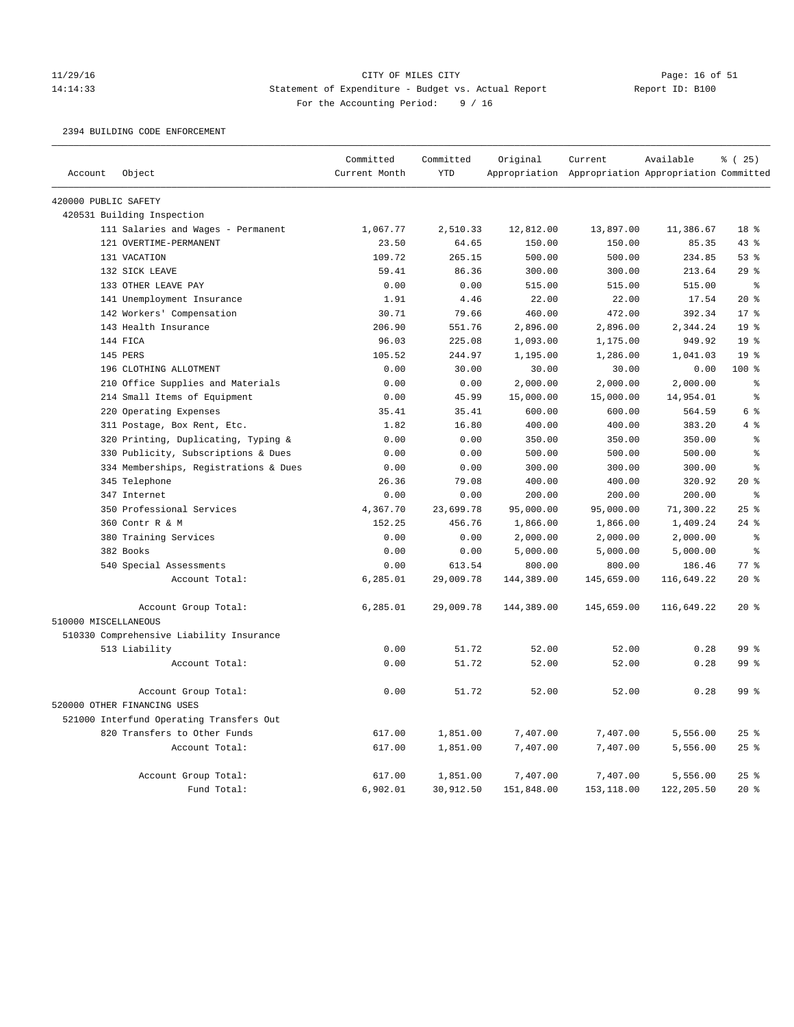CITY OF MILES CITY

Statement of Expenditure - Budget vs. Actual Report

For the Accounting Period: 9 / 16

11/29/16 14:14:33 Report ID: B100

2394 BUILDING CODE ENFORCEMENT

| Account | Object | Committed Current Month | Committed YTD | Original Appropriation | Current Appropriation | Available Appropriation | % ( 25) Committed |
|---|---|---|---|---|---|---|---|
| 420000 PUBLIC SAFETY | | | | | | | |
| 420531 Building Inspection | | | | | | | |
| | 111 Salaries and Wages - Permanent | 1,067.77 | 2,510.33 | 12,812.00 | 13,897.00 | 11,386.67 | 18 % |
| | 121 OVERTIME-PERMANENT | 23.50 | 64.65 | 150.00 | 150.00 | 85.35 | 43 % |
| | 131 VACATION | 109.72 | 265.15 | 500.00 | 500.00 | 234.85 | 53 % |
| | 132 SICK LEAVE | 59.41 | 86.36 | 300.00 | 300.00 | 213.64 | 29 % |
| | 133 OTHER LEAVE PAY | 0.00 | 0.00 | 515.00 | 515.00 | 515.00 | % |
| | 141 Unemployment Insurance | 1.91 | 4.46 | 22.00 | 22.00 | 17.54 | 20 % |
| | 142 Workers' Compensation | 30.71 | 79.66 | 460.00 | 472.00 | 392.34 | 17 % |
| | 143 Health Insurance | 206.90 | 551.76 | 2,896.00 | 2,896.00 | 2,344.24 | 19 % |
| | 144 FICA | 96.03 | 225.08 | 1,093.00 | 1,175.00 | 949.92 | 19 % |
| | 145 PERS | 105.52 | 244.97 | 1,195.00 | 1,286.00 | 1,041.03 | 19 % |
| | 196 CLOTHING ALLOTMENT | 0.00 | 30.00 | 30.00 | 30.00 | 0.00 | 100 % |
| | 210 Office Supplies and Materials | 0.00 | 0.00 | 2,000.00 | 2,000.00 | 2,000.00 | % |
| | 214 Small Items of Equipment | 0.00 | 45.99 | 15,000.00 | 15,000.00 | 14,954.01 | % |
| | 220 Operating Expenses | 35.41 | 35.41 | 600.00 | 600.00 | 564.59 | 6 % |
| | 311 Postage, Box Rent, Etc. | 1.82 | 16.80 | 400.00 | 400.00 | 383.20 | 4 % |
| | 320 Printing, Duplicating, Typing & | 0.00 | 0.00 | 350.00 | 350.00 | 350.00 | % |
| | 330 Publicity, Subscriptions & Dues | 0.00 | 0.00 | 500.00 | 500.00 | 500.00 | % |
| | 334 Memberships, Registrations & Dues | 0.00 | 0.00 | 300.00 | 300.00 | 300.00 | % |
| | 345 Telephone | 26.36 | 79.08 | 400.00 | 400.00 | 320.92 | 20 % |
| | 347 Internet | 0.00 | 0.00 | 200.00 | 200.00 | 200.00 | % |
| | 350 Professional Services | 4,367.70 | 23,699.78 | 95,000.00 | 95,000.00 | 71,300.22 | 25 % |
| | 360 Contr R & M | 152.25 | 456.76 | 1,866.00 | 1,866.00 | 1,409.24 | 24 % |
| | 380 Training Services | 0.00 | 0.00 | 2,000.00 | 2,000.00 | 2,000.00 | % |
| | 382 Books | 0.00 | 0.00 | 5,000.00 | 5,000.00 | 5,000.00 | % |
| | 540 Special Assessments | 0.00 | 613.54 | 800.00 | 800.00 | 186.46 | 77 % |
| | Account Total: | 6,285.01 | 29,009.78 | 144,389.00 | 145,659.00 | 116,649.22 | 20 % |
| | Account Group Total: | 6,285.01 | 29,009.78 | 144,389.00 | 145,659.00 | 116,649.22 | 20 % |
| 510000 MISCELLANEOUS | | | | | | | |
| 510330 Comprehensive Liability Insurance | | | | | | | |
| | 513 Liability | 0.00 | 51.72 | 52.00 | 52.00 | 0.28 | 99 % |
| | Account Total: | 0.00 | 51.72 | 52.00 | 52.00 | 0.28 | 99 % |
| | Account Group Total: | 0.00 | 51.72 | 52.00 | 52.00 | 0.28 | 99 % |
| 520000 OTHER FINANCING USES | | | | | | | |
| 521000 Interfund Operating Transfers Out | | | | | | | |
| | 820 Transfers to Other Funds | 617.00 | 1,851.00 | 7,407.00 | 7,407.00 | 5,556.00 | 25 % |
| | Account Total: | 617.00 | 1,851.00 | 7,407.00 | 7,407.00 | 5,556.00 | 25 % |
| | Account Group Total: | 617.00 | 1,851.00 | 7,407.00 | 7,407.00 | 5,556.00 | 25 % |
| | Fund Total: | 6,902.01 | 30,912.50 | 151,848.00 | 153,118.00 | 122,205.50 | 20 % |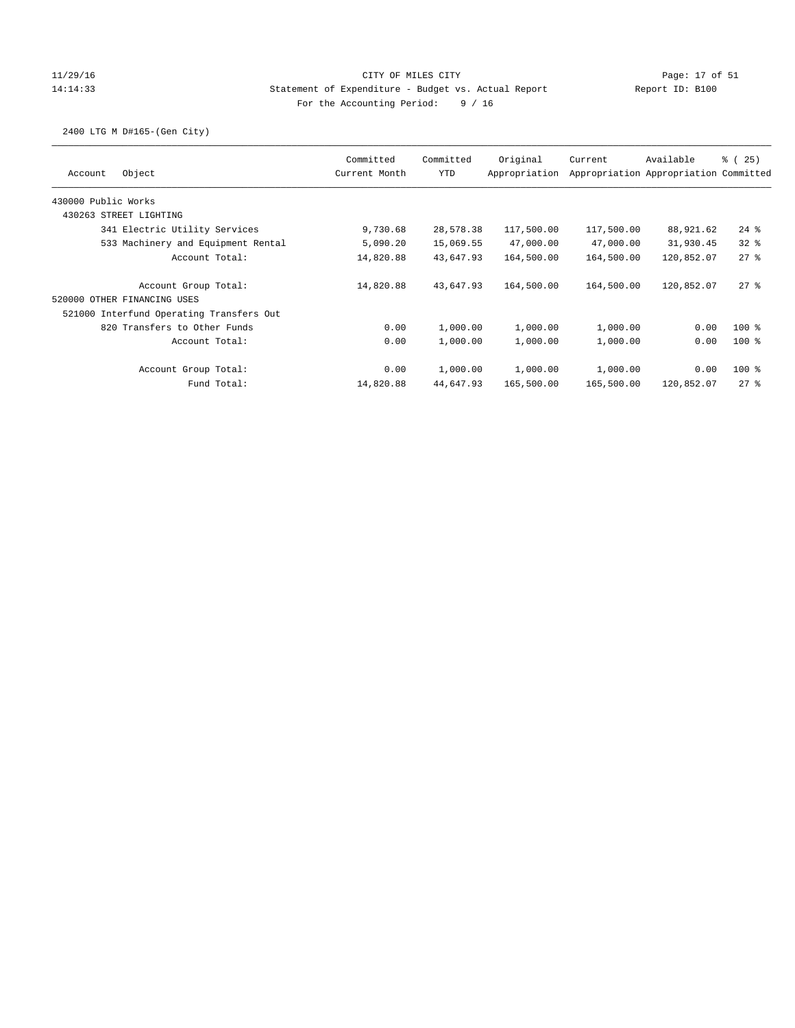CITY OF MILES CITY

Statement of Expenditure - Budget vs. Actual Report

Report ID: B100

For the Accounting Period: 9 / 16

11/29/16
14:14:33

2400 LTG M D#165-(Gen City)

| Account | Object | Committed Current Month | Committed YTD | Original Appropriation | Current Appropriation | Available Appropriation | % ( 25) Committed |
|---|---|---|---|---|---|---|---|
| 430000 Public Works | | | | | | | |
| 430263 STREET LIGHTING | | | | | | | |
| | 341 Electric Utility Services | 9,730.68 | 28,578.38 | 117,500.00 | 117,500.00 | 88,921.62 | 24 % |
| | 533 Machinery and Equipment Rental | 5,090.20 | 15,069.55 | 47,000.00 | 47,000.00 | 31,930.45 | 32 % |
| | Account Total: | 14,820.88 | 43,647.93 | 164,500.00 | 164,500.00 | 120,852.07 | 27 % |
| | Account Group Total: | 14,820.88 | 43,647.93 | 164,500.00 | 164,500.00 | 120,852.07 | 27 % |
| 520000 OTHER FINANCING USES | | | | | | | |
| 521000 Interfund Operating Transfers Out | | | | | | | |
| | 820 Transfers to Other Funds | 0.00 | 1,000.00 | 1,000.00 | 1,000.00 | 0.00 | 100 % |
| | Account Total: | 0.00 | 1,000.00 | 1,000.00 | 1,000.00 | 0.00 | 100 % |
| | Account Group Total: | 0.00 | 1,000.00 | 1,000.00 | 1,000.00 | 0.00 | 100 % |
| | Fund Total: | 14,820.88 | 44,647.93 | 165,500.00 | 165,500.00 | 120,852.07 | 27 % |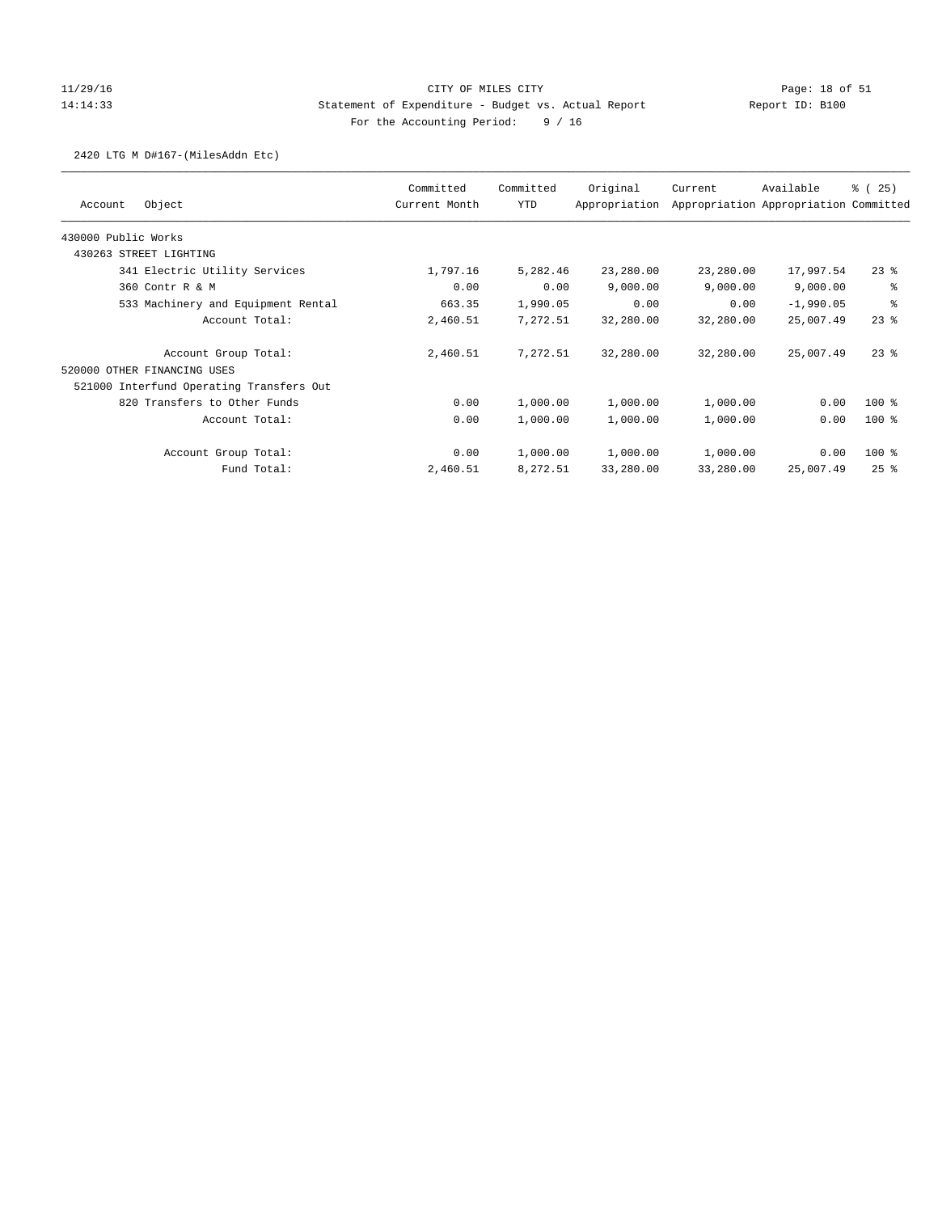CITY OF MILES CITY
Statement of Expenditure - Budget vs. Actual Report
For the Accounting Period: 9 / 16

11/29/16
14:14:33

Report ID: B100

2420 LTG M D#167-(MilesAddn Etc)

| Account | Object | Committed Current Month | Committed YTD | Original Appropriation | Current Appropriation | Available Appropriation | % ( 25) Committed |
|---|---|---|---|---|---|---|---|
| 430000 Public Works | | | | | | | |
| 430263 STREET LIGHTING | | | | | | | |
| | 341 Electric Utility Services | 1,797.16 | 5,282.46 | 23,280.00 | 23,280.00 | 17,997.54 | 23 % |
| | 360 Contr R & M | 0.00 | 0.00 | 9,000.00 | 9,000.00 | 9,000.00 | % |
| | 533 Machinery and Equipment Rental | 663.35 | 1,990.05 | 0.00 | 0.00 | -1,990.05 | % |
| | Account Total: | 2,460.51 | 7,272.51 | 32,280.00 | 32,280.00 | 25,007.49 | 23 % |
| | Account Group Total: | 2,460.51 | 7,272.51 | 32,280.00 | 32,280.00 | 25,007.49 | 23 % |
| 520000 OTHER FINANCING USES | | | | | | | |
| 521000 Interfund Operating Transfers Out | | | | | | | |
| | 820 Transfers to Other Funds | 0.00 | 1,000.00 | 1,000.00 | 1,000.00 | 0.00 | 100 % |
| | Account Total: | 0.00 | 1,000.00 | 1,000.00 | 1,000.00 | 0.00 | 100 % |
| | Account Group Total: | 0.00 | 1,000.00 | 1,000.00 | 1,000.00 | 0.00 | 100 % |
| | Fund Total: | 2,460.51 | 8,272.51 | 33,280.00 | 33,280.00 | 25,007.49 | 25 % |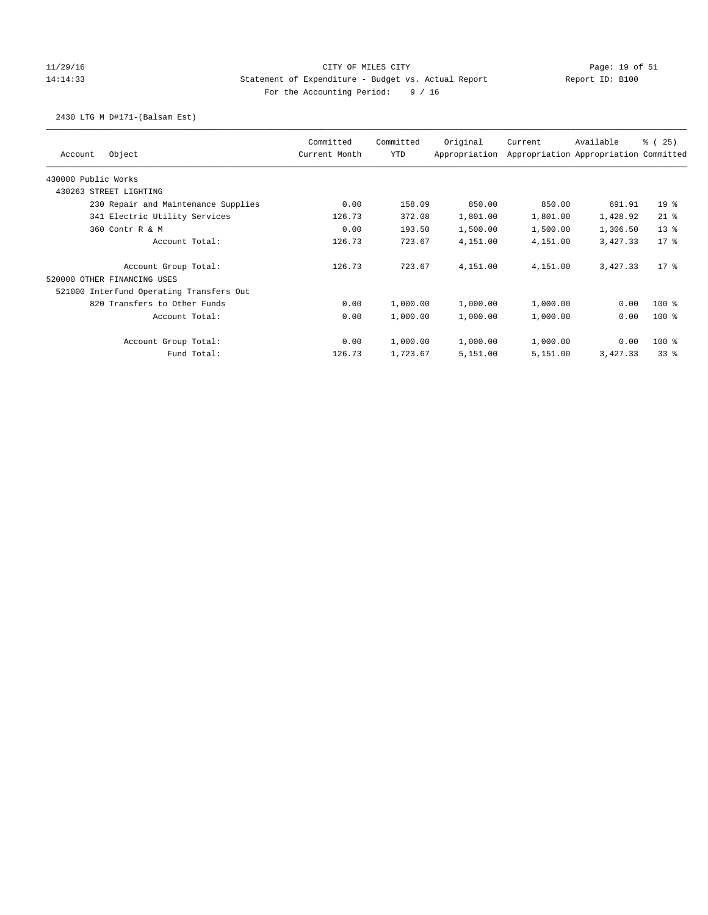CITY OF MILES CITY

Statement of Expenditure - Budget vs. Actual Report

For the Accounting Period: 9 / 16

11/29/16 14:14:33 Report ID: B100

2430 LTG M D#171-(Balsam Est)

| Account Object | Committed Current Month | Committed YTD | Original Appropriation | Current Appropriation | Available Appropriation | % ( 25) Committed |
|---|---|---|---|---|---|---|
| 430000 Public Works | | | | | | |
| 430263 STREET LIGHTING | | | | | | |
| 230 Repair and Maintenance Supplies | 0.00 | 158.09 | 850.00 | 850.00 | 691.91 | 19 % |
| 341 Electric Utility Services | 126.73 | 372.08 | 1,801.00 | 1,801.00 | 1,428.92 | 21 % |
| 360 Contr R & M | 0.00 | 193.50 | 1,500.00 | 1,500.00 | 1,306.50 | 13 % |
| Account Total: | 126.73 | 723.67 | 4,151.00 | 4,151.00 | 3,427.33 | 17 % |
| Account Group Total: | 126.73 | 723.67 | 4,151.00 | 4,151.00 | 3,427.33 | 17 % |
| 520000 OTHER FINANCING USES | | | | | | |
| 521000 Interfund Operating Transfers Out | | | | | | |
| 820 Transfers to Other Funds | 0.00 | 1,000.00 | 1,000.00 | 1,000.00 | 0.00 | 100 % |
| Account Total: | 0.00 | 1,000.00 | 1,000.00 | 1,000.00 | 0.00 | 100 % |
| Account Group Total: | 0.00 | 1,000.00 | 1,000.00 | 1,000.00 | 0.00 | 100 % |
| Fund Total: | 126.73 | 1,723.67 | 5,151.00 | 5,151.00 | 3,427.33 | 33 % |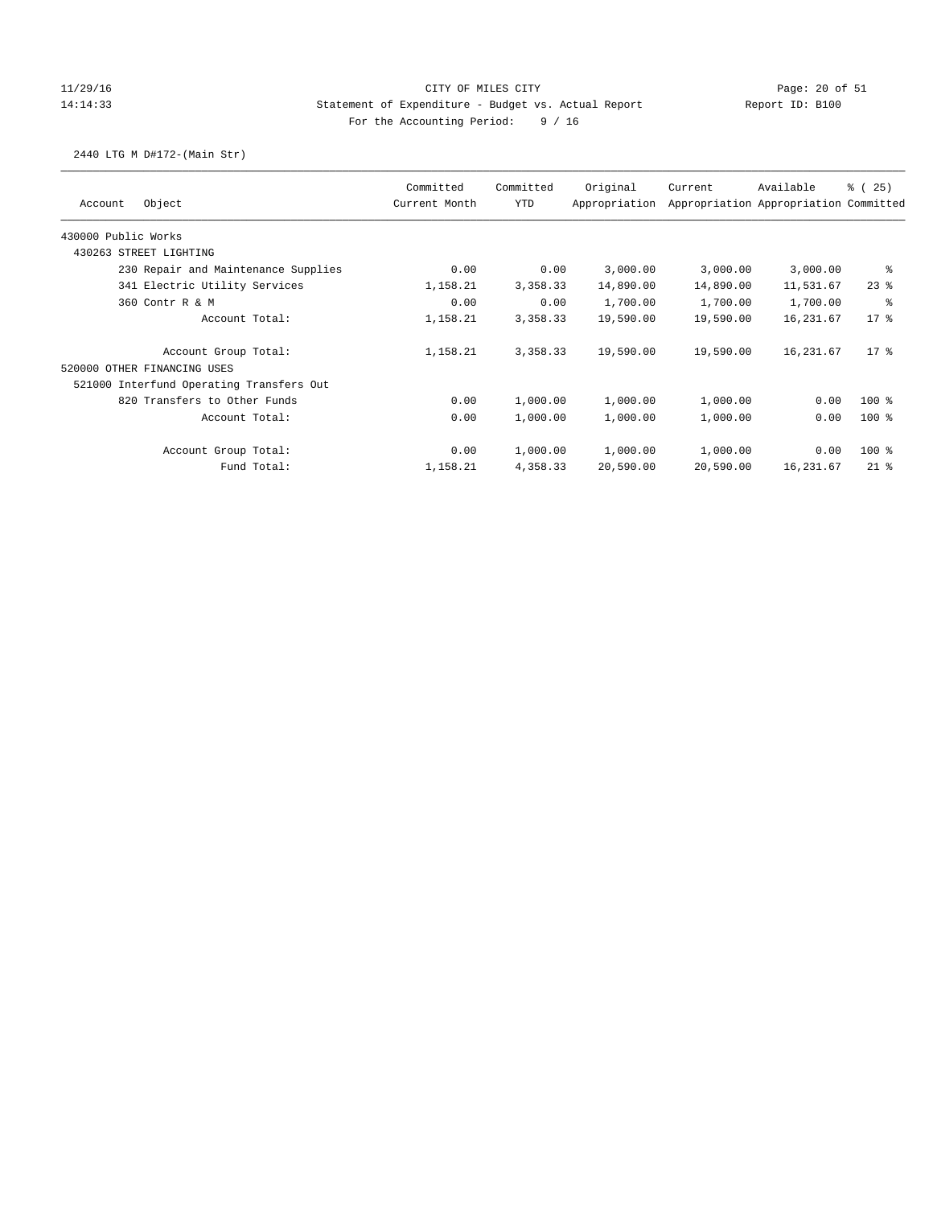CITY OF MILES CITY
Statement of Expenditure - Budget vs. Actual Report
Report ID: B100
For the Accounting Period: 9 / 16

2440 LTG M D#172-(Main Str)

| Account Object | Committed Current Month | Committed YTD | Original Appropriation | Current Appropriation | Available Appropriation | % ( 25) Committed |
|---|---|---|---|---|---|---|
| 430000 Public Works | | | | | | |
| 430263 STREET LIGHTING | | | | | | |
| 230 Repair and Maintenance Supplies | 0.00 | 0.00 | 3,000.00 | 3,000.00 | 3,000.00 | % |
| 341 Electric Utility Services | 1,158.21 | 3,358.33 | 14,890.00 | 14,890.00 | 11,531.67 | 23 % |
| 360 Contr R & M | 0.00 | 0.00 | 1,700.00 | 1,700.00 | 1,700.00 | % |
| Account Total: | 1,158.21 | 3,358.33 | 19,590.00 | 19,590.00 | 16,231.67 | 17 % |
| Account Group Total: | 1,158.21 | 3,358.33 | 19,590.00 | 19,590.00 | 16,231.67 | 17 % |
| 520000 OTHER FINANCING USES | | | | | | |
| 521000 Interfund Operating Transfers Out | | | | | | |
| 820 Transfers to Other Funds | 0.00 | 1,000.00 | 1,000.00 | 1,000.00 | 0.00 | 100 % |
| Account Total: | 0.00 | 1,000.00 | 1,000.00 | 1,000.00 | 0.00 | 100 % |
| Account Group Total: | 0.00 | 1,000.00 | 1,000.00 | 1,000.00 | 0.00 | 100 % |
| Fund Total: | 1,158.21 | 4,358.33 | 20,590.00 | 20,590.00 | 16,231.67 | 21 % |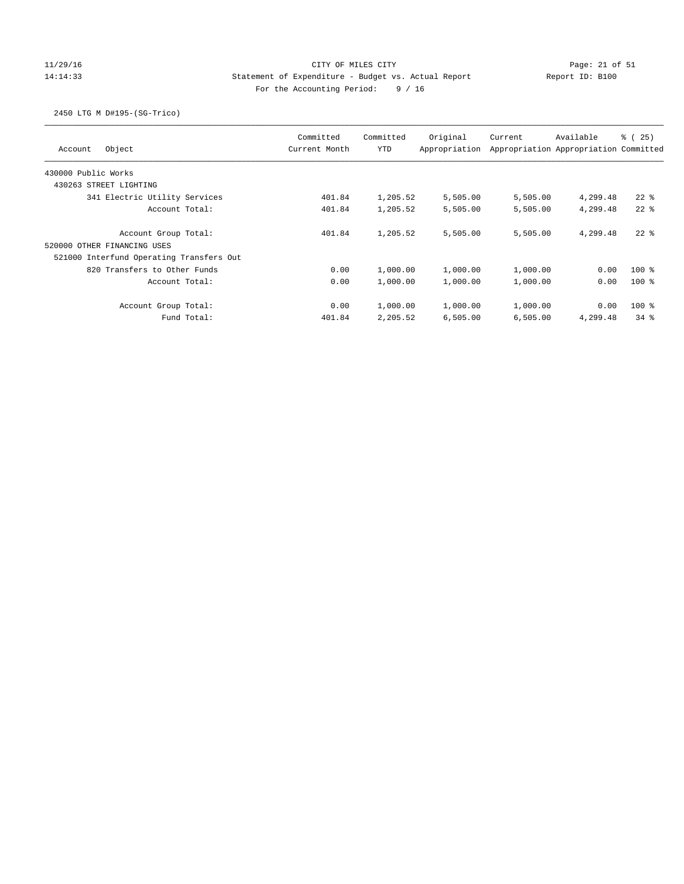CITY OF MILES CITY
Statement of Expenditure - Budget vs. Actual Report
Report ID: B100
For the Accounting Period: 9 / 16

11/29/16
14:14:33

2450 LTG M D#195-(SG-Trico)

| Account Object | Committed Current Month | Committed YTD | Original Appropriation | Current Appropriation | Available Appropriation | % ( 25) Committed |
|---|---|---|---|---|---|---|
| 430000 Public Works | | | | | | |
| 430263 STREET LIGHTING | | | | | | |
| 341 Electric Utility Services | 401.84 | 1,205.52 | 5,505.00 | 5,505.00 | 4,299.48 | 22 % |
| Account Total: | 401.84 | 1,205.52 | 5,505.00 | 5,505.00 | 4,299.48 | 22 % |
| Account Group Total: | 401.84 | 1,205.52 | 5,505.00 | 5,505.00 | 4,299.48 | 22 % |
| 520000 OTHER FINANCING USES | | | | | | |
| 521000 Interfund Operating Transfers Out | | | | | | |
| 820 Transfers to Other Funds | 0.00 | 1,000.00 | 1,000.00 | 1,000.00 | 0.00 | 100 % |
| Account Total: | 0.00 | 1,000.00 | 1,000.00 | 1,000.00 | 0.00 | 100 % |
| Account Group Total: | 0.00 | 1,000.00 | 1,000.00 | 1,000.00 | 0.00 | 100 % |
| Fund Total: | 401.84 | 2,205.52 | 6,505.00 | 6,505.00 | 4,299.48 | 34 % |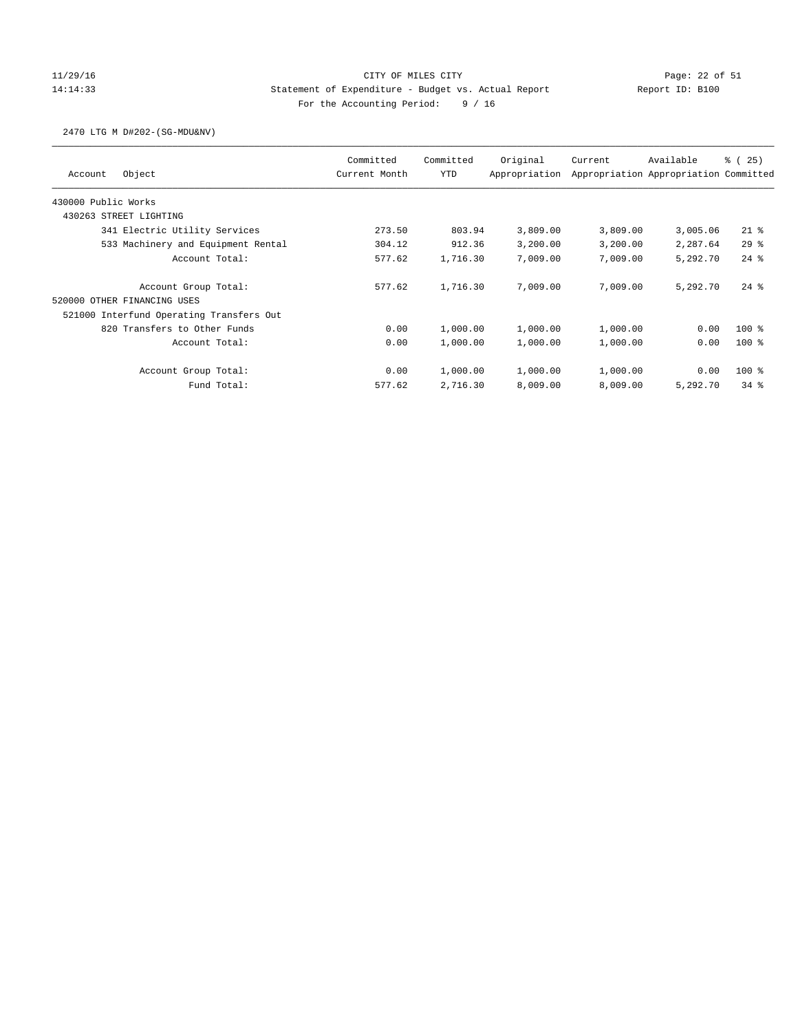11/29/16 CITY OF MILES CITY
14:14:33 Statement of Expenditure - Budget vs. Actual Report Report ID: B100
For the Accounting Period: 9 / 16

2470 LTG M D#202-(SG-MDU&NV)

| Account Object | Committed Current Month | Committed YTD | Original Appropriation | Current Appropriation | Available Appropriation | % ( 25) Committed |
|---|---|---|---|---|---|---|
| 430000 Public Works | | | | | | |
| 430263 STREET LIGHTING | | | | | | |
| 341 Electric Utility Services | 273.50 | 803.94 | 3,809.00 | 3,809.00 | 3,005.06 | 21 % |
| 533 Machinery and Equipment Rental | 304.12 | 912.36 | 3,200.00 | 3,200.00 | 2,287.64 | 29 % |
| Account Total: | 577.62 | 1,716.30 | 7,009.00 | 7,009.00 | 5,292.70 | 24 % |
| Account Group Total: | 577.62 | 1,716.30 | 7,009.00 | 7,009.00 | 5,292.70 | 24 % |
| 520000 OTHER FINANCING USES | | | | | | |
| 521000 Interfund Operating Transfers Out | | | | | | |
| 820 Transfers to Other Funds | 0.00 | 1,000.00 | 1,000.00 | 1,000.00 | 0.00 | 100 % |
| Account Total: | 0.00 | 1,000.00 | 1,000.00 | 1,000.00 | 0.00 | 100 % |
| Account Group Total: | 0.00 | 1,000.00 | 1,000.00 | 1,000.00 | 0.00 | 100 % |
| Fund Total: | 577.62 | 2,716.30 | 8,009.00 | 8,009.00 | 5,292.70 | 34 % |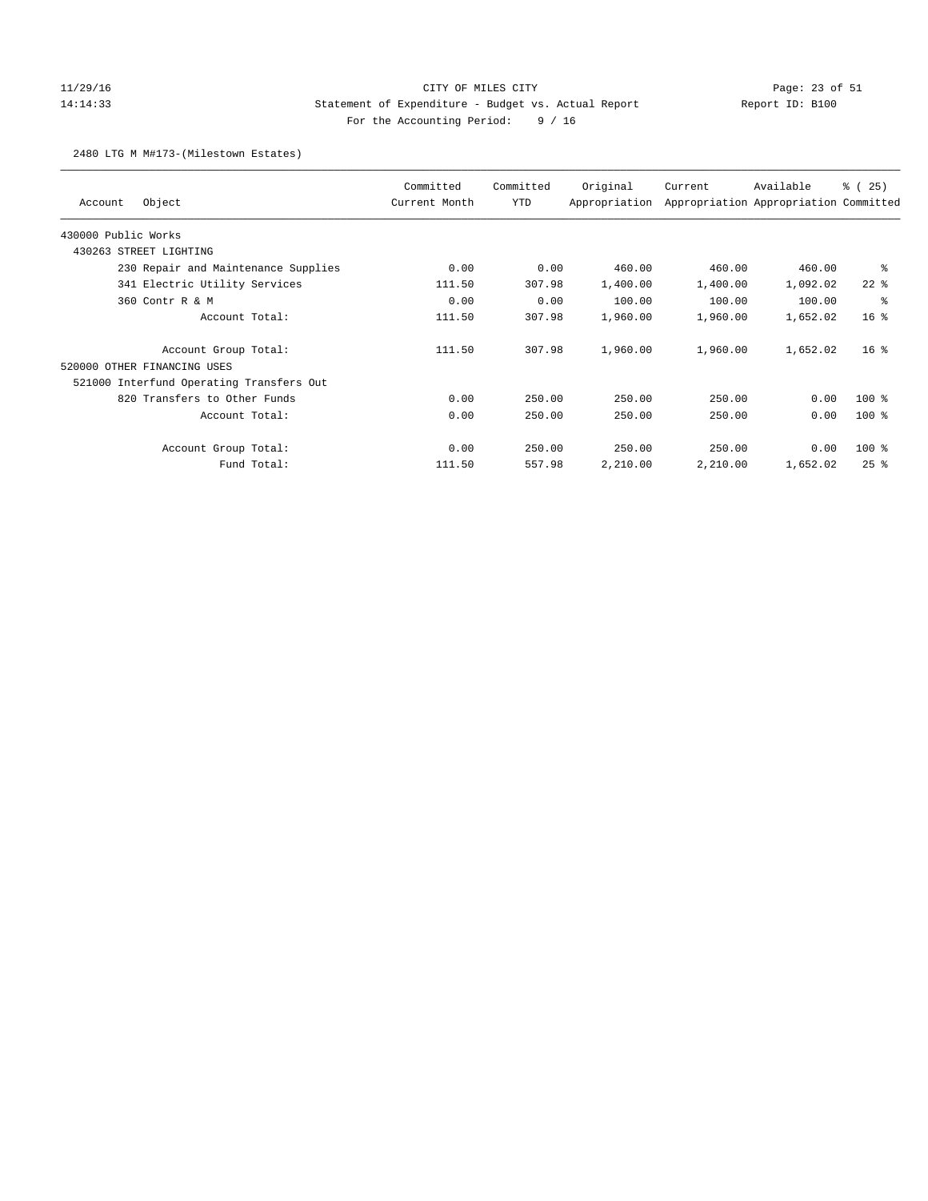CITY OF MILES CITY

Statement of Expenditure - Budget vs. Actual Report

Report ID: B100

For the Accounting Period: 9 / 16

11/29/16 14:14:33

2480 LTG M M#173-(Milestown Estates)

| Account | Object | Committed Current Month | Committed YTD | Original Appropriation | Current Appropriation | Available Appropriation | % ( 25) Committed |
|---|---|---|---|---|---|---|---|
| 430000 Public Works | | | | | | | |
| 430263 STREET LIGHTING | | | | | | | |
| | 230 Repair and Maintenance Supplies | 0.00 | 0.00 | 460.00 | 460.00 | 460.00 | % |
| | 341 Electric Utility Services | 111.50 | 307.98 | 1,400.00 | 1,400.00 | 1,092.02 | 22 % |
| | 360 Contr R & M | 0.00 | 0.00 | 100.00 | 100.00 | 100.00 | % |
| | Account Total: | 111.50 | 307.98 | 1,960.00 | 1,960.00 | 1,652.02 | 16 % |
| | Account Group Total: | 111.50 | 307.98 | 1,960.00 | 1,960.00 | 1,652.02 | 16 % |
| 520000 OTHER FINANCING USES | | | | | | | |
| 521000 Interfund Operating Transfers Out | | | | | | | |
| | 820 Transfers to Other Funds | 0.00 | 250.00 | 250.00 | 250.00 | 0.00 | 100 % |
| | Account Total: | 0.00 | 250.00 | 250.00 | 250.00 | 0.00 | 100 % |
| | Account Group Total: | 0.00 | 250.00 | 250.00 | 250.00 | 0.00 | 100 % |
| | Fund Total: | 111.50 | 557.98 | 2,210.00 | 2,210.00 | 1,652.02 | 25 % |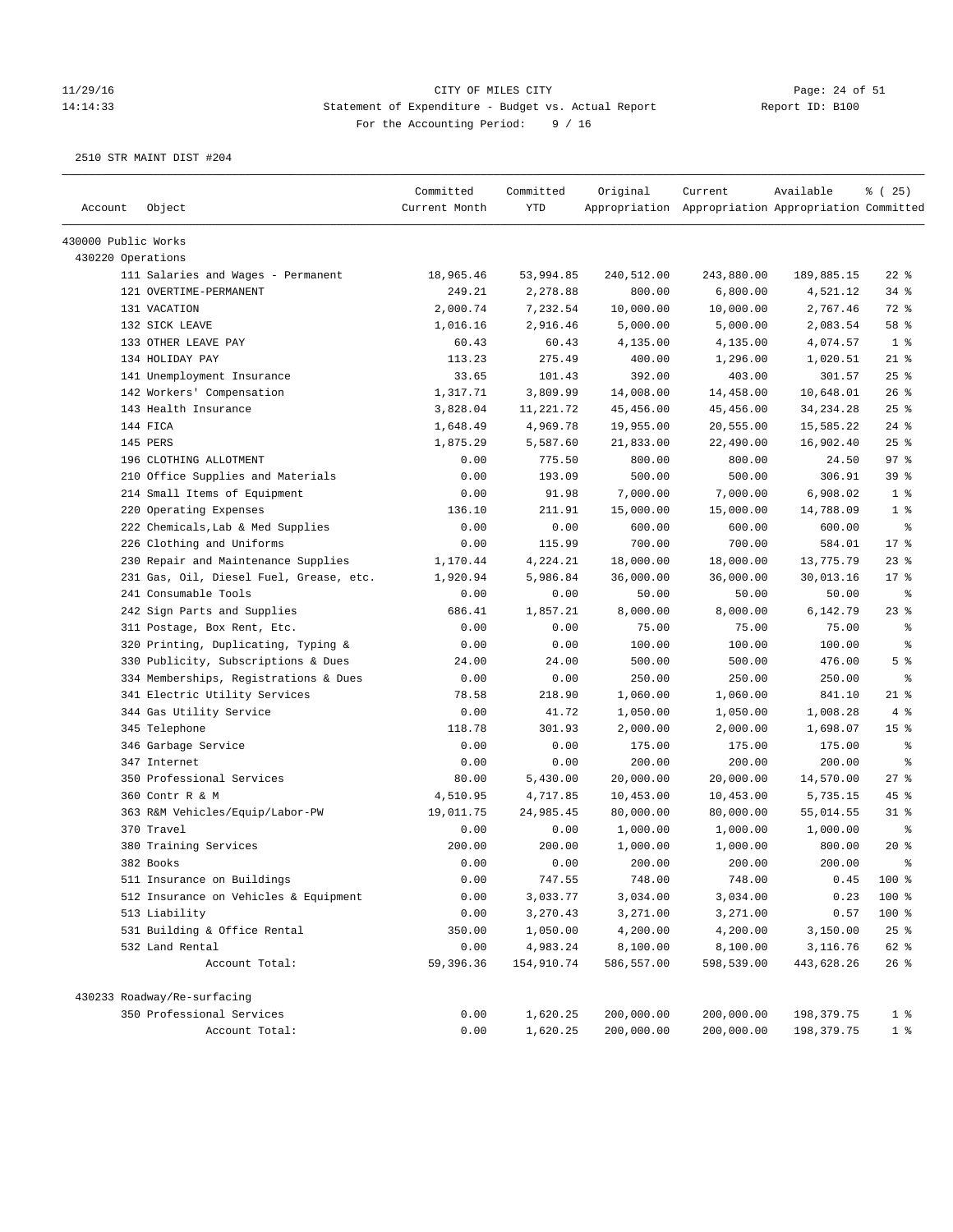CITY OF MILES CITY
Statement of Expenditure - Budget vs. Actual Report
For the Accounting Period: 9 / 16

11/29/16
14:14:33

Report ID: B100

2510 STR MAINT DIST #204

| Account | Object | Committed Current Month | Committed YTD | Original Appropriation | Current Appropriation | Available Appropriation | % ( 25) Committed |
|---|---|---|---|---|---|---|---|
| 430000 Public Works | | | | | | | |
| 430220 Operations | | | | | | | |
| | 111 Salaries and Wages - Permanent | 18,965.46 | 53,994.85 | 240,512.00 | 243,880.00 | 189,885.15 | 22 % |
| | 121 OVERTIME-PERMANENT | 249.21 | 2,278.88 | 800.00 | 6,800.00 | 4,521.12 | 34 % |
| | 131 VACATION | 2,000.74 | 7,232.54 | 10,000.00 | 10,000.00 | 2,767.46 | 72 % |
| | 132 SICK LEAVE | 1,016.16 | 2,916.46 | 5,000.00 | 5,000.00 | 2,083.54 | 58 % |
| | 133 OTHER LEAVE PAY | 60.43 | 60.43 | 4,135.00 | 4,135.00 | 4,074.57 | 1 % |
| | 134 HOLIDAY PAY | 113.23 | 275.49 | 400.00 | 1,296.00 | 1,020.51 | 21 % |
| | 141 Unemployment Insurance | 33.65 | 101.43 | 392.00 | 403.00 | 301.57 | 25 % |
| | 142 Workers' Compensation | 1,317.71 | 3,809.99 | 14,008.00 | 14,458.00 | 10,648.01 | 26 % |
| | 143 Health Insurance | 3,828.04 | 11,221.72 | 45,456.00 | 45,456.00 | 34,234.28 | 25 % |
| | 144 FICA | 1,648.49 | 4,969.78 | 19,955.00 | 20,555.00 | 15,585.22 | 24 % |
| | 145 PERS | 1,875.29 | 5,587.60 | 21,833.00 | 22,490.00 | 16,902.40 | 25 % |
| | 196 CLOTHING ALLOTMENT | 0.00 | 775.50 | 800.00 | 800.00 | 24.50 | 97 % |
| | 210 Office Supplies and Materials | 0.00 | 193.09 | 500.00 | 500.00 | 306.91 | 39 % |
| | 214 Small Items of Equipment | 0.00 | 91.98 | 7,000.00 | 7,000.00 | 6,908.02 | 1 % |
| | 220 Operating Expenses | 136.10 | 211.91 | 15,000.00 | 15,000.00 | 14,788.09 | 1 % |
| | 222 Chemicals,Lab & Med Supplies | 0.00 | 0.00 | 600.00 | 600.00 | 600.00 | % |
| | 226 Clothing and Uniforms | 0.00 | 115.99 | 700.00 | 700.00 | 584.01 | 17 % |
| | 230 Repair and Maintenance Supplies | 1,170.44 | 4,224.21 | 18,000.00 | 18,000.00 | 13,775.79 | 23 % |
| | 231 Gas, Oil, Diesel Fuel, Grease, etc. | 1,920.94 | 5,986.84 | 36,000.00 | 36,000.00 | 30,013.16 | 17 % |
| | 241 Consumable Tools | 0.00 | 0.00 | 50.00 | 50.00 | 50.00 | % |
| | 242 Sign Parts and Supplies | 686.41 | 1,857.21 | 8,000.00 | 8,000.00 | 6,142.79 | 23 % |
| | 311 Postage, Box Rent, Etc. | 0.00 | 0.00 | 75.00 | 75.00 | 75.00 | % |
| | 320 Printing, Duplicating, Typing & | 0.00 | 0.00 | 100.00 | 100.00 | 100.00 | % |
| | 330 Publicity, Subscriptions & Dues | 24.00 | 24.00 | 500.00 | 500.00 | 476.00 | 5 % |
| | 334 Memberships, Registrations & Dues | 0.00 | 0.00 | 250.00 | 250.00 | 250.00 | % |
| | 341 Electric Utility Services | 78.58 | 218.90 | 1,060.00 | 1,060.00 | 841.10 | 21 % |
| | 344 Gas Utility Service | 0.00 | 41.72 | 1,050.00 | 1,050.00 | 1,008.28 | 4 % |
| | 345 Telephone | 118.78 | 301.93 | 2,000.00 | 2,000.00 | 1,698.07 | 15 % |
| | 346 Garbage Service | 0.00 | 0.00 | 175.00 | 175.00 | 175.00 | % |
| | 347 Internet | 0.00 | 0.00 | 200.00 | 200.00 | 200.00 | % |
| | 350 Professional Services | 80.00 | 5,430.00 | 20,000.00 | 20,000.00 | 14,570.00 | 27 % |
| | 360 Contr R & M | 4,510.95 | 4,717.85 | 10,453.00 | 10,453.00 | 5,735.15 | 45 % |
| | 363 R&M Vehicles/Equip/Labor-PW | 19,011.75 | 24,985.45 | 80,000.00 | 80,000.00 | 55,014.55 | 31 % |
| | 370 Travel | 0.00 | 0.00 | 1,000.00 | 1,000.00 | 1,000.00 | % |
| | 380 Training Services | 200.00 | 200.00 | 1,000.00 | 1,000.00 | 800.00 | 20 % |
| | 382 Books | 0.00 | 0.00 | 200.00 | 200.00 | 200.00 | % |
| | 511 Insurance on Buildings | 0.00 | 747.55 | 748.00 | 748.00 | 0.45 | 100 % |
| | 512 Insurance on Vehicles & Equipment | 0.00 | 3,033.77 | 3,034.00 | 3,034.00 | 0.23 | 100 % |
| | 513 Liability | 0.00 | 3,270.43 | 3,271.00 | 3,271.00 | 0.57 | 100 % |
| | 531 Building & Office Rental | 350.00 | 1,050.00 | 4,200.00 | 4,200.00 | 3,150.00 | 25 % |
| | 532 Land Rental | 0.00 | 4,983.24 | 8,100.00 | 8,100.00 | 3,116.76 | 62 % |
| | Account Total: | 59,396.36 | 154,910.74 | 586,557.00 | 598,539.00 | 443,628.26 | 26 % |
| 430233 Roadway/Re-surfacing | | | | | | | |
| | 350 Professional Services | 0.00 | 1,620.25 | 200,000.00 | 200,000.00 | 198,379.75 | 1 % |
| | Account Total: | 0.00 | 1,620.25 | 200,000.00 | 200,000.00 | 198,379.75 | 1 % |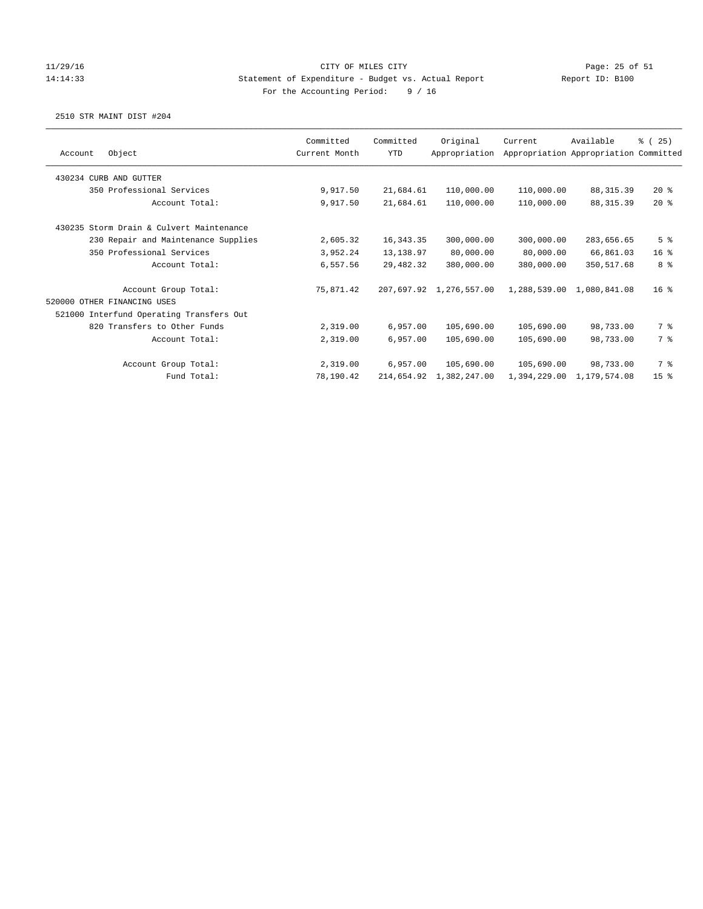CITY OF MILES CITY

Statement of Expenditure - Budget vs. Actual Report

For the Accounting Period: 9 / 16

2510 STR MAINT DIST #204

| Account | Object | Committed Current Month | Committed YTD | Original Appropriation | Current Appropriation | Available Appropriation | % ( 25) Committed |
|---|---|---|---|---|---|---|---|
| 430234 CURB AND GUTTER | | | | | | | |
| | 350 Professional Services | 9,917.50 | 21,684.61 | 110,000.00 | 110,000.00 | 88,315.39 | 20 % |
| | Account Total: | 9,917.50 | 21,684.61 | 110,000.00 | 110,000.00 | 88,315.39 | 20 % |
| 430235 Storm Drain & Culvert Maintenance | | | | | | | |
| | 230 Repair and Maintenance Supplies | 2,605.32 | 16,343.35 | 300,000.00 | 300,000.00 | 283,656.65 | 5 % |
| | 350 Professional Services | 3,952.24 | 13,138.97 | 80,000.00 | 80,000.00 | 66,861.03 | 16 % |
| | Account Total: | 6,557.56 | 29,482.32 | 380,000.00 | 380,000.00 | 350,517.68 | 8 % |
| | Account Group Total: | 75,871.42 | 207,697.92 | 1,276,557.00 | 1,288,539.00 | 1,080,841.08 | 16 % |
| 520000 OTHER FINANCING USES | | | | | | | |
| 521000 Interfund Operating Transfers Out | | | | | | | |
| | 820 Transfers to Other Funds | 2,319.00 | 6,957.00 | 105,690.00 | 105,690.00 | 98,733.00 | 7 % |
| | Account Total: | 2,319.00 | 6,957.00 | 105,690.00 | 105,690.00 | 98,733.00 | 7 % |
| | Account Group Total: | 2,319.00 | 6,957.00 | 105,690.00 | 105,690.00 | 98,733.00 | 7 % |
| | Fund Total: | 78,190.42 | 214,654.92 | 1,382,247.00 | 1,394,229.00 | 1,179,574.08 | 15 % |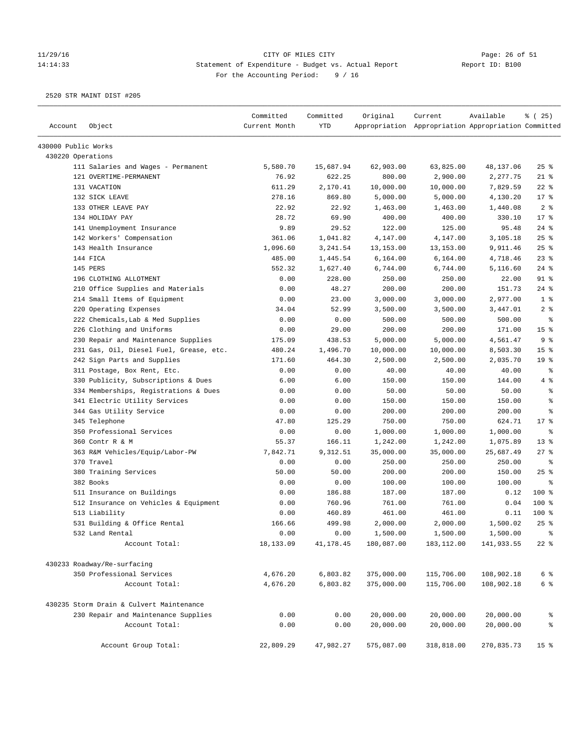CITY OF MILES CITY

Statement of Expenditure - Budget vs. Actual Report

For the Accounting Period: 9 / 16

2520 STR MAINT DIST #205

| Account | Object | Committed Current Month | Committed YTD | Original Appropriation | Current Appropriation | Available Appropriation | % ( 25) Committed |
|---|---|---|---|---|---|---|---|
| 430000 Public Works | | | | | | | |
| 430220 Operations | | | | | | | |
| | 111 Salaries and Wages - Permanent | 5,580.70 | 15,687.94 | 62,903.00 | 63,825.00 | 48,137.06 | 25 % |
| | 121 OVERTIME-PERMANENT | 76.92 | 622.25 | 800.00 | 2,900.00 | 2,277.75 | 21 % |
| | 131 VACATION | 611.29 | 2,170.41 | 10,000.00 | 10,000.00 | 7,829.59 | 22 % |
| | 132 SICK LEAVE | 278.16 | 869.80 | 5,000.00 | 5,000.00 | 4,130.20 | 17 % |
| | 133 OTHER LEAVE PAY | 22.92 | 22.92 | 1,463.00 | 1,463.00 | 1,440.08 | 2 % |
| | 134 HOLIDAY PAY | 28.72 | 69.90 | 400.00 | 400.00 | 330.10 | 17 % |
| | 141 Unemployment Insurance | 9.89 | 29.52 | 122.00 | 125.00 | 95.48 | 24 % |
| | 142 Workers' Compensation | 361.06 | 1,041.82 | 4,147.00 | 4,147.00 | 3,105.18 | 25 % |
| | 143 Health Insurance | 1,096.60 | 3,241.54 | 13,153.00 | 13,153.00 | 9,911.46 | 25 % |
| | 144 FICA | 485.00 | 1,445.54 | 6,164.00 | 6,164.00 | 4,718.46 | 23 % |
| | 145 PERS | 552.32 | 1,627.40 | 6,744.00 | 6,744.00 | 5,116.60 | 24 % |
| | 196 CLOTHING ALLOTMENT | 0.00 | 228.00 | 250.00 | 250.00 | 22.00 | 91 % |
| | 210 Office Supplies and Materials | 0.00 | 48.27 | 200.00 | 200.00 | 151.73 | 24 % |
| | 214 Small Items of Equipment | 0.00 | 23.00 | 3,000.00 | 3,000.00 | 2,977.00 | 1 % |
| | 220 Operating Expenses | 34.04 | 52.99 | 3,500.00 | 3,500.00 | 3,447.01 | 2 % |
| | 222 Chemicals,Lab & Med Supplies | 0.00 | 0.00 | 500.00 | 500.00 | 500.00 | % |
| | 226 Clothing and Uniforms | 0.00 | 29.00 | 200.00 | 200.00 | 171.00 | 15 % |
| | 230 Repair and Maintenance Supplies | 175.09 | 438.53 | 5,000.00 | 5,000.00 | 4,561.47 | 9 % |
| | 231 Gas, Oil, Diesel Fuel, Grease, etc. | 480.24 | 1,496.70 | 10,000.00 | 10,000.00 | 8,503.30 | 15 % |
| | 242 Sign Parts and Supplies | 171.60 | 464.30 | 2,500.00 | 2,500.00 | 2,035.70 | 19 % |
| | 311 Postage, Box Rent, Etc. | 0.00 | 0.00 | 40.00 | 40.00 | 40.00 | % |
| | 330 Publicity, Subscriptions & Dues | 6.00 | 6.00 | 150.00 | 150.00 | 144.00 | 4 % |
| | 334 Memberships, Registrations & Dues | 0.00 | 0.00 | 50.00 | 50.00 | 50.00 | % |
| | 341 Electric Utility Services | 0.00 | 0.00 | 150.00 | 150.00 | 150.00 | % |
| | 344 Gas Utility Service | 0.00 | 0.00 | 200.00 | 200.00 | 200.00 | % |
| | 345 Telephone | 47.80 | 125.29 | 750.00 | 750.00 | 624.71 | 17 % |
| | 350 Professional Services | 0.00 | 0.00 | 1,000.00 | 1,000.00 | 1,000.00 | % |
| | 360 Contr R & M | 55.37 | 166.11 | 1,242.00 | 1,242.00 | 1,075.89 | 13 % |
| | 363 R&M Vehicles/Equip/Labor-PW | 7,842.71 | 9,312.51 | 35,000.00 | 35,000.00 | 25,687.49 | 27 % |
| | 370 Travel | 0.00 | 0.00 | 250.00 | 250.00 | 250.00 | % |
| | 380 Training Services | 50.00 | 50.00 | 200.00 | 200.00 | 150.00 | 25 % |
| | 382 Books | 0.00 | 0.00 | 100.00 | 100.00 | 100.00 | % |
| | 511 Insurance on Buildings | 0.00 | 186.88 | 187.00 | 187.00 | 0.12 | 100 % |
| | 512 Insurance on Vehicles & Equipment | 0.00 | 760.96 | 761.00 | 761.00 | 0.04 | 100 % |
| | 513 Liability | 0.00 | 460.89 | 461.00 | 461.00 | 0.11 | 100 % |
| | 531 Building & Office Rental | 166.66 | 499.98 | 2,000.00 | 2,000.00 | 1,500.02 | 25 % |
| | 532 Land Rental | 0.00 | 0.00 | 1,500.00 | 1,500.00 | 1,500.00 | % |
| | Account Total: | 18,133.09 | 41,178.45 | 180,087.00 | 183,112.00 | 141,933.55 | 22 % |
| 430233 Roadway/Re-surfacing | | | | | | | |
| | 350 Professional Services | 4,676.20 | 6,803.82 | 375,000.00 | 115,706.00 | 108,902.18 | 6 % |
| | Account Total: | 4,676.20 | 6,803.82 | 375,000.00 | 115,706.00 | 108,902.18 | 6 % |
| 430235 Storm Drain & Culvert Maintenance | | | | | | | |
| | 230 Repair and Maintenance Supplies | 0.00 | 0.00 | 20,000.00 | 20,000.00 | 20,000.00 | % |
| | Account Total: | 0.00 | 0.00 | 20,000.00 | 20,000.00 | 20,000.00 | % |
| | Account Group Total: | 22,809.29 | 47,982.27 | 575,087.00 | 318,818.00 | 270,835.73 | 15 % |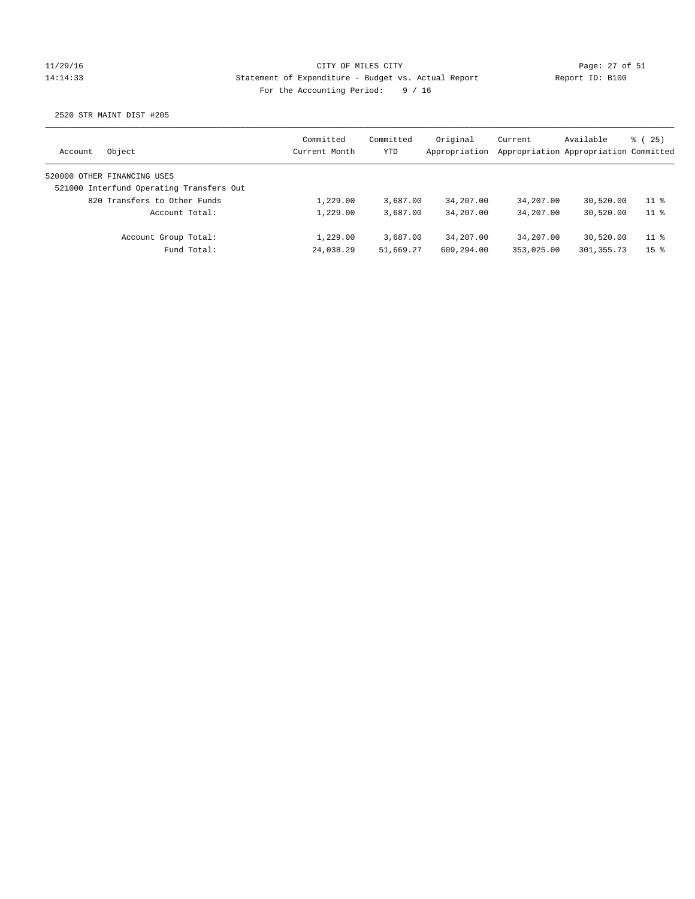CITY OF MILES CITY

Statement of Expenditure - Budget vs. Actual Report

For the Accounting Period: 9 / 16

11/29/16
14:14:33

Report ID: B100

2520 STR MAINT DIST #205

| Account | Object | Committed Current Month | Committed YTD | Original Appropriation | Current Appropriation | Available Appropriation | % ( 25) Committed |
|---|---|---|---|---|---|---|---|
| 520000 OTHER FINANCING USES | | | | | | | |
| 521000 Interfund Operating Transfers Out | | | | | | | |
| | 820 Transfers to Other Funds | 1,229.00 | 3,687.00 | 34,207.00 | 34,207.00 | 30,520.00 | 11 % |
| | Account Total: | 1,229.00 | 3,687.00 | 34,207.00 | 34,207.00 | 30,520.00 | 11 % |
| | Account Group Total: | 1,229.00 | 3,687.00 | 34,207.00 | 34,207.00 | 30,520.00 | 11 % |
| | Fund Total: | 24,038.29 | 51,669.27 | 609,294.00 | 353,025.00 | 301,355.73 | 15 % |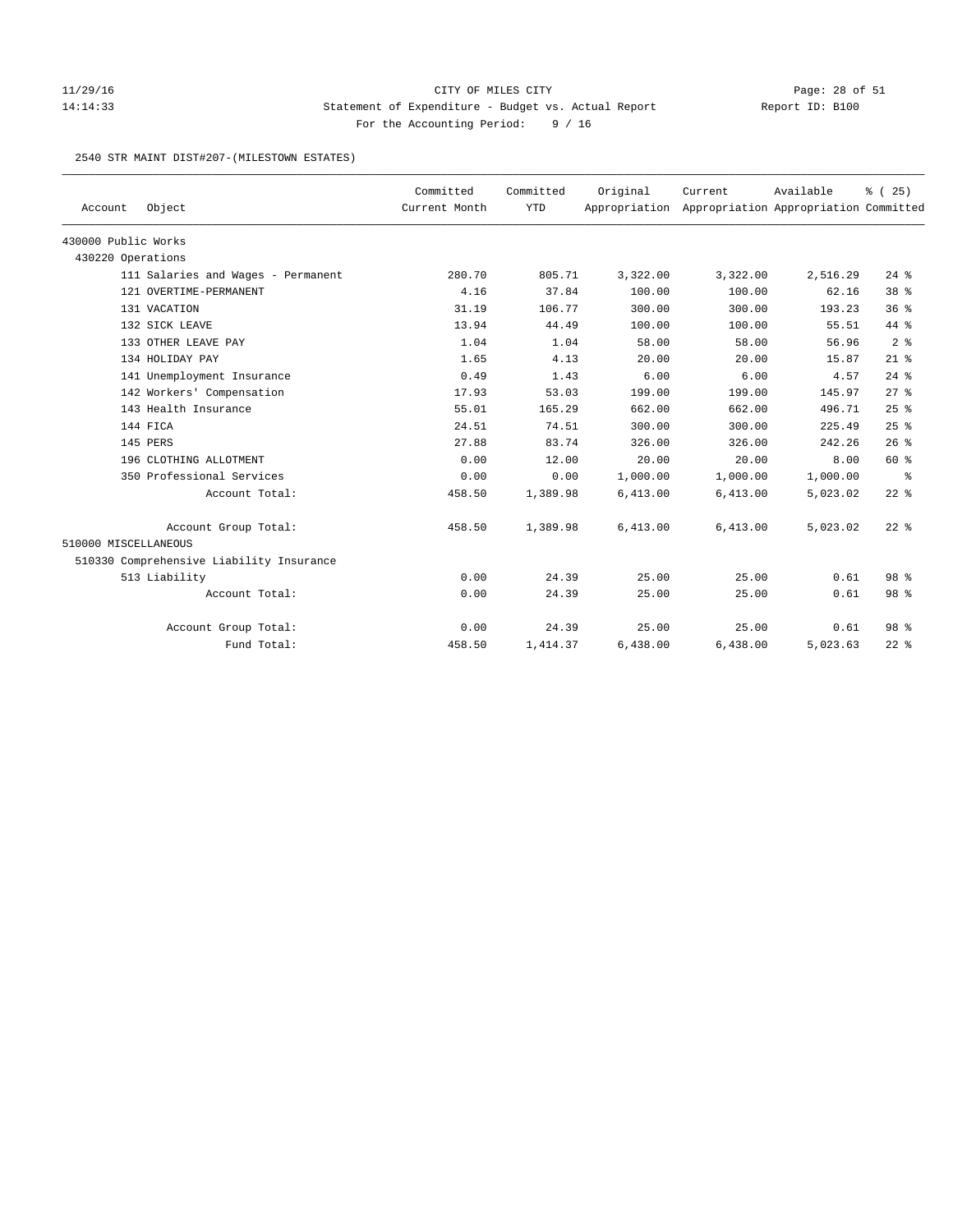CITY OF MILES CITY

Statement of Expenditure - Budget vs. Actual Report

Report ID: B100

For the Accounting Period: 9 / 16

11/29/16
14:14:33

2540 STR MAINT DIST#207-(MILESTOWN ESTATES)

| Account | Object | Committed Current Month | Committed YTD | Original Appropriation | Current Appropriation | Available Appropriation | % ( 25) Committed |
|---|---|---|---|---|---|---|---|
| 430000 Public Works | | | | | | | |
| 430220 Operations | | | | | | | |
| | 111 Salaries and Wages - Permanent | 280.70 | 805.71 | 3,322.00 | 3,322.00 | 2,516.29 | 24 % |
| | 121 OVERTIME-PERMANENT | 4.16 | 37.84 | 100.00 | 100.00 | 62.16 | 38 % |
| | 131 VACATION | 31.19 | 106.77 | 300.00 | 300.00 | 193.23 | 36 % |
| | 132 SICK LEAVE | 13.94 | 44.49 | 100.00 | 100.00 | 55.51 | 44 % |
| | 133 OTHER LEAVE PAY | 1.04 | 1.04 | 58.00 | 58.00 | 56.96 | 2 % |
| | 134 HOLIDAY PAY | 1.65 | 4.13 | 20.00 | 20.00 | 15.87 | 21 % |
| | 141 Unemployment Insurance | 0.49 | 1.43 | 6.00 | 6.00 | 4.57 | 24 % |
| | 142 Workers' Compensation | 17.93 | 53.03 | 199.00 | 199.00 | 145.97 | 27 % |
| | 143 Health Insurance | 55.01 | 165.29 | 662.00 | 662.00 | 496.71 | 25 % |
| | 144 FICA | 24.51 | 74.51 | 300.00 | 300.00 | 225.49 | 25 % |
| | 145 PERS | 27.88 | 83.74 | 326.00 | 326.00 | 242.26 | 26 % |
| | 196 CLOTHING ALLOTMENT | 0.00 | 12.00 | 20.00 | 20.00 | 8.00 | 60 % |
| | 350 Professional Services | 0.00 | 0.00 | 1,000.00 | 1,000.00 | 1,000.00 | % |
| | Account Total: | 458.50 | 1,389.98 | 6,413.00 | 6,413.00 | 5,023.02 | 22 % |
| | Account Group Total: | 458.50 | 1,389.98 | 6,413.00 | 6,413.00 | 5,023.02 | 22 % |
| 510000 MISCELLANEOUS | | | | | | | |
| 510330 Comprehensive Liability Insurance | | | | | | | |
| | 513 Liability | 0.00 | 24.39 | 25.00 | 25.00 | 0.61 | 98 % |
| | Account Total: | 0.00 | 24.39 | 25.00 | 25.00 | 0.61 | 98 % |
| | Account Group Total: | 0.00 | 24.39 | 25.00 | 25.00 | 0.61 | 98 % |
| | Fund Total: | 458.50 | 1,414.37 | 6,438.00 | 6,438.00 | 5,023.63 | 22 % |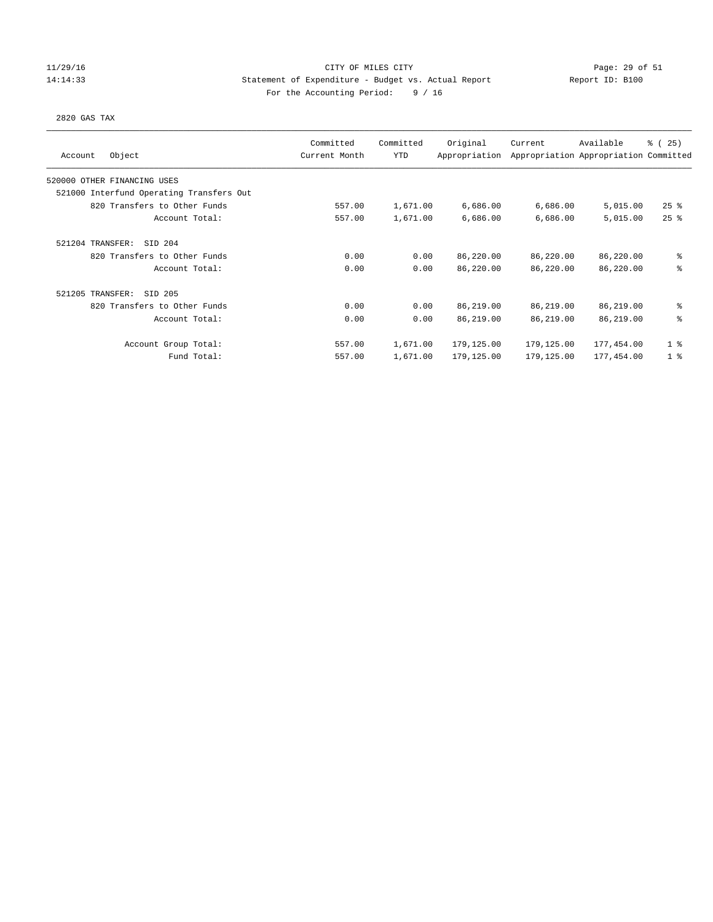CITY OF MILES CITY
Statement of Expenditure - Budget vs. Actual Report
For the Accounting Period: 9 / 16

11/29/16 14:14:33 — Report ID: B100

2820 GAS TAX

| Account | Object | Committed Current Month | Committed YTD | Original Appropriation | Current Appropriation | Available Appropriation | % ( 25) Committed |
|---|---|---|---|---|---|---|---|
| 520000 OTHER FINANCING USES | | | | | | | |
| 521000 Interfund Operating Transfers Out | | | | | | | |
| | 820 Transfers to Other Funds | 557.00 | 1,671.00 | 6,686.00 | 6,686.00 | 5,015.00 | 25 % |
| | Account Total: | 557.00 | 1,671.00 | 6,686.00 | 6,686.00 | 5,015.00 | 25 % |
| 521204 TRANSFER: SID 204 | | | | | | | |
| | 820 Transfers to Other Funds | 0.00 | 0.00 | 86,220.00 | 86,220.00 | 86,220.00 | % |
| | Account Total: | 0.00 | 0.00 | 86,220.00 | 86,220.00 | 86,220.00 | % |
| 521205 TRANSFER: SID 205 | | | | | | | |
| | 820 Transfers to Other Funds | 0.00 | 0.00 | 86,219.00 | 86,219.00 | 86,219.00 | % |
| | Account Total: | 0.00 | 0.00 | 86,219.00 | 86,219.00 | 86,219.00 | % |
| | Account Group Total: | 557.00 | 1,671.00 | 179,125.00 | 179,125.00 | 177,454.00 | 1 % |
| | Fund Total: | 557.00 | 1,671.00 | 179,125.00 | 179,125.00 | 177,454.00 | 1 % |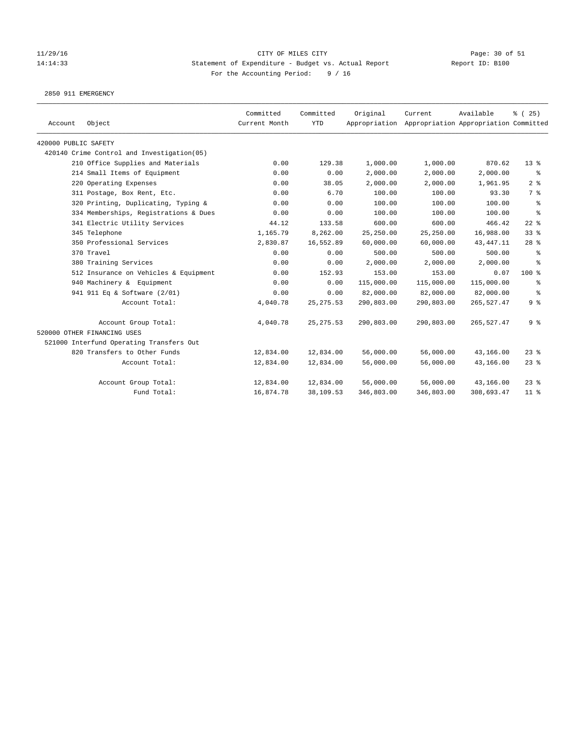CITY OF MILES CITY

Statement of Expenditure - Budget vs. Actual Report

Report ID: B100

For the Accounting Period: 9 / 16

11/29/16
14:14:33

2850 911 EMERGENCY

| Account | Object | Committed Current Month | Committed YTD | Original Appropriation | Current Appropriation | Available Appropriation | % ( 25) Committed |
|---|---|---|---|---|---|---|---|
| 420000 PUBLIC SAFETY | | | | | | | |
| 420140 Crime Control and Investigation(05) | | | | | | | |
| | 210 Office Supplies and Materials | 0.00 | 129.38 | 1,000.00 | 1,000.00 | 870.62 | 13 % |
| | 214 Small Items of Equipment | 0.00 | 0.00 | 2,000.00 | 2,000.00 | 2,000.00 | % |
| | 220 Operating Expenses | 0.00 | 38.05 | 2,000.00 | 2,000.00 | 1,961.95 | 2 % |
| | 311 Postage, Box Rent, Etc. | 0.00 | 6.70 | 100.00 | 100.00 | 93.30 | 7 % |
| | 320 Printing, Duplicating, Typing & | 0.00 | 0.00 | 100.00 | 100.00 | 100.00 | % |
| | 334 Memberships, Registrations & Dues | 0.00 | 0.00 | 100.00 | 100.00 | 100.00 | % |
| | 341 Electric Utility Services | 44.12 | 133.58 | 600.00 | 600.00 | 466.42 | 22 % |
| | 345 Telephone | 1,165.79 | 8,262.00 | 25,250.00 | 25,250.00 | 16,988.00 | 33 % |
| | 350 Professional Services | 2,830.87 | 16,552.89 | 60,000.00 | 60,000.00 | 43,447.11 | 28 % |
| | 370 Travel | 0.00 | 0.00 | 500.00 | 500.00 | 500.00 | % |
| | 380 Training Services | 0.00 | 0.00 | 2,000.00 | 2,000.00 | 2,000.00 | % |
| | 512 Insurance on Vehicles & Equipment | 0.00 | 152.93 | 153.00 | 153.00 | 0.07 | 100 % |
| | 940 Machinery & Equipment | 0.00 | 0.00 | 115,000.00 | 115,000.00 | 115,000.00 | % |
| | 941 911 Eq & Software (2/01) | 0.00 | 0.00 | 82,000.00 | 82,000.00 | 82,000.00 | % |
| | Account Total: | 4,040.78 | 25,275.53 | 290,803.00 | 290,803.00 | 265,527.47 | 9 % |
| | Account Group Total: | 4,040.78 | 25,275.53 | 290,803.00 | 290,803.00 | 265,527.47 | 9 % |
| 520000 OTHER FINANCING USES | | | | | | | |
| 521000 Interfund Operating Transfers Out | | | | | | | |
| | 820 Transfers to Other Funds | 12,834.00 | 12,834.00 | 56,000.00 | 56,000.00 | 43,166.00 | 23 % |
| | Account Total: | 12,834.00 | 12,834.00 | 56,000.00 | 56,000.00 | 43,166.00 | 23 % |
| | Account Group Total: | 12,834.00 | 12,834.00 | 56,000.00 | 56,000.00 | 43,166.00 | 23 % |
| | Fund Total: | 16,874.78 | 38,109.53 | 346,803.00 | 346,803.00 | 308,693.47 | 11 % |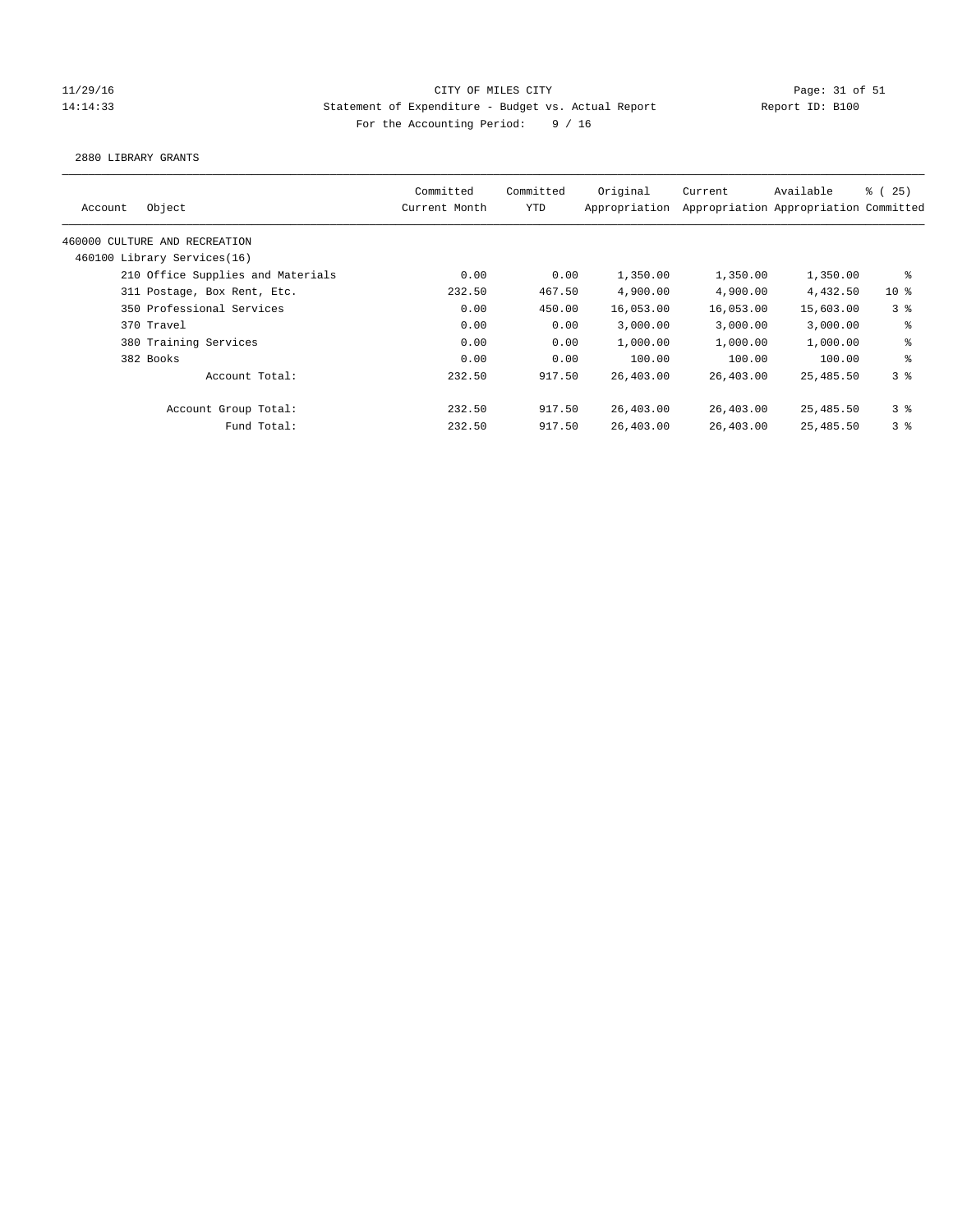CITY OF MILES CITY
Statement of Expenditure - Budget vs. Actual Report
Report ID: B100
For the Accounting Period: 9 / 16

11/29/16
14:14:33

2880 LIBRARY GRANTS

| Account | Object | Committed Current Month | Committed YTD | Original Appropriation | Current Appropriation | Available Appropriation | % ( 25) Committed |
|---|---|---|---|---|---|---|---|
| 460000 CULTURE AND RECREATION | | | | | | | |
| 460100 Library Services(16) | | | | | | | |
| | 210 Office Supplies and Materials | 0.00 | 0.00 | 1,350.00 | 1,350.00 | 1,350.00 | % |
| | 311 Postage, Box Rent, Etc. | 232.50 | 467.50 | 4,900.00 | 4,900.00 | 4,432.50 | 10 % |
| | 350 Professional Services | 0.00 | 450.00 | 16,053.00 | 16,053.00 | 15,603.00 | 3 % |
| | 370 Travel | 0.00 | 0.00 | 3,000.00 | 3,000.00 | 3,000.00 | % |
| | 380 Training Services | 0.00 | 0.00 | 1,000.00 | 1,000.00 | 1,000.00 | % |
| | 382 Books | 0.00 | 0.00 | 100.00 | 100.00 | 100.00 | % |
| | Account Total: | 232.50 | 917.50 | 26,403.00 | 26,403.00 | 25,485.50 | 3 % |
| | Account Group Total: | 232.50 | 917.50 | 26,403.00 | 26,403.00 | 25,485.50 | 3 % |
| | Fund Total: | 232.50 | 917.50 | 26,403.00 | 26,403.00 | 25,485.50 | 3 % |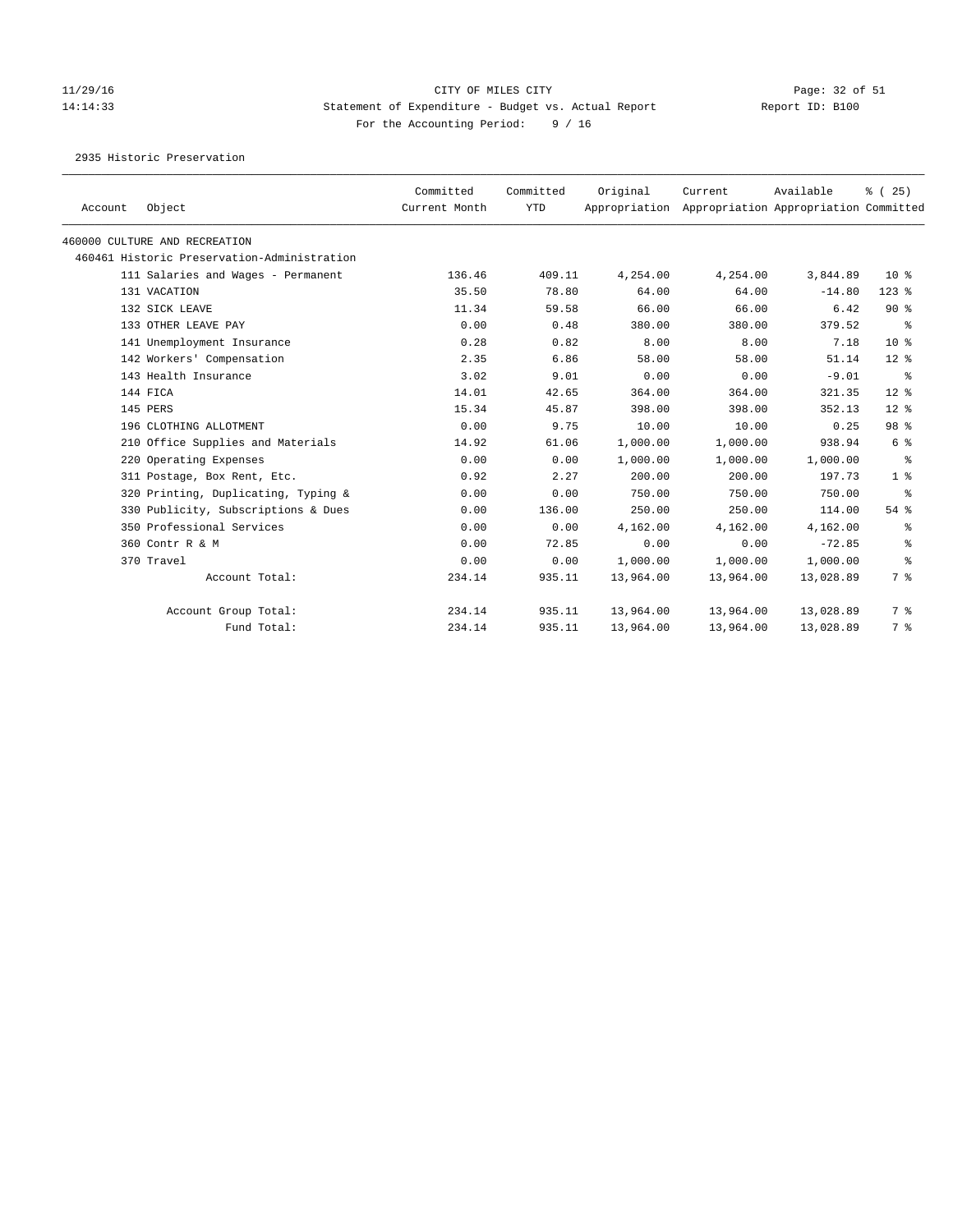CITY OF MILES CITY
Statement of Expenditure - Budget vs. Actual Report
Report ID: B100
For the Accounting Period: 9 / 16

2935 Historic Preservation

| Account | Object | Committed Current Month | Committed YTD | Original Appropriation | Current Appropriation | Available Appropriation | % ( 25) Committed |
|---|---|---|---|---|---|---|---|
| 460000 CULTURE AND RECREATION | | | | | | | |
| 460461 Historic Preservation-Administration | | | | | | | |
| | 111 Salaries and Wages - Permanent | 136.46 | 409.11 | 4,254.00 | 4,254.00 | 3,844.89 | 10 % |
| | 131 VACATION | 35.50 | 78.80 | 64.00 | 64.00 | -14.80 | 123 % |
| | 132 SICK LEAVE | 11.34 | 59.58 | 66.00 | 66.00 | 6.42 | 90 % |
| | 133 OTHER LEAVE PAY | 0.00 | 0.48 | 380.00 | 380.00 | 379.52 | % |
| | 141 Unemployment Insurance | 0.28 | 0.82 | 8.00 | 8.00 | 7.18 | 10 % |
| | 142 Workers' Compensation | 2.35 | 6.86 | 58.00 | 58.00 | 51.14 | 12 % |
| | 143 Health Insurance | 3.02 | 9.01 | 0.00 | 0.00 | -9.01 | % |
| | 144 FICA | 14.01 | 42.65 | 364.00 | 364.00 | 321.35 | 12 % |
| | 145 PERS | 15.34 | 45.87 | 398.00 | 398.00 | 352.13 | 12 % |
| | 196 CLOTHING ALLOTMENT | 0.00 | 9.75 | 10.00 | 10.00 | 0.25 | 98 % |
| | 210 Office Supplies and Materials | 14.92 | 61.06 | 1,000.00 | 1,000.00 | 938.94 | 6 % |
| | 220 Operating Expenses | 0.00 | 0.00 | 1,000.00 | 1,000.00 | 1,000.00 | % |
| | 311 Postage, Box Rent, Etc. | 0.92 | 2.27 | 200.00 | 200.00 | 197.73 | 1 % |
| | 320 Printing, Duplicating, Typing & | 0.00 | 0.00 | 750.00 | 750.00 | 750.00 | % |
| | 330 Publicity, Subscriptions & Dues | 0.00 | 136.00 | 250.00 | 250.00 | 114.00 | 54 % |
| | 350 Professional Services | 0.00 | 0.00 | 4,162.00 | 4,162.00 | 4,162.00 | % |
| | 360 Contr R & M | 0.00 | 72.85 | 0.00 | 0.00 | -72.85 | % |
| | 370 Travel | 0.00 | 0.00 | 1,000.00 | 1,000.00 | 1,000.00 | % |
| | Account Total: | 234.14 | 935.11 | 13,964.00 | 13,964.00 | 13,028.89 | 7 % |
| | Account Group Total: | 234.14 | 935.11 | 13,964.00 | 13,964.00 | 13,028.89 | 7 % |
| | Fund Total: | 234.14 | 935.11 | 13,964.00 | 13,964.00 | 13,028.89 | 7 % |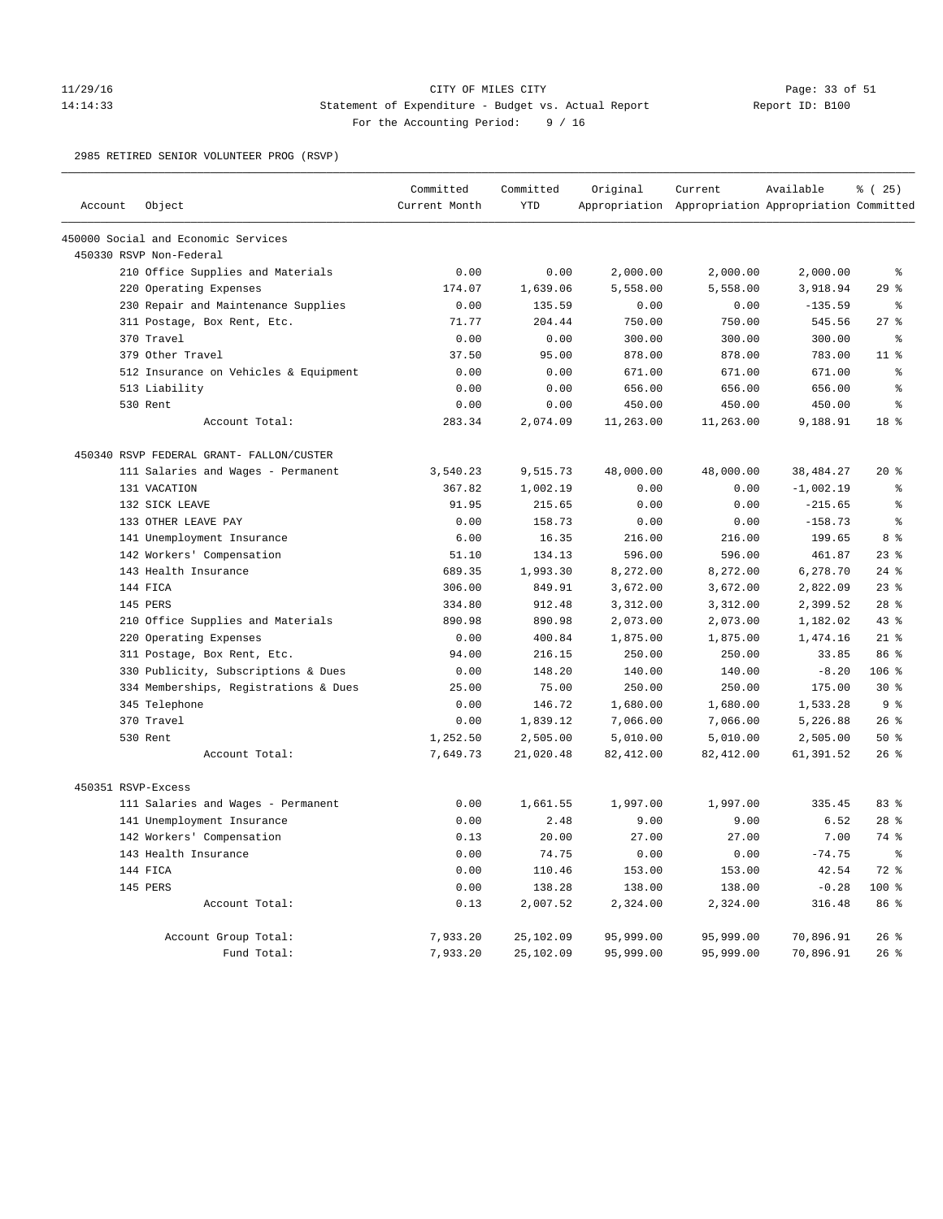CITY OF MILES CITY

Statement of Expenditure - Budget vs. Actual Report

For the Accounting Period: 9 / 16

2985 RETIRED SENIOR VOLUNTEER PROG (RSVP)

| Account | Object | Committed Current Month | Committed YTD | Original Appropriation | Current Appropriation | Available Appropriation | % ( 25) Committed |
|---|---|---|---|---|---|---|---|
| 450000 Social and Economic Services | | | | | | | |
| 450330 RSVP Non-Federal | | | | | | | |
| | 210 Office Supplies and Materials | 0.00 | 0.00 | 2,000.00 | 2,000.00 | 2,000.00 | % |
| | 220 Operating Expenses | 174.07 | 1,639.06 | 5,558.00 | 5,558.00 | 3,918.94 | 29 % |
| | 230 Repair and Maintenance Supplies | 0.00 | 135.59 | 0.00 | 0.00 | -135.59 | % |
| | 311 Postage, Box Rent, Etc. | 71.77 | 204.44 | 750.00 | 750.00 | 545.56 | 27 % |
| | 370 Travel | 0.00 | 0.00 | 300.00 | 300.00 | 300.00 | % |
| | 379 Other Travel | 37.50 | 95.00 | 878.00 | 878.00 | 783.00 | 11 % |
| | 512 Insurance on Vehicles & Equipment | 0.00 | 0.00 | 671.00 | 671.00 | 671.00 | % |
| | 513 Liability | 0.00 | 0.00 | 656.00 | 656.00 | 656.00 | % |
| | 530 Rent | 0.00 | 0.00 | 450.00 | 450.00 | 450.00 | % |
| | Account Total: | 283.34 | 2,074.09 | 11,263.00 | 11,263.00 | 9,188.91 | 18 % |
| 450340 RSVP FEDERAL GRANT- FALLON/CUSTER | | | | | | | |
| | 111 Salaries and Wages - Permanent | 3,540.23 | 9,515.73 | 48,000.00 | 48,000.00 | 38,484.27 | 20 % |
| | 131 VACATION | 367.82 | 1,002.19 | 0.00 | 0.00 | -1,002.19 | % |
| | 132 SICK LEAVE | 91.95 | 215.65 | 0.00 | 0.00 | -215.65 | % |
| | 133 OTHER LEAVE PAY | 0.00 | 158.73 | 0.00 | 0.00 | -158.73 | % |
| | 141 Unemployment Insurance | 6.00 | 16.35 | 216.00 | 216.00 | 199.65 | 8 % |
| | 142 Workers' Compensation | 51.10 | 134.13 | 596.00 | 596.00 | 461.87 | 23 % |
| | 143 Health Insurance | 689.35 | 1,993.30 | 8,272.00 | 8,272.00 | 6,278.70 | 24 % |
| | 144 FICA | 306.00 | 849.91 | 3,672.00 | 3,672.00 | 2,822.09 | 23 % |
| | 145 PERS | 334.80 | 912.48 | 3,312.00 | 3,312.00 | 2,399.52 | 28 % |
| | 210 Office Supplies and Materials | 890.98 | 890.98 | 2,073.00 | 2,073.00 | 1,182.02 | 43 % |
| | 220 Operating Expenses | 0.00 | 400.84 | 1,875.00 | 1,875.00 | 1,474.16 | 21 % |
| | 311 Postage, Box Rent, Etc. | 94.00 | 216.15 | 250.00 | 250.00 | 33.85 | 86 % |
| | 330 Publicity, Subscriptions & Dues | 0.00 | 148.20 | 140.00 | 140.00 | -8.20 | 106 % |
| | 334 Memberships, Registrations & Dues | 25.00 | 75.00 | 250.00 | 250.00 | 175.00 | 30 % |
| | 345 Telephone | 0.00 | 146.72 | 1,680.00 | 1,680.00 | 1,533.28 | 9 % |
| | 370 Travel | 0.00 | 1,839.12 | 7,066.00 | 7,066.00 | 5,226.88 | 26 % |
| | 530 Rent | 1,252.50 | 2,505.00 | 5,010.00 | 5,010.00 | 2,505.00 | 50 % |
| | Account Total: | 7,649.73 | 21,020.48 | 82,412.00 | 82,412.00 | 61,391.52 | 26 % |
| 450351 RSVP-Excess | | | | | | | |
| | 111 Salaries and Wages - Permanent | 0.00 | 1,661.55 | 1,997.00 | 1,997.00 | 335.45 | 83 % |
| | 141 Unemployment Insurance | 0.00 | 2.48 | 9.00 | 9.00 | 6.52 | 28 % |
| | 142 Workers' Compensation | 0.13 | 20.00 | 27.00 | 27.00 | 7.00 | 74 % |
| | 143 Health Insurance | 0.00 | 74.75 | 0.00 | 0.00 | -74.75 | % |
| | 144 FICA | 0.00 | 110.46 | 153.00 | 153.00 | 42.54 | 72 % |
| | 145 PERS | 0.00 | 138.28 | 138.00 | 138.00 | -0.28 | 100 % |
| | Account Total: | 0.13 | 2,007.52 | 2,324.00 | 2,324.00 | 316.48 | 86 % |
| | Account Group Total: | 7,933.20 | 25,102.09 | 95,999.00 | 95,999.00 | 70,896.91 | 26 % |
| | Fund Total: | 7,933.20 | 25,102.09 | 95,999.00 | 95,999.00 | 70,896.91 | 26 % |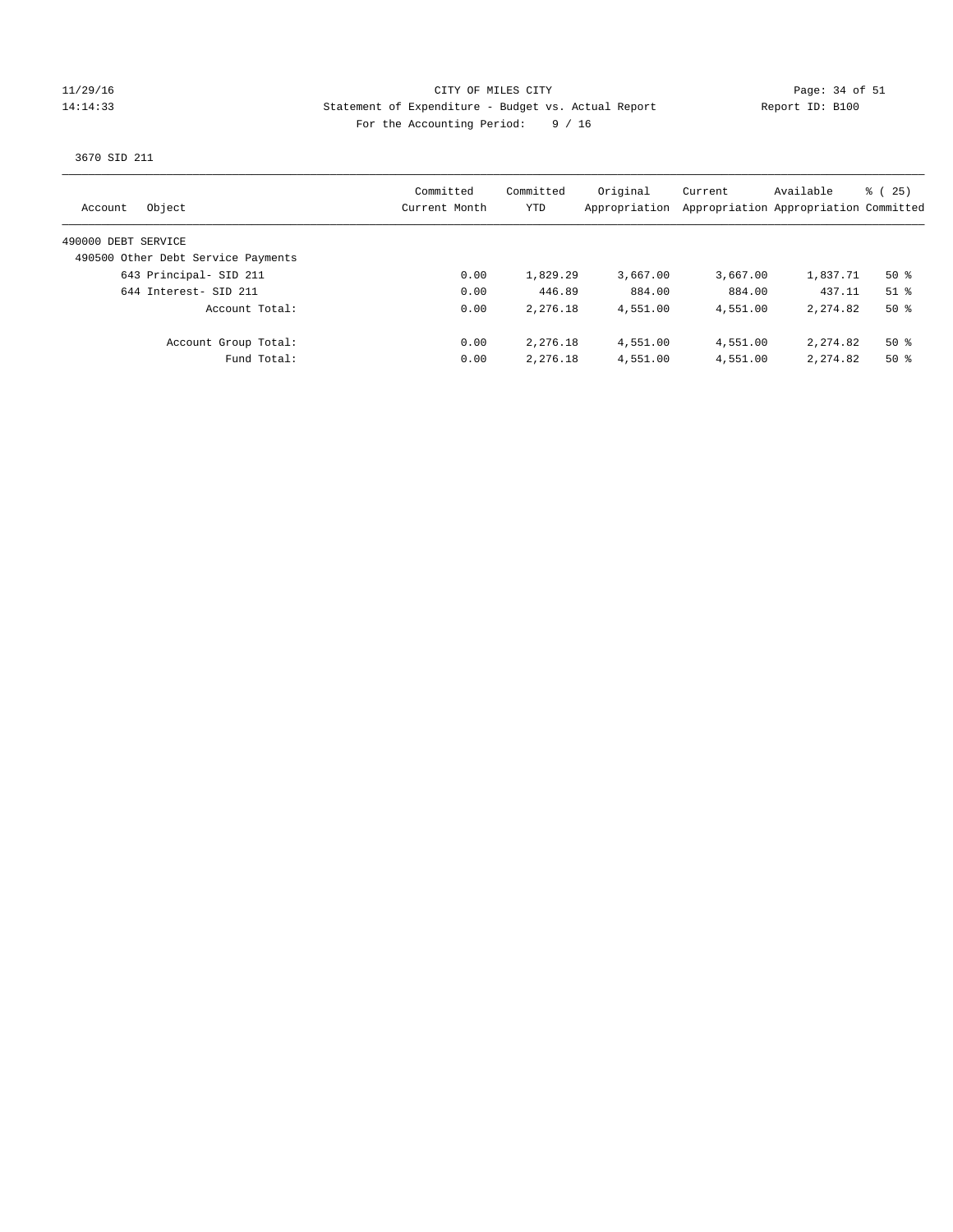CITY OF MILES CITY
Statement of Expenditure - Budget vs. Actual Report
For the Accounting Period: 9 / 16

11/29/16
14:14:33

Report ID: B100

3670 SID 211

| Account | Object | Committed Current Month | Committed YTD | Original Appropriation | Current Appropriation | Available Appropriation | % ( 25) Committed |
|---|---|---|---|---|---|---|---|
| 490000 DEBT SERVICE | | | | | | | |
| 490500 Other Debt Service Payments | | | | | | | |
| | 643 Principal- SID 211 | 0.00 | 1,829.29 | 3,667.00 | 3,667.00 | 1,837.71 | 50 % |
| | 644 Interest- SID 211 | 0.00 | 446.89 | 884.00 | 884.00 | 437.11 | 51 % |
| | Account Total: | 0.00 | 2,276.18 | 4,551.00 | 4,551.00 | 2,274.82 | 50 % |
| | Account Group Total: | 0.00 | 2,276.18 | 4,551.00 | 4,551.00 | 2,274.82 | 50 % |
| | Fund Total: | 0.00 | 2,276.18 | 4,551.00 | 4,551.00 | 2,274.82 | 50 % |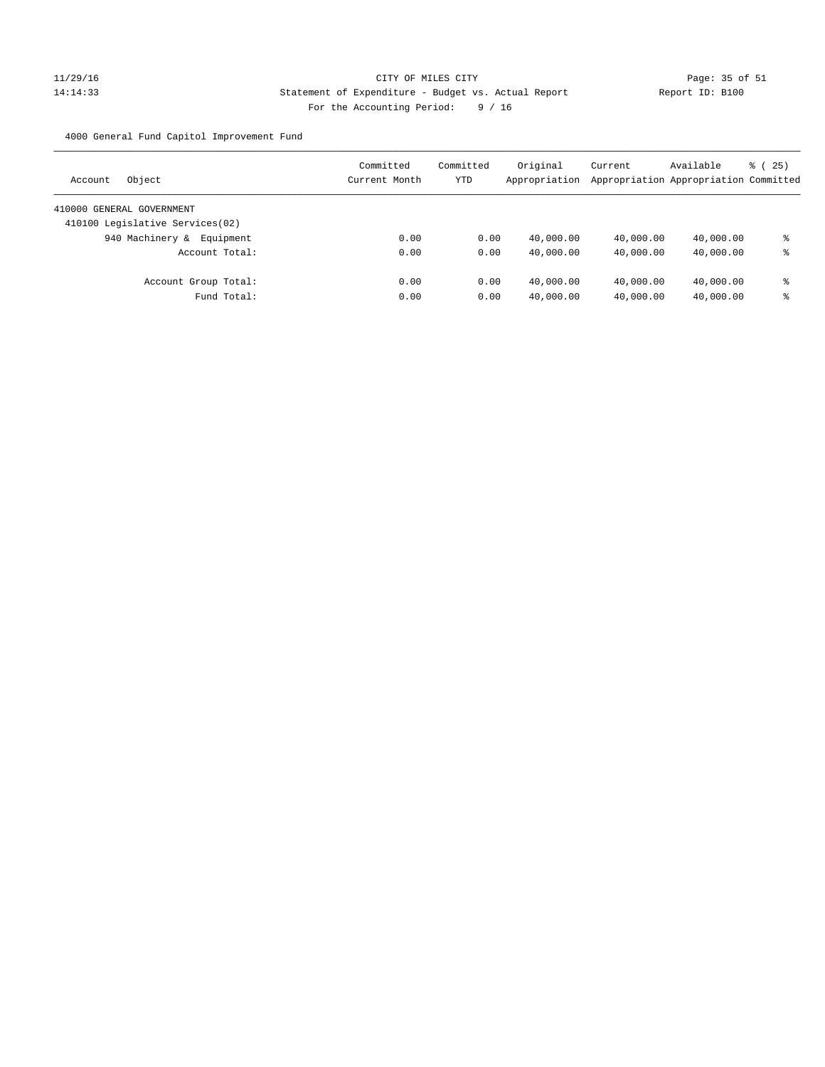CITY OF MILES CITY

Statement of Expenditure - Budget vs. Actual Report

For the Accounting Period: 9 / 16

11/29/16 14:14:33 — Report ID: B100

4000 General Fund Capitol Improvement Fund

| Account Object | Committed Current Month | Committed YTD | Original Appropriation | Current Appropriation | Available Appropriation | % ( 25) Committed |
|---|---|---|---|---|---|---|
| 410000 GENERAL GOVERNMENT | | | | | | |
| 410100 Legislative Services(02) | | | | | | |
| 940 Machinery & Equipment | 0.00 | 0.00 | 40,000.00 | 40,000.00 | 40,000.00 | % |
| Account Total: | 0.00 | 0.00 | 40,000.00 | 40,000.00 | 40,000.00 | % |
| Account Group Total: | 0.00 | 0.00 | 40,000.00 | 40,000.00 | 40,000.00 | % |
| Fund Total: | 0.00 | 0.00 | 40,000.00 | 40,000.00 | 40,000.00 | % |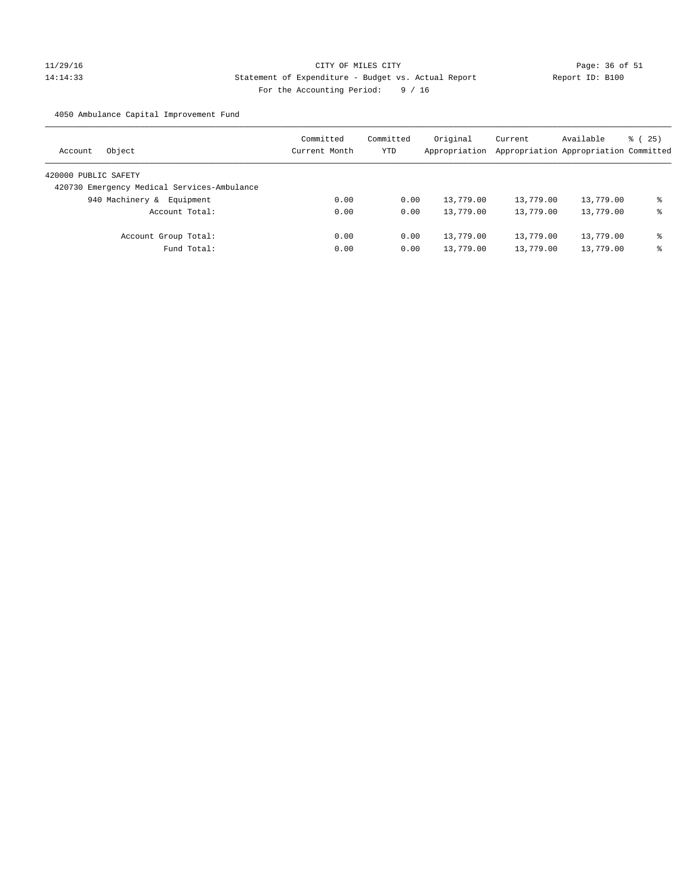CITY OF MILES CITY
Statement of Expenditure - Budget vs. Actual Report
For the Accounting Period: 9 / 16

4050 Ambulance Capital Improvement Fund

| Account Object | Committed Current Month | Committed YTD | Original Appropriation | Current Appropriation | Available Appropriation | % ( 25) Committed |
|---|---|---|---|---|---|---|
| 420000 PUBLIC SAFETY | | | | | | |
| 420730 Emergency Medical Services-Ambulance | | | | | | |
| 940 Machinery & Equipment | 0.00 | 0.00 | 13,779.00 | 13,779.00 | 13,779.00 | % |
| Account Total: | 0.00 | 0.00 | 13,779.00 | 13,779.00 | 13,779.00 | % |
| Account Group Total: | 0.00 | 0.00 | 13,779.00 | 13,779.00 | 13,779.00 | % |
| Fund Total: | 0.00 | 0.00 | 13,779.00 | 13,779.00 | 13,779.00 | % |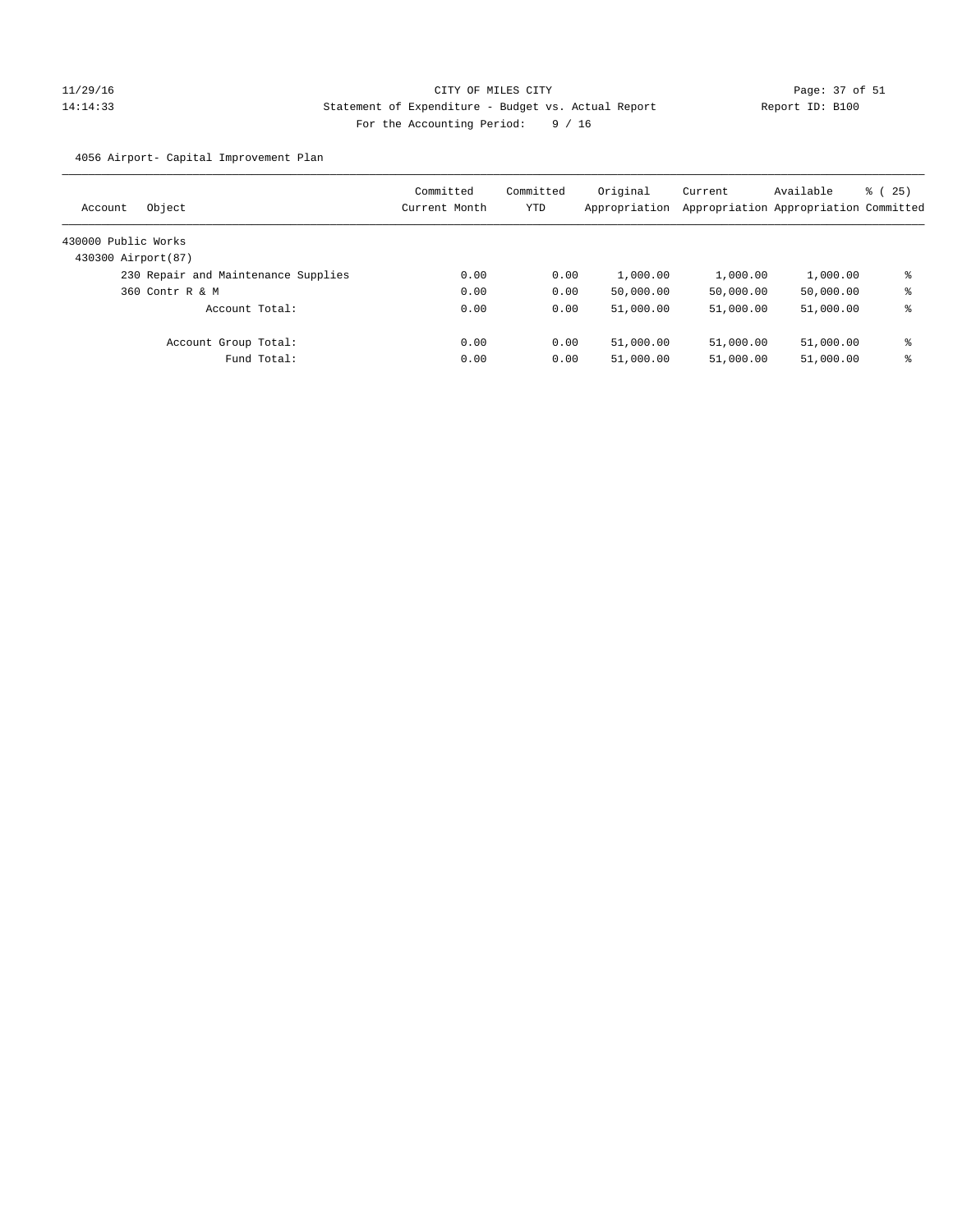CITY OF MILES CITY
Statement of Expenditure - Budget vs. Actual Report
Report ID: B100
For the Accounting Period: 9 / 16

11/29/16
14:14:33

4056 Airport- Capital Improvement Plan

| Account | Object | Committed Current Month | Committed YTD | Original Appropriation | Current Appropriation | Available Appropriation | % ( 25) Committed |
|---|---|---|---|---|---|---|---|
| 430000 Public Works | | | | | | | |
| 430300 Airport(87) | | | | | | | |
| | 230 Repair and Maintenance Supplies | 0.00 | 0.00 | 1,000.00 | 1,000.00 | 1,000.00 | % |
| | 360 Contr R & M | 0.00 | 0.00 | 50,000.00 | 50,000.00 | 50,000.00 | % |
| | Account Total: | 0.00 | 0.00 | 51,000.00 | 51,000.00 | 51,000.00 | % |
| | Account Group Total: | 0.00 | 0.00 | 51,000.00 | 51,000.00 | 51,000.00 | % |
| | Fund Total: | 0.00 | 0.00 | 51,000.00 | 51,000.00 | 51,000.00 | % |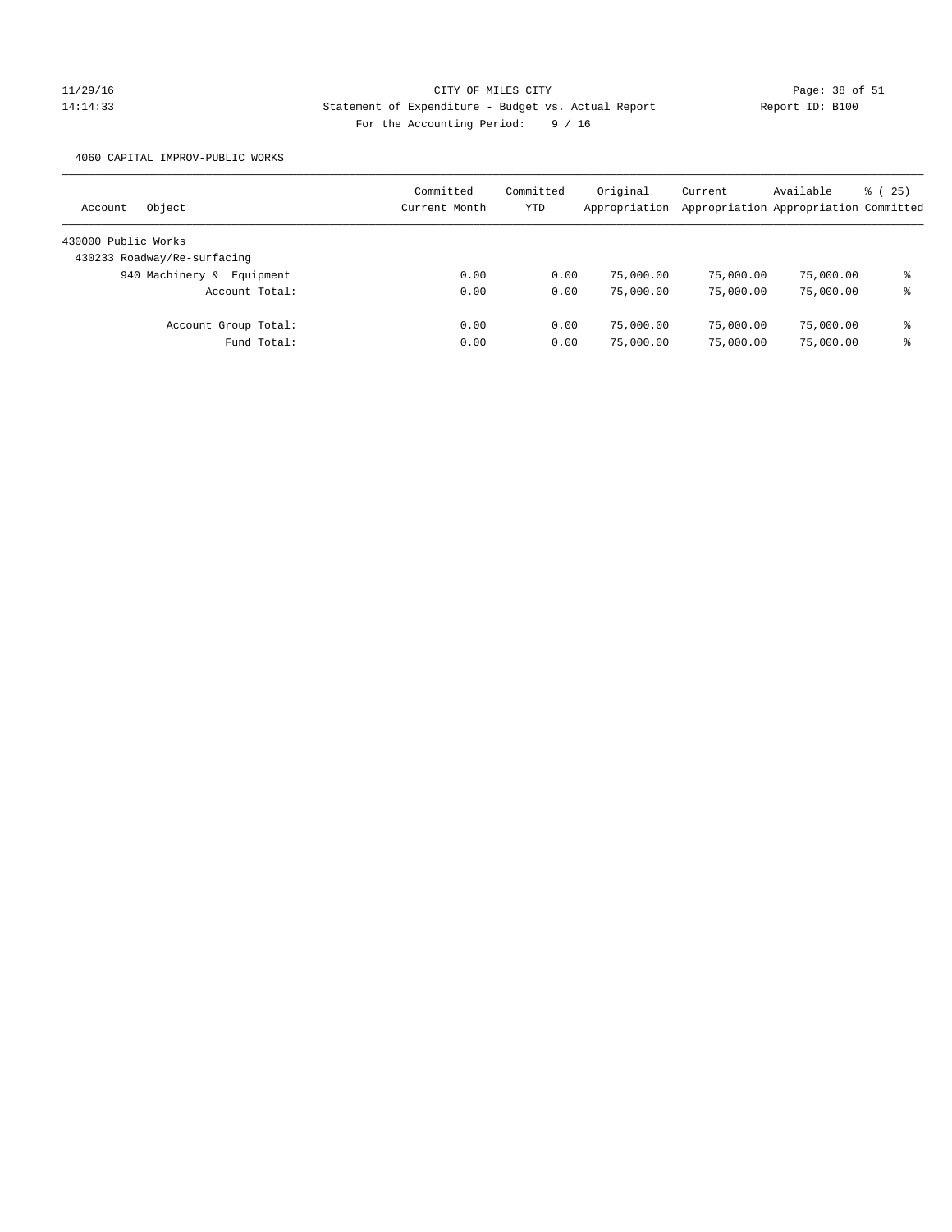CITY OF MILES CITY

Statement of Expenditure - Budget vs. Actual Report

Report ID: B100

For the Accounting Period: 9 / 16

11/29/16 14:14:33

4060 CAPITAL IMPROV-PUBLIC WORKS

| Account Object | Committed Current Month | Committed YTD | Original Appropriation | Current Appropriation | Available Appropriation | % ( 25) Committed |
|---|---|---|---|---|---|---|
| 430000 Public Works | | | | | | |
| 430233 Roadway/Re-surfacing | | | | | | |
| 940 Machinery & Equipment | 0.00 | 0.00 | 75,000.00 | 75,000.00 | 75,000.00 | % |
| Account Total: | 0.00 | 0.00 | 75,000.00 | 75,000.00 | 75,000.00 | % |
| Account Group Total: | 0.00 | 0.00 | 75,000.00 | 75,000.00 | 75,000.00 | % |
| Fund Total: | 0.00 | 0.00 | 75,000.00 | 75,000.00 | 75,000.00 | % |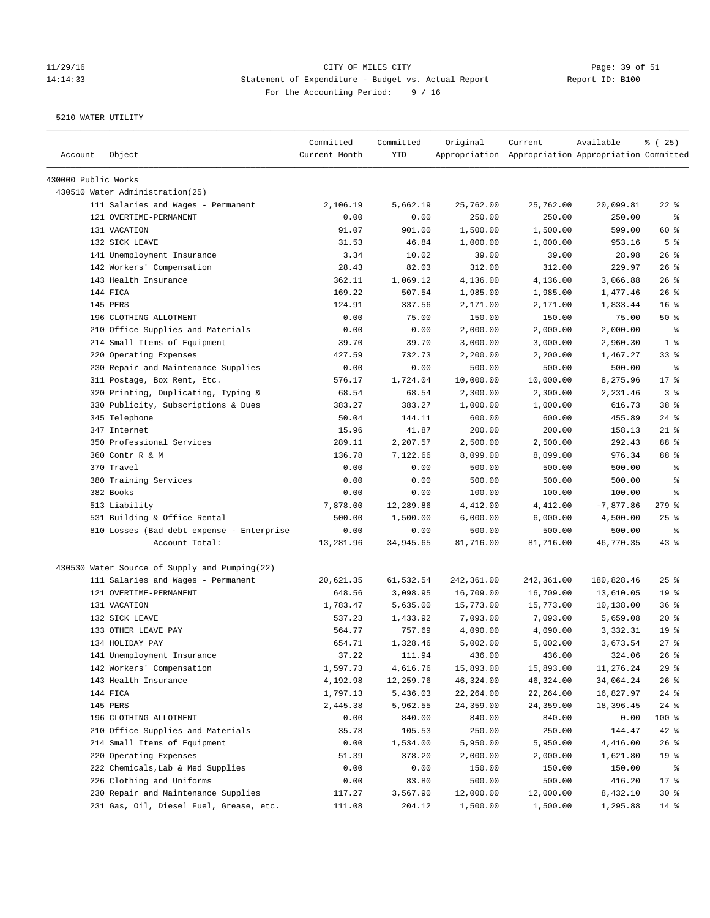CITY OF MILES CITY

Statement of Expenditure - Budget vs. Actual Report

Report ID: B100

For the Accounting Period: 9 / 16

5210 WATER UTILITY

| Account | Object | Committed Current Month | Committed YTD | Original Appropriation | Current Appropriation | Available Appropriation | % ( 25) Committed |
|---|---|---|---|---|---|---|---|
| 430000 Public Works | | | | | | | |
| 430510 Water Administration(25) | | | | | | | |
| | 111 Salaries and Wages - Permanent | 2,106.19 | 5,662.19 | 25,762.00 | 25,762.00 | 20,099.81 | 22 % |
| | 121 OVERTIME-PERMANENT | 0.00 | 0.00 | 250.00 | 250.00 | 250.00 | % |
| | 131 VACATION | 91.07 | 901.00 | 1,500.00 | 1,500.00 | 599.00 | 60 % |
| | 132 SICK LEAVE | 31.53 | 46.84 | 1,000.00 | 1,000.00 | 953.16 | 5 % |
| | 141 Unemployment Insurance | 3.34 | 10.02 | 39.00 | 39.00 | 28.98 | 26 % |
| | 142 Workers' Compensation | 28.43 | 82.03 | 312.00 | 312.00 | 229.97 | 26 % |
| | 143 Health Insurance | 362.11 | 1,069.12 | 4,136.00 | 4,136.00 | 3,066.88 | 26 % |
| | 144 FICA | 169.22 | 507.54 | 1,985.00 | 1,985.00 | 1,477.46 | 26 % |
| | 145 PERS | 124.91 | 337.56 | 2,171.00 | 2,171.00 | 1,833.44 | 16 % |
| | 196 CLOTHING ALLOTMENT | 0.00 | 75.00 | 150.00 | 150.00 | 75.00 | 50 % |
| | 210 Office Supplies and Materials | 0.00 | 0.00 | 2,000.00 | 2,000.00 | 2,000.00 | % |
| | 214 Small Items of Equipment | 39.70 | 39.70 | 3,000.00 | 3,000.00 | 2,960.30 | 1 % |
| | 220 Operating Expenses | 427.59 | 732.73 | 2,200.00 | 2,200.00 | 1,467.27 | 33 % |
| | 230 Repair and Maintenance Supplies | 0.00 | 0.00 | 500.00 | 500.00 | 500.00 | % |
| | 311 Postage, Box Rent, Etc. | 576.17 | 1,724.04 | 10,000.00 | 10,000.00 | 8,275.96 | 17 % |
| | 320 Printing, Duplicating, Typing & | 68.54 | 68.54 | 2,300.00 | 2,300.00 | 2,231.46 | 3 % |
| | 330 Publicity, Subscriptions & Dues | 383.27 | 383.27 | 1,000.00 | 1,000.00 | 616.73 | 38 % |
| | 345 Telephone | 50.04 | 144.11 | 600.00 | 600.00 | 455.89 | 24 % |
| | 347 Internet | 15.96 | 41.87 | 200.00 | 200.00 | 158.13 | 21 % |
| | 350 Professional Services | 289.11 | 2,207.57 | 2,500.00 | 2,500.00 | 292.43 | 88 % |
| | 360 Contr R & M | 136.78 | 7,122.66 | 8,099.00 | 8,099.00 | 976.34 | 88 % |
| | 370 Travel | 0.00 | 0.00 | 500.00 | 500.00 | 500.00 | % |
| | 380 Training Services | 0.00 | 0.00 | 500.00 | 500.00 | 500.00 | % |
| | 382 Books | 0.00 | 0.00 | 100.00 | 100.00 | 100.00 | % |
| | 513 Liability | 7,878.00 | 12,289.86 | 4,412.00 | 4,412.00 | -7,877.86 | 279 % |
| | 531 Building & Office Rental | 500.00 | 1,500.00 | 6,000.00 | 6,000.00 | 4,500.00 | 25 % |
| | 810 Losses (Bad debt expense - Enterprise | 0.00 | 0.00 | 500.00 | 500.00 | 500.00 | % |
| | Account Total: | 13,281.96 | 34,945.65 | 81,716.00 | 81,716.00 | 46,770.35 | 43 % |
| 430530 Water Source of Supply and Pumping(22) | | | | | | | |
| | 111 Salaries and Wages - Permanent | 20,621.35 | 61,532.54 | 242,361.00 | 242,361.00 | 180,828.46 | 25 % |
| | 121 OVERTIME-PERMANENT | 648.56 | 3,098.95 | 16,709.00 | 16,709.00 | 13,610.05 | 19 % |
| | 131 VACATION | 1,783.47 | 5,635.00 | 15,773.00 | 15,773.00 | 10,138.00 | 36 % |
| | 132 SICK LEAVE | 537.23 | 1,433.92 | 7,093.00 | 7,093.00 | 5,659.08 | 20 % |
| | 133 OTHER LEAVE PAY | 564.77 | 757.69 | 4,090.00 | 4,090.00 | 3,332.31 | 19 % |
| | 134 HOLIDAY PAY | 654.71 | 1,328.46 | 5,002.00 | 5,002.00 | 3,673.54 | 27 % |
| | 141 Unemployment Insurance | 37.22 | 111.94 | 436.00 | 436.00 | 324.06 | 26 % |
| | 142 Workers' Compensation | 1,597.73 | 4,616.76 | 15,893.00 | 15,893.00 | 11,276.24 | 29 % |
| | 143 Health Insurance | 4,192.98 | 12,259.76 | 46,324.00 | 46,324.00 | 34,064.24 | 26 % |
| | 144 FICA | 1,797.13 | 5,436.03 | 22,264.00 | 22,264.00 | 16,827.97 | 24 % |
| | 145 PERS | 2,445.38 | 5,962.55 | 24,359.00 | 24,359.00 | 18,396.45 | 24 % |
| | 196 CLOTHING ALLOTMENT | 0.00 | 840.00 | 840.00 | 840.00 | 0.00 | 100 % |
| | 210 Office Supplies and Materials | 35.78 | 105.53 | 250.00 | 250.00 | 144.47 | 42 % |
| | 214 Small Items of Equipment | 0.00 | 1,534.00 | 5,950.00 | 5,950.00 | 4,416.00 | 26 % |
| | 220 Operating Expenses | 51.39 | 378.20 | 2,000.00 | 2,000.00 | 1,621.80 | 19 % |
| | 222 Chemicals,Lab & Med Supplies | 0.00 | 0.00 | 150.00 | 150.00 | 150.00 | % |
| | 226 Clothing and Uniforms | 0.00 | 83.80 | 500.00 | 500.00 | 416.20 | 17 % |
| | 230 Repair and Maintenance Supplies | 117.27 | 3,567.90 | 12,000.00 | 12,000.00 | 8,432.10 | 30 % |
| | 231 Gas, Oil, Diesel Fuel, Grease, etc. | 111.08 | 204.12 | 1,500.00 | 1,500.00 | 1,295.88 | 14 % |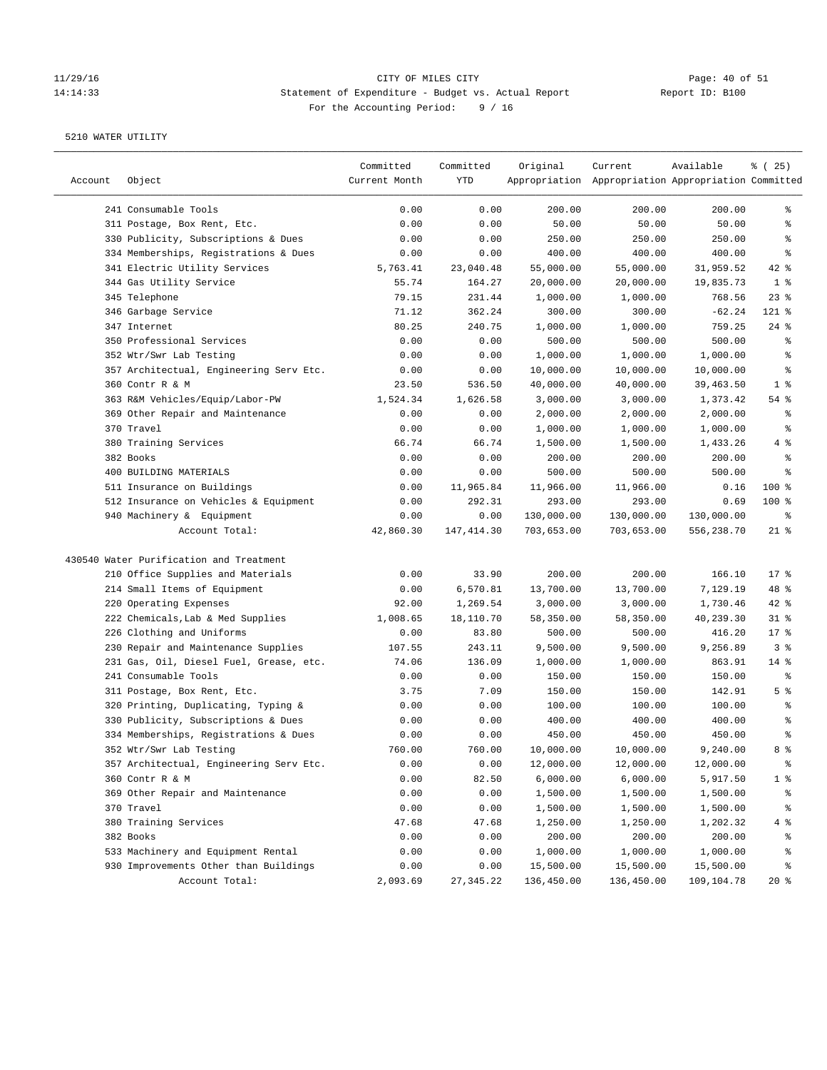CITY OF MILES CITY

Statement of Expenditure - Budget vs. Actual Report

For the Accounting Period: 9 / 16

5210 WATER UTILITY

| Account | Object | Committed Current Month | Committed YTD | Original Appropriation | Current Appropriation | Available Appropriation | % ( 25) Committed |
|---|---|---|---|---|---|---|---|
| | 241 Consumable Tools | 0.00 | 0.00 | 200.00 | 200.00 | 200.00 | % |
| | 311 Postage, Box Rent, Etc. | 0.00 | 0.00 | 50.00 | 50.00 | 50.00 | % |
| | 330 Publicity, Subscriptions & Dues | 0.00 | 0.00 | 250.00 | 250.00 | 250.00 | % |
| | 334 Memberships, Registrations & Dues | 0.00 | 0.00 | 400.00 | 400.00 | 400.00 | % |
| | 341 Electric Utility Services | 5,763.41 | 23,040.48 | 55,000.00 | 55,000.00 | 31,959.52 | 42 % |
| | 344 Gas Utility Service | 55.74 | 164.27 | 20,000.00 | 20,000.00 | 19,835.73 | 1 % |
| | 345 Telephone | 79.15 | 231.44 | 1,000.00 | 1,000.00 | 768.56 | 23 % |
| | 346 Garbage Service | 71.12 | 362.24 | 300.00 | 300.00 | -62.24 | 121 % |
| | 347 Internet | 80.25 | 240.75 | 1,000.00 | 1,000.00 | 759.25 | 24 % |
| | 350 Professional Services | 0.00 | 0.00 | 500.00 | 500.00 | 500.00 | % |
| | 352 Wtr/Swr Lab Testing | 0.00 | 0.00 | 1,000.00 | 1,000.00 | 1,000.00 | % |
| | 357 Architectual, Engineering Serv Etc. | 0.00 | 0.00 | 10,000.00 | 10,000.00 | 10,000.00 | % |
| | 360 Contr R & M | 23.50 | 536.50 | 40,000.00 | 40,000.00 | 39,463.50 | 1 % |
| | 363 R&M Vehicles/Equip/Labor-PW | 1,524.34 | 1,626.58 | 3,000.00 | 3,000.00 | 1,373.42 | 54 % |
| | 369 Other Repair and Maintenance | 0.00 | 0.00 | 2,000.00 | 2,000.00 | 2,000.00 | % |
| | 370 Travel | 0.00 | 0.00 | 1,000.00 | 1,000.00 | 1,000.00 | % |
| | 380 Training Services | 66.74 | 66.74 | 1,500.00 | 1,500.00 | 1,433.26 | 4 % |
| | 382 Books | 0.00 | 0.00 | 200.00 | 200.00 | 200.00 | % |
| | 400 BUILDING MATERIALS | 0.00 | 0.00 | 500.00 | 500.00 | 500.00 | % |
| | 511 Insurance on Buildings | 0.00 | 11,965.84 | 11,966.00 | 11,966.00 | 0.16 | 100 % |
| | 512 Insurance on Vehicles & Equipment | 0.00 | 292.31 | 293.00 | 293.00 | 0.69 | 100 % |
| | 940 Machinery & Equipment | 0.00 | 0.00 | 130,000.00 | 130,000.00 | 130,000.00 | % |
| | Account Total: | 42,860.30 | 147,414.30 | 703,653.00 | 703,653.00 | 556,238.70 | 21 % |
| 430540 Water Purification and Treatment | | | | | | | |
| | 210 Office Supplies and Materials | 0.00 | 33.90 | 200.00 | 200.00 | 166.10 | 17 % |
| | 214 Small Items of Equipment | 0.00 | 6,570.81 | 13,700.00 | 13,700.00 | 7,129.19 | 48 % |
| | 220 Operating Expenses | 92.00 | 1,269.54 | 3,000.00 | 3,000.00 | 1,730.46 | 42 % |
| | 222 Chemicals,Lab & Med Supplies | 1,008.65 | 18,110.70 | 58,350.00 | 58,350.00 | 40,239.30 | 31 % |
| | 226 Clothing and Uniforms | 0.00 | 83.80 | 500.00 | 500.00 | 416.20 | 17 % |
| | 230 Repair and Maintenance Supplies | 107.55 | 243.11 | 9,500.00 | 9,500.00 | 9,256.89 | 3 % |
| | 231 Gas, Oil, Diesel Fuel, Grease, etc. | 74.06 | 136.09 | 1,000.00 | 1,000.00 | 863.91 | 14 % |
| | 241 Consumable Tools | 0.00 | 0.00 | 150.00 | 150.00 | 150.00 | % |
| | 311 Postage, Box Rent, Etc. | 3.75 | 7.09 | 150.00 | 150.00 | 142.91 | 5 % |
| | 320 Printing, Duplicating, Typing & | 0.00 | 0.00 | 100.00 | 100.00 | 100.00 | % |
| | 330 Publicity, Subscriptions & Dues | 0.00 | 0.00 | 400.00 | 400.00 | 400.00 | % |
| | 334 Memberships, Registrations & Dues | 0.00 | 0.00 | 450.00 | 450.00 | 450.00 | % |
| | 352 Wtr/Swr Lab Testing | 760.00 | 760.00 | 10,000.00 | 10,000.00 | 9,240.00 | 8 % |
| | 357 Architectual, Engineering Serv Etc. | 0.00 | 0.00 | 12,000.00 | 12,000.00 | 12,000.00 | % |
| | 360 Contr R & M | 0.00 | 82.50 | 6,000.00 | 6,000.00 | 5,917.50 | 1 % |
| | 369 Other Repair and Maintenance | 0.00 | 0.00 | 1,500.00 | 1,500.00 | 1,500.00 | % |
| | 370 Travel | 0.00 | 0.00 | 1,500.00 | 1,500.00 | 1,500.00 | % |
| | 380 Training Services | 47.68 | 47.68 | 1,250.00 | 1,250.00 | 1,202.32 | 4 % |
| | 382 Books | 0.00 | 0.00 | 200.00 | 200.00 | 200.00 | % |
| | 533 Machinery and Equipment Rental | 0.00 | 0.00 | 1,000.00 | 1,000.00 | 1,000.00 | % |
| | 930 Improvements Other than Buildings | 0.00 | 0.00 | 15,500.00 | 15,500.00 | 15,500.00 | % |
| | Account Total: | 2,093.69 | 27,345.22 | 136,450.00 | 136,450.00 | 109,104.78 | 20 % |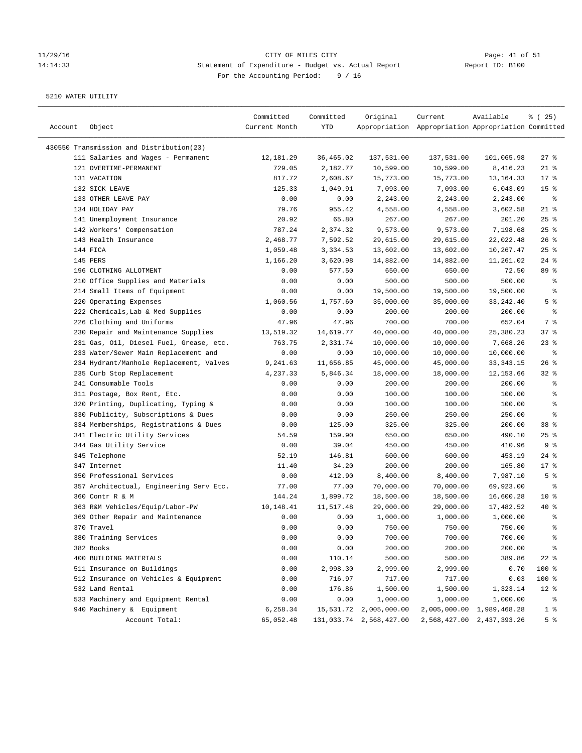CITY OF MILES CITY

Statement of Expenditure - Budget vs. Actual Report

Report ID: B100

For the Accounting Period: 9 / 16

11/29/16
14:14:33

5210 WATER UTILITY

| Account | Object | Committed Current Month | Committed YTD | Original Appropriation | Current Appropriation | Available Appropriation | % ( 25) Committed |
|---|---|---|---|---|---|---|---|
| 430550 Transmission and Distribution(23) | | | | | | | |
| | 111 Salaries and Wages - Permanent | 12,181.29 | 36,465.02 | 137,531.00 | 137,531.00 | 101,065.98 | 27 % |
| | 121 OVERTIME-PERMANENT | 729.05 | 2,182.77 | 10,599.00 | 10,599.00 | 8,416.23 | 21 % |
| | 131 VACATION | 817.72 | 2,608.67 | 15,773.00 | 15,773.00 | 13,164.33 | 17 % |
| | 132 SICK LEAVE | 125.33 | 1,049.91 | 7,093.00 | 7,093.00 | 6,043.09 | 15 % |
| | 133 OTHER LEAVE PAY | 0.00 | 0.00 | 2,243.00 | 2,243.00 | 2,243.00 | % |
| | 134 HOLIDAY PAY | 79.76 | 955.42 | 4,558.00 | 4,558.00 | 3,602.58 | 21 % |
| | 141 Unemployment Insurance | 20.92 | 65.80 | 267.00 | 267.00 | 201.20 | 25 % |
| | 142 Workers' Compensation | 787.24 | 2,374.32 | 9,573.00 | 9,573.00 | 7,198.68 | 25 % |
| | 143 Health Insurance | 2,468.77 | 7,592.52 | 29,615.00 | 29,615.00 | 22,022.48 | 26 % |
| | 144 FICA | 1,059.48 | 3,334.53 | 13,602.00 | 13,602.00 | 10,267.47 | 25 % |
| | 145 PERS | 1,166.20 | 3,620.98 | 14,882.00 | 14,882.00 | 11,261.02 | 24 % |
| | 196 CLOTHING ALLOTMENT | 0.00 | 577.50 | 650.00 | 650.00 | 72.50 | 89 % |
| | 210 Office Supplies and Materials | 0.00 | 0.00 | 500.00 | 500.00 | 500.00 | % |
| | 214 Small Items of Equipment | 0.00 | 0.00 | 19,500.00 | 19,500.00 | 19,500.00 | % |
| | 220 Operating Expenses | 1,060.56 | 1,757.60 | 35,000.00 | 35,000.00 | 33,242.40 | 5 % |
| | 222 Chemicals,Lab & Med Supplies | 0.00 | 0.00 | 200.00 | 200.00 | 200.00 | % |
| | 226 Clothing and Uniforms | 47.96 | 47.96 | 700.00 | 700.00 | 652.04 | 7 % |
| | 230 Repair and Maintenance Supplies | 13,519.32 | 14,619.77 | 40,000.00 | 40,000.00 | 25,380.23 | 37 % |
| | 231 Gas, Oil, Diesel Fuel, Grease, etc. | 763.75 | 2,331.74 | 10,000.00 | 10,000.00 | 7,668.26 | 23 % |
| | 233 Water/Sewer Main Replacement and | 0.00 | 0.00 | 10,000.00 | 10,000.00 | 10,000.00 | % |
| | 234 Hydrant/Manhole Replacement, Valves | 9,241.63 | 11,656.85 | 45,000.00 | 45,000.00 | 33,343.15 | 26 % |
| | 235 Curb Stop Replacement | 4,237.33 | 5,846.34 | 18,000.00 | 18,000.00 | 12,153.66 | 32 % |
| | 241 Consumable Tools | 0.00 | 0.00 | 200.00 | 200.00 | 200.00 | % |
| | 311 Postage, Box Rent, Etc. | 0.00 | 0.00 | 100.00 | 100.00 | 100.00 | % |
| | 320 Printing, Duplicating, Typing & | 0.00 | 0.00 | 100.00 | 100.00 | 100.00 | % |
| | 330 Publicity, Subscriptions & Dues | 0.00 | 0.00 | 250.00 | 250.00 | 250.00 | % |
| | 334 Memberships, Registrations & Dues | 0.00 | 125.00 | 325.00 | 325.00 | 200.00 | 38 % |
| | 341 Electric Utility Services | 54.59 | 159.90 | 650.00 | 650.00 | 490.10 | 25 % |
| | 344 Gas Utility Service | 0.00 | 39.04 | 450.00 | 450.00 | 410.96 | 9 % |
| | 345 Telephone | 52.19 | 146.81 | 600.00 | 600.00 | 453.19 | 24 % |
| | 347 Internet | 11.40 | 34.20 | 200.00 | 200.00 | 165.80 | 17 % |
| | 350 Professional Services | 0.00 | 412.90 | 8,400.00 | 8,400.00 | 7,987.10 | 5 % |
| | 357 Architectual, Engineering Serv Etc. | 77.00 | 77.00 | 70,000.00 | 70,000.00 | 69,923.00 | % |
| | 360 Contr R & M | 144.24 | 1,899.72 | 18,500.00 | 18,500.00 | 16,600.28 | 10 % |
| | 363 R&M Vehicles/Equip/Labor-PW | 10,148.41 | 11,517.48 | 29,000.00 | 29,000.00 | 17,482.52 | 40 % |
| | 369 Other Repair and Maintenance | 0.00 | 0.00 | 1,000.00 | 1,000.00 | 1,000.00 | % |
| | 370 Travel | 0.00 | 0.00 | 750.00 | 750.00 | 750.00 | % |
| | 380 Training Services | 0.00 | 0.00 | 700.00 | 700.00 | 700.00 | % |
| | 382 Books | 0.00 | 0.00 | 200.00 | 200.00 | 200.00 | % |
| | 400 BUILDING MATERIALS | 0.00 | 110.14 | 500.00 | 500.00 | 389.86 | 22 % |
| | 511 Insurance on Buildings | 0.00 | 2,998.30 | 2,999.00 | 2,999.00 | 0.70 | 100 % |
| | 512 Insurance on Vehicles & Equipment | 0.00 | 716.97 | 717.00 | 717.00 | 0.03 | 100 % |
| | 532 Land Rental | 0.00 | 176.86 | 1,500.00 | 1,500.00 | 1,323.14 | 12 % |
| | 533 Machinery and Equipment Rental | 0.00 | 0.00 | 1,000.00 | 1,000.00 | 1,000.00 | % |
| | 940 Machinery & Equipment | 6,258.34 | 15,531.72 | 2,005,000.00 | 2,005,000.00 | 1,989,468.28 | 1 % |
| | Account Total: | 65,052.48 | 131,033.74 | 2,568,427.00 | 2,568,427.00 | 2,437,393.26 | 5 % |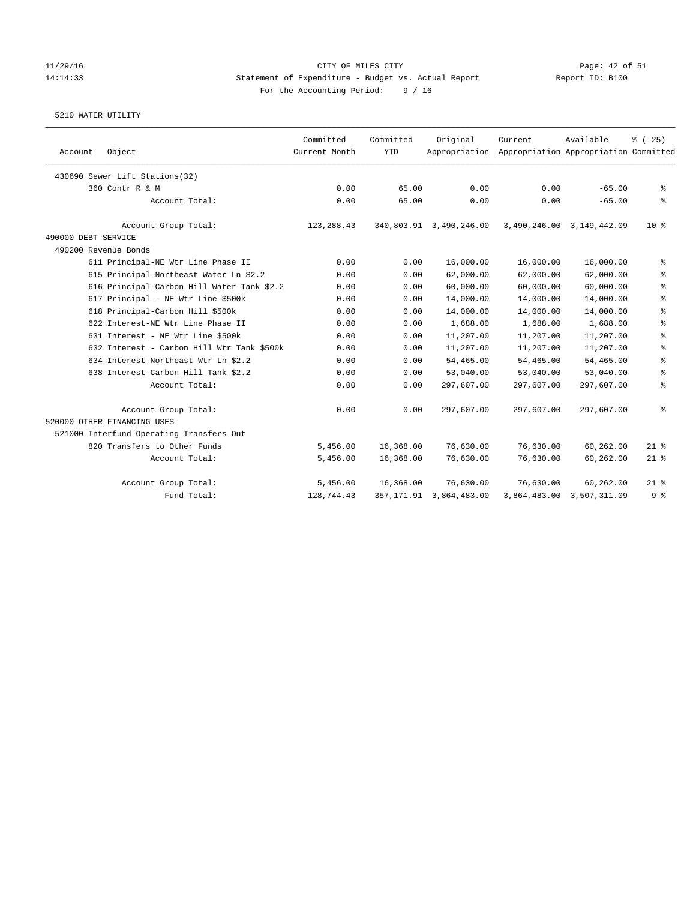11/29/16 CITY OF MILES CITY

14:14:33 Statement of Expenditure - Budget vs. Actual Report Report ID: B100

For the Accounting Period: 9 / 16

5210 WATER UTILITY

| Account Object | Committed Current Month | Committed YTD | Original Appropriation | Current Appropriation | Available Appropriation | % ( 25) Committed |
|---|---|---|---|---|---|---|
| 430690 Sewer Lift Stations(32) | | | | | | |
| 360 Contr R & M | 0.00 | 65.00 | 0.00 | 0.00 | -65.00 | % |
| Account Total: | 0.00 | 65.00 | 0.00 | 0.00 | -65.00 | % |
| Account Group Total: | 123,288.43 | 340,803.91 | 3,490,246.00 | 3,490,246.00 | 3,149,442.09 | 10 % |
| 490000 DEBT SERVICE | | | | | | |
| 490200 Revenue Bonds | | | | | | |
| 611 Principal-NE Wtr Line Phase II | 0.00 | 0.00 | 16,000.00 | 16,000.00 | 16,000.00 | % |
| 615 Principal-Northeast Water Ln $2.2 | 0.00 | 0.00 | 62,000.00 | 62,000.00 | 62,000.00 | % |
| 616 Principal-Carbon Hill Water Tank $2.2 | 0.00 | 0.00 | 60,000.00 | 60,000.00 | 60,000.00 | % |
| 617 Principal - NE Wtr Line $500k | 0.00 | 0.00 | 14,000.00 | 14,000.00 | 14,000.00 | % |
| 618 Principal-Carbon Hill $500k | 0.00 | 0.00 | 14,000.00 | 14,000.00 | 14,000.00 | % |
| 622 Interest-NE Wtr Line Phase II | 0.00 | 0.00 | 1,688.00 | 1,688.00 | 1,688.00 | % |
| 631 Interest - NE Wtr Line $500k | 0.00 | 0.00 | 11,207.00 | 11,207.00 | 11,207.00 | % |
| 632 Interest - Carbon Hill Wtr Tank $500k | 0.00 | 0.00 | 11,207.00 | 11,207.00 | 11,207.00 | % |
| 634 Interest-Northeast Wtr Ln $2.2 | 0.00 | 0.00 | 54,465.00 | 54,465.00 | 54,465.00 | % |
| 638 Interest-Carbon Hill Tank $2.2 | 0.00 | 0.00 | 53,040.00 | 53,040.00 | 53,040.00 | % |
| Account Total: | 0.00 | 0.00 | 297,607.00 | 297,607.00 | 297,607.00 | % |
| Account Group Total: | 0.00 | 0.00 | 297,607.00 | 297,607.00 | 297,607.00 | % |
| 520000 OTHER FINANCING USES | | | | | | |
| 521000 Interfund Operating Transfers Out | | | | | | |
| 820 Transfers to Other Funds | 5,456.00 | 16,368.00 | 76,630.00 | 76,630.00 | 60,262.00 | 21 % |
| Account Total: | 5,456.00 | 16,368.00 | 76,630.00 | 76,630.00 | 60,262.00 | 21 % |
| Account Group Total: | 5,456.00 | 16,368.00 | 76,630.00 | 76,630.00 | 60,262.00 | 21 % |
| Fund Total: | 128,744.43 | 357,171.91 | 3,864,483.00 | 3,864,483.00 | 3,507,311.09 | 9 % |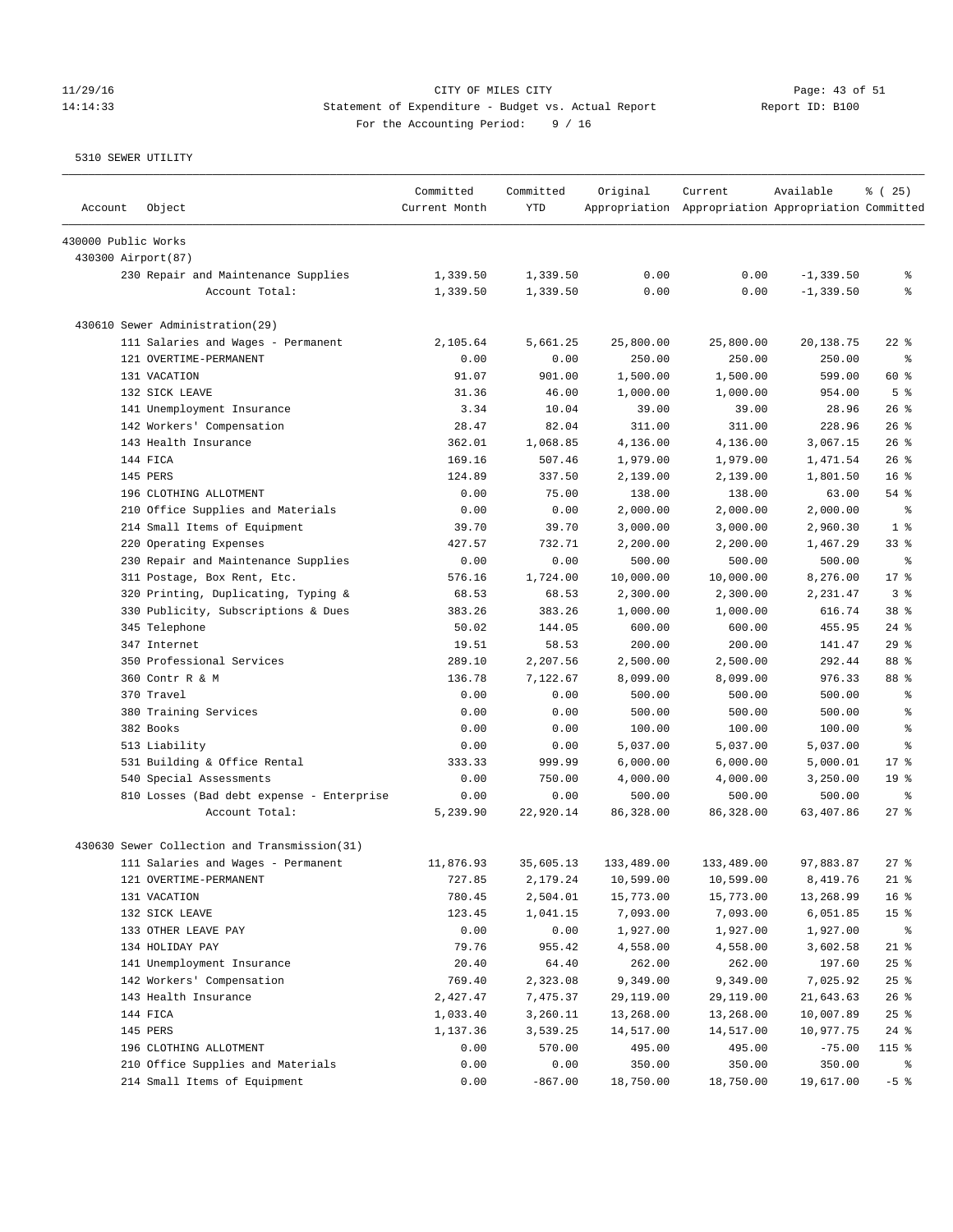CITY OF MILES CITY

Statement of Expenditure - Budget vs. Actual Report

For the Accounting Period: 9 / 16

11/29/16
14:14:33

Report ID: B100

5310 SEWER UTILITY

| Account | Object | Committed Current Month | Committed YTD | Original Appropriation | Current Appropriation | Available Appropriation | % ( 25) Committed |
|---|---|---|---|---|---|---|---|
| 430000 Public Works | | | | | | | |
| 430300 Airport(87) | | | | | | | |
| | 230 Repair and Maintenance Supplies | 1,339.50 | 1,339.50 | 0.00 | 0.00 | -1,339.50 | % |
| | Account Total: | 1,339.50 | 1,339.50 | 0.00 | 0.00 | -1,339.50 | % |
| 430610 Sewer Administration(29) | | | | | | | |
| | 111 Salaries and Wages - Permanent | 2,105.64 | 5,661.25 | 25,800.00 | 25,800.00 | 20,138.75 | 22 % |
| | 121 OVERTIME-PERMANENT | 0.00 | 0.00 | 250.00 | 250.00 | 250.00 | % |
| | 131 VACATION | 91.07 | 901.00 | 1,500.00 | 1,500.00 | 599.00 | 60 % |
| | 132 SICK LEAVE | 31.36 | 46.00 | 1,000.00 | 1,000.00 | 954.00 | 5 % |
| | 141 Unemployment Insurance | 3.34 | 10.04 | 39.00 | 39.00 | 28.96 | 26 % |
| | 142 Workers' Compensation | 28.47 | 82.04 | 311.00 | 311.00 | 228.96 | 26 % |
| | 143 Health Insurance | 362.01 | 1,068.85 | 4,136.00 | 4,136.00 | 3,067.15 | 26 % |
| | 144 FICA | 169.16 | 507.46 | 1,979.00 | 1,979.00 | 1,471.54 | 26 % |
| | 145 PERS | 124.89 | 337.50 | 2,139.00 | 2,139.00 | 1,801.50 | 16 % |
| | 196 CLOTHING ALLOTMENT | 0.00 | 75.00 | 138.00 | 138.00 | 63.00 | 54 % |
| | 210 Office Supplies and Materials | 0.00 | 0.00 | 2,000.00 | 2,000.00 | 2,000.00 | % |
| | 214 Small Items of Equipment | 39.70 | 39.70 | 3,000.00 | 3,000.00 | 2,960.30 | 1 % |
| | 220 Operating Expenses | 427.57 | 732.71 | 2,200.00 | 2,200.00 | 1,467.29 | 33 % |
| | 230 Repair and Maintenance Supplies | 0.00 | 0.00 | 500.00 | 500.00 | 500.00 | % |
| | 311 Postage, Box Rent, Etc. | 576.16 | 1,724.00 | 10,000.00 | 10,000.00 | 8,276.00 | 17 % |
| | 320 Printing, Duplicating, Typing & | 68.53 | 68.53 | 2,300.00 | 2,300.00 | 2,231.47 | 3 % |
| | 330 Publicity, Subscriptions & Dues | 383.26 | 383.26 | 1,000.00 | 1,000.00 | 616.74 | 38 % |
| | 345 Telephone | 50.02 | 144.05 | 600.00 | 600.00 | 455.95 | 24 % |
| | 347 Internet | 19.51 | 58.53 | 200.00 | 200.00 | 141.47 | 29 % |
| | 350 Professional Services | 289.10 | 2,207.56 | 2,500.00 | 2,500.00 | 292.44 | 88 % |
| | 360 Contr R & M | 136.78 | 7,122.67 | 8,099.00 | 8,099.00 | 976.33 | 88 % |
| | 370 Travel | 0.00 | 0.00 | 500.00 | 500.00 | 500.00 | % |
| | 380 Training Services | 0.00 | 0.00 | 500.00 | 500.00 | 500.00 | % |
| | 382 Books | 0.00 | 0.00 | 100.00 | 100.00 | 100.00 | % |
| | 513 Liability | 0.00 | 0.00 | 5,037.00 | 5,037.00 | 5,037.00 | % |
| | 531 Building & Office Rental | 333.33 | 999.99 | 6,000.00 | 6,000.00 | 5,000.01 | 17 % |
| | 540 Special Assessments | 0.00 | 750.00 | 4,000.00 | 4,000.00 | 3,250.00 | 19 % |
| | 810 Losses (Bad debt expense - Enterprise | 0.00 | 0.00 | 500.00 | 500.00 | 500.00 | % |
| | Account Total: | 5,239.90 | 22,920.14 | 86,328.00 | 86,328.00 | 63,407.86 | 27 % |
| 430630 Sewer Collection and Transmission(31) | | | | | | | |
| | 111 Salaries and Wages - Permanent | 11,876.93 | 35,605.13 | 133,489.00 | 133,489.00 | 97,883.87 | 27 % |
| | 121 OVERTIME-PERMANENT | 727.85 | 2,179.24 | 10,599.00 | 10,599.00 | 8,419.76 | 21 % |
| | 131 VACATION | 780.45 | 2,504.01 | 15,773.00 | 15,773.00 | 13,268.99 | 16 % |
| | 132 SICK LEAVE | 123.45 | 1,041.15 | 7,093.00 | 7,093.00 | 6,051.85 | 15 % |
| | 133 OTHER LEAVE PAY | 0.00 | 0.00 | 1,927.00 | 1,927.00 | 1,927.00 | % |
| | 134 HOLIDAY PAY | 79.76 | 955.42 | 4,558.00 | 4,558.00 | 3,602.58 | 21 % |
| | 141 Unemployment Insurance | 20.40 | 64.40 | 262.00 | 262.00 | 197.60 | 25 % |
| | 142 Workers' Compensation | 769.40 | 2,323.08 | 9,349.00 | 9,349.00 | 7,025.92 | 25 % |
| | 143 Health Insurance | 2,427.47 | 7,475.37 | 29,119.00 | 29,119.00 | 21,643.63 | 26 % |
| | 144 FICA | 1,033.40 | 3,260.11 | 13,268.00 | 13,268.00 | 10,007.89 | 25 % |
| | 145 PERS | 1,137.36 | 3,539.25 | 14,517.00 | 14,517.00 | 10,977.75 | 24 % |
| | 196 CLOTHING ALLOTMENT | 0.00 | 570.00 | 495.00 | 495.00 | -75.00 | 115 % |
| | 210 Office Supplies and Materials | 0.00 | 0.00 | 350.00 | 350.00 | 350.00 | % |
| | 214 Small Items of Equipment | 0.00 | -867.00 | 18,750.00 | 18,750.00 | 19,617.00 | -5 % |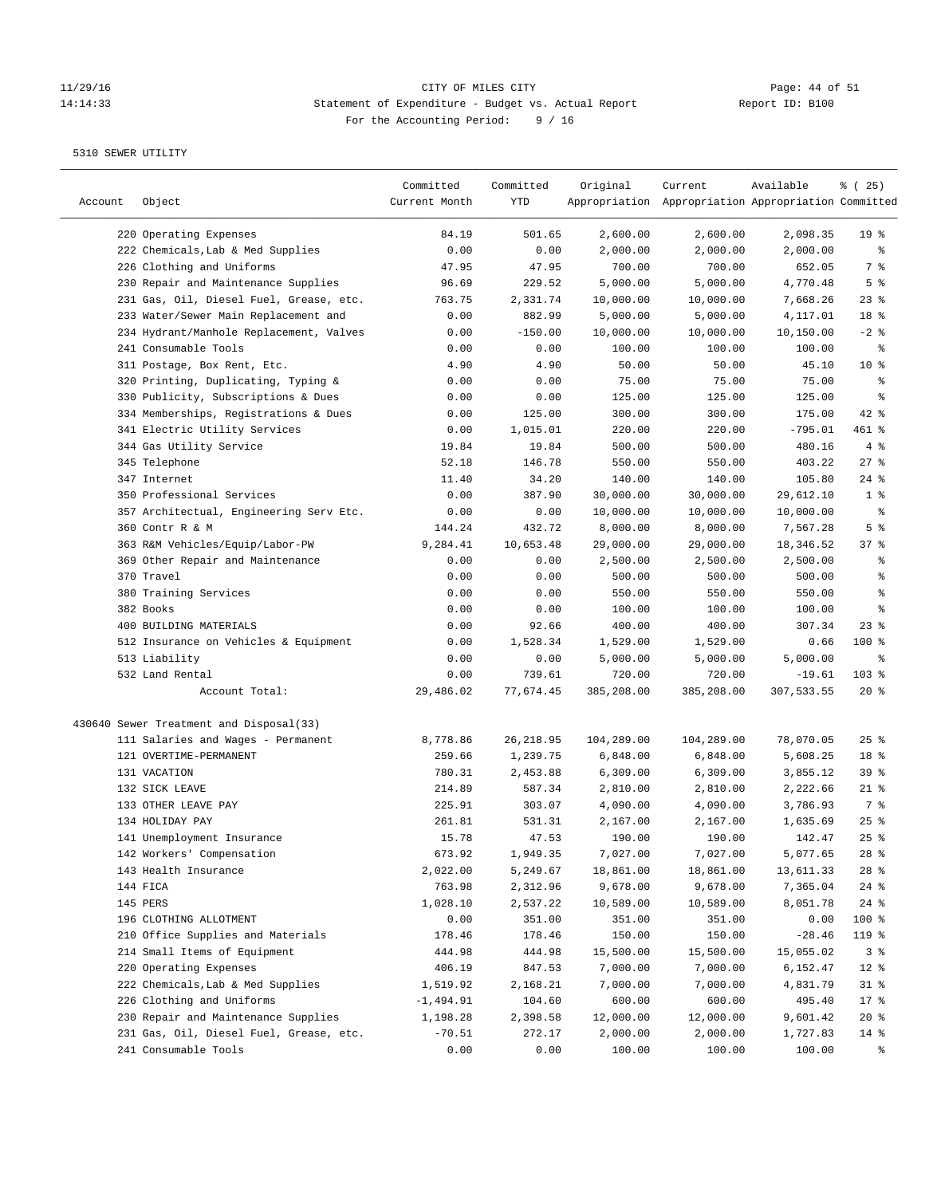11/29/16 CITY OF MILES CITY
14:14:33 Statement of Expenditure - Budget vs. Actual Report Report ID: B100
For the Accounting Period: 9 / 16

5310 SEWER UTILITY

| Account | Object | Committed Current Month | Committed YTD | Original Appropriation | Current Appropriation | Available Appropriation | % ( 25) Committed |
|---|---|---|---|---|---|---|---|
| | 220 Operating Expenses | 84.19 | 501.65 | 2,600.00 | 2,600.00 | 2,098.35 | 19 % |
| | 222 Chemicals,Lab & Med Supplies | 0.00 | 0.00 | 2,000.00 | 2,000.00 | 2,000.00 | % |
| | 226 Clothing and Uniforms | 47.95 | 47.95 | 700.00 | 700.00 | 652.05 | 7 % |
| | 230 Repair and Maintenance Supplies | 96.69 | 229.52 | 5,000.00 | 5,000.00 | 4,770.48 | 5 % |
| | 231 Gas, Oil, Diesel Fuel, Grease, etc. | 763.75 | 2,331.74 | 10,000.00 | 10,000.00 | 7,668.26 | 23 % |
| | 233 Water/Sewer Main Replacement and | 0.00 | 882.99 | 5,000.00 | 5,000.00 | 4,117.01 | 18 % |
| | 234 Hydrant/Manhole Replacement, Valves | 0.00 | -150.00 | 10,000.00 | 10,000.00 | 10,150.00 | -2 % |
| | 241 Consumable Tools | 0.00 | 0.00 | 100.00 | 100.00 | 100.00 | % |
| | 311 Postage, Box Rent, Etc. | 4.90 | 4.90 | 50.00 | 50.00 | 45.10 | 10 % |
| | 320 Printing, Duplicating, Typing & | 0.00 | 0.00 | 75.00 | 75.00 | 75.00 | % |
| | 330 Publicity, Subscriptions & Dues | 0.00 | 0.00 | 125.00 | 125.00 | 125.00 | % |
| | 334 Memberships, Registrations & Dues | 0.00 | 125.00 | 300.00 | 300.00 | 175.00 | 42 % |
| | 341 Electric Utility Services | 0.00 | 1,015.01 | 220.00 | 220.00 | -795.01 | 461 % |
| | 344 Gas Utility Service | 19.84 | 19.84 | 500.00 | 500.00 | 480.16 | 4 % |
| | 345 Telephone | 52.18 | 146.78 | 550.00 | 550.00 | 403.22 | 27 % |
| | 347 Internet | 11.40 | 34.20 | 140.00 | 140.00 | 105.80 | 24 % |
| | 350 Professional Services | 0.00 | 387.90 | 30,000.00 | 30,000.00 | 29,612.10 | 1 % |
| | 357 Architectual, Engineering Serv Etc. | 0.00 | 0.00 | 10,000.00 | 10,000.00 | 10,000.00 | % |
| | 360 Contr R & M | 144.24 | 432.72 | 8,000.00 | 8,000.00 | 7,567.28 | 5 % |
| | 363 R&M Vehicles/Equip/Labor-PW | 9,284.41 | 10,653.48 | 29,000.00 | 29,000.00 | 18,346.52 | 37 % |
| | 369 Other Repair and Maintenance | 0.00 | 0.00 | 2,500.00 | 2,500.00 | 2,500.00 | % |
| | 370 Travel | 0.00 | 0.00 | 500.00 | 500.00 | 500.00 | % |
| | 380 Training Services | 0.00 | 0.00 | 550.00 | 550.00 | 550.00 | % |
| | 382 Books | 0.00 | 0.00 | 100.00 | 100.00 | 100.00 | % |
| | 400 BUILDING MATERIALS | 0.00 | 92.66 | 400.00 | 400.00 | 307.34 | 23 % |
| | 512 Insurance on Vehicles & Equipment | 0.00 | 1,528.34 | 1,529.00 | 1,529.00 | 0.66 | 100 % |
| | 513 Liability | 0.00 | 0.00 | 5,000.00 | 5,000.00 | 5,000.00 | % |
| | 532 Land Rental | 0.00 | 739.61 | 720.00 | 720.00 | -19.61 | 103 % |
| | Account Total: | 29,486.02 | 77,674.45 | 385,208.00 | 385,208.00 | 307,533.55 | 20 % |
| 430640 | Sewer Treatment and Disposal(33) | | | | | | |
| | 111 Salaries and Wages - Permanent | 8,778.86 | 26,218.95 | 104,289.00 | 104,289.00 | 78,070.05 | 25 % |
| | 121 OVERTIME-PERMANENT | 259.66 | 1,239.75 | 6,848.00 | 6,848.00 | 5,608.25 | 18 % |
| | 131 VACATION | 780.31 | 2,453.88 | 6,309.00 | 6,309.00 | 3,855.12 | 39 % |
| | 132 SICK LEAVE | 214.89 | 587.34 | 2,810.00 | 2,810.00 | 2,222.66 | 21 % |
| | 133 OTHER LEAVE PAY | 225.91 | 303.07 | 4,090.00 | 4,090.00 | 3,786.93 | 7 % |
| | 134 HOLIDAY PAY | 261.81 | 531.31 | 2,167.00 | 2,167.00 | 1,635.69 | 25 % |
| | 141 Unemployment Insurance | 15.78 | 47.53 | 190.00 | 190.00 | 142.47 | 25 % |
| | 142 Workers' Compensation | 673.92 | 1,949.35 | 7,027.00 | 7,027.00 | 5,077.65 | 28 % |
| | 143 Health Insurance | 2,022.00 | 5,249.67 | 18,861.00 | 18,861.00 | 13,611.33 | 28 % |
| | 144 FICA | 763.98 | 2,312.96 | 9,678.00 | 9,678.00 | 7,365.04 | 24 % |
| | 145 PERS | 1,028.10 | 2,537.22 | 10,589.00 | 10,589.00 | 8,051.78 | 24 % |
| | 196 CLOTHING ALLOTMENT | 0.00 | 351.00 | 351.00 | 351.00 | 0.00 | 100 % |
| | 210 Office Supplies and Materials | 178.46 | 178.46 | 150.00 | 150.00 | -28.46 | 119 % |
| | 214 Small Items of Equipment | 444.98 | 444.98 | 15,500.00 | 15,500.00 | 15,055.02 | 3 % |
| | 220 Operating Expenses | 406.19 | 847.53 | 7,000.00 | 7,000.00 | 6,152.47 | 12 % |
| | 222 Chemicals,Lab & Med Supplies | 1,519.92 | 2,168.21 | 7,000.00 | 7,000.00 | 4,831.79 | 31 % |
| | 226 Clothing and Uniforms | -1,494.91 | 104.60 | 600.00 | 600.00 | 495.40 | 17 % |
| | 230 Repair and Maintenance Supplies | 1,198.28 | 2,398.58 | 12,000.00 | 12,000.00 | 9,601.42 | 20 % |
| | 231 Gas, Oil, Diesel Fuel, Grease, etc. | -70.51 | 272.17 | 2,000.00 | 2,000.00 | 1,727.83 | 14 % |
| | 241 Consumable Tools | 0.00 | 0.00 | 100.00 | 100.00 | 100.00 | % |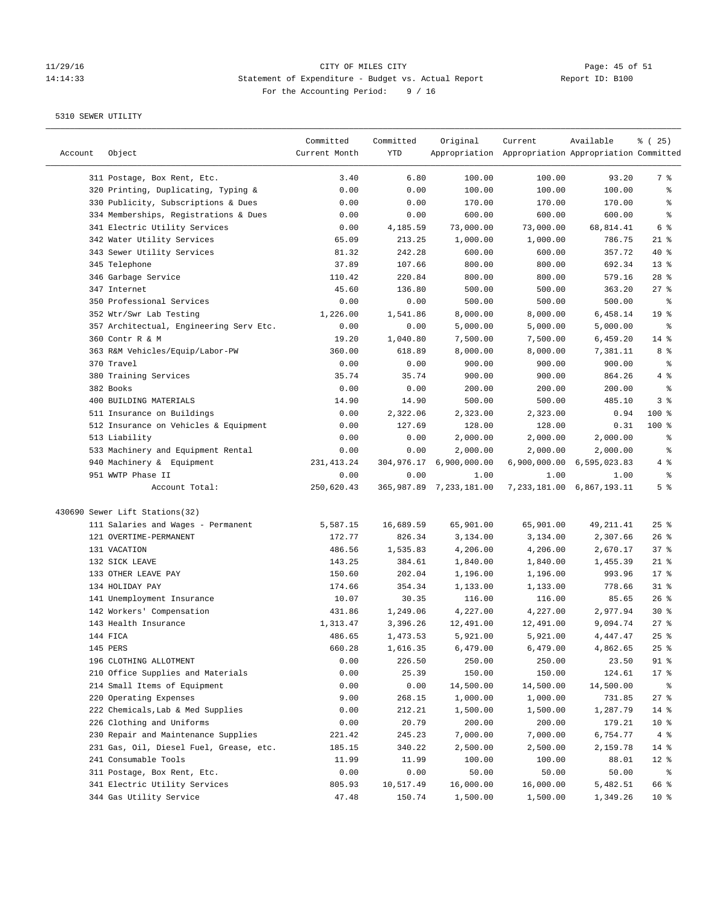CITY OF MILES CITY

Statement of Expenditure - Budget vs. Actual Report

For the Accounting Period: 9 / 16

5310 SEWER UTILITY

| Account | Object | Committed Current Month | Committed YTD | Original Appropriation | Current Appropriation | Available Appropriation | % ( 25) Committed |
|---|---|---|---|---|---|---|---|
| | 311 Postage, Box Rent, Etc. | 3.40 | 6.80 | 100.00 | 100.00 | 93.20 | 7 % |
| | 320 Printing, Duplicating, Typing & | 0.00 | 0.00 | 100.00 | 100.00 | 100.00 | % |
| | 330 Publicity, Subscriptions & Dues | 0.00 | 0.00 | 170.00 | 170.00 | 170.00 | % |
| | 334 Memberships, Registrations & Dues | 0.00 | 0.00 | 600.00 | 600.00 | 600.00 | % |
| | 341 Electric Utility Services | 0.00 | 4,185.59 | 73,000.00 | 73,000.00 | 68,814.41 | 6 % |
| | 342 Water Utility Services | 65.09 | 213.25 | 1,000.00 | 1,000.00 | 786.75 | 21 % |
| | 343 Sewer Utility Services | 81.32 | 242.28 | 600.00 | 600.00 | 357.72 | 40 % |
| | 345 Telephone | 37.89 | 107.66 | 800.00 | 800.00 | 692.34 | 13 % |
| | 346 Garbage Service | 110.42 | 220.84 | 800.00 | 800.00 | 579.16 | 28 % |
| | 347 Internet | 45.60 | 136.80 | 500.00 | 500.00 | 363.20 | 27 % |
| | 350 Professional Services | 0.00 | 0.00 | 500.00 | 500.00 | 500.00 | % |
| | 352 Wtr/Swr Lab Testing | 1,226.00 | 1,541.86 | 8,000.00 | 8,000.00 | 6,458.14 | 19 % |
| | 357 Architectual, Engineering Serv Etc. | 0.00 | 0.00 | 5,000.00 | 5,000.00 | 5,000.00 | % |
| | 360 Contr R & M | 19.20 | 1,040.80 | 7,500.00 | 7,500.00 | 6,459.20 | 14 % |
| | 363 R&M Vehicles/Equip/Labor-PW | 360.00 | 618.89 | 8,000.00 | 8,000.00 | 7,381.11 | 8 % |
| | 370 Travel | 0.00 | 0.00 | 900.00 | 900.00 | 900.00 | % |
| | 380 Training Services | 35.74 | 35.74 | 900.00 | 900.00 | 864.26 | 4 % |
| | 382 Books | 0.00 | 0.00 | 200.00 | 200.00 | 200.00 | % |
| | 400 BUILDING MATERIALS | 14.90 | 14.90 | 500.00 | 500.00 | 485.10 | 3 % |
| | 511 Insurance on Buildings | 0.00 | 2,322.06 | 2,323.00 | 2,323.00 | 0.94 | 100 % |
| | 512 Insurance on Vehicles & Equipment | 0.00 | 127.69 | 128.00 | 128.00 | 0.31 | 100 % |
| | 513 Liability | 0.00 | 0.00 | 2,000.00 | 2,000.00 | 2,000.00 | % |
| | 533 Machinery and Equipment Rental | 0.00 | 0.00 | 2,000.00 | 2,000.00 | 2,000.00 | % |
| | 940 Machinery & Equipment | 231,413.24 | 304,976.17 | 6,900,000.00 | 6,900,000.00 | 6,595,023.83 | 4 % |
| | 951 WWTP Phase II | 0.00 | 0.00 | 1.00 | 1.00 | 1.00 | % |
| | Account Total: | 250,620.43 | 365,987.89 | 7,233,181.00 | 7,233,181.00 | 6,867,193.11 | 5 % |
| 430690 Sewer Lift Stations(32) | | | | | | | |
| | 111 Salaries and Wages - Permanent | 5,587.15 | 16,689.59 | 65,901.00 | 65,901.00 | 49,211.41 | 25 % |
| | 121 OVERTIME-PERMANENT | 172.77 | 826.34 | 3,134.00 | 3,134.00 | 2,307.66 | 26 % |
| | 131 VACATION | 486.56 | 1,535.83 | 4,206.00 | 4,206.00 | 2,670.17 | 37 % |
| | 132 SICK LEAVE | 143.25 | 384.61 | 1,840.00 | 1,840.00 | 1,455.39 | 21 % |
| | 133 OTHER LEAVE PAY | 150.60 | 202.04 | 1,196.00 | 1,196.00 | 993.96 | 17 % |
| | 134 HOLIDAY PAY | 174.66 | 354.34 | 1,133.00 | 1,133.00 | 778.66 | 31 % |
| | 141 Unemployment Insurance | 10.07 | 30.35 | 116.00 | 116.00 | 85.65 | 26 % |
| | 142 Workers' Compensation | 431.86 | 1,249.06 | 4,227.00 | 4,227.00 | 2,977.94 | 30 % |
| | 143 Health Insurance | 1,313.47 | 3,396.26 | 12,491.00 | 12,491.00 | 9,094.74 | 27 % |
| | 144 FICA | 486.65 | 1,473.53 | 5,921.00 | 5,921.00 | 4,447.47 | 25 % |
| | 145 PERS | 660.28 | 1,616.35 | 6,479.00 | 6,479.00 | 4,862.65 | 25 % |
| | 196 CLOTHING ALLOTMENT | 0.00 | 226.50 | 250.00 | 250.00 | 23.50 | 91 % |
| | 210 Office Supplies and Materials | 0.00 | 25.39 | 150.00 | 150.00 | 124.61 | 17 % |
| | 214 Small Items of Equipment | 0.00 | 0.00 | 14,500.00 | 14,500.00 | 14,500.00 | % |
| | 220 Operating Expenses | 9.00 | 268.15 | 1,000.00 | 1,000.00 | 731.85 | 27 % |
| | 222 Chemicals,Lab & Med Supplies | 0.00 | 212.21 | 1,500.00 | 1,500.00 | 1,287.79 | 14 % |
| | 226 Clothing and Uniforms | 0.00 | 20.79 | 200.00 | 200.00 | 179.21 | 10 % |
| | 230 Repair and Maintenance Supplies | 221.42 | 245.23 | 7,000.00 | 7,000.00 | 6,754.77 | 4 % |
| | 231 Gas, Oil, Diesel Fuel, Grease, etc. | 185.15 | 340.22 | 2,500.00 | 2,500.00 | 2,159.78 | 14 % |
| | 241 Consumable Tools | 11.99 | 11.99 | 100.00 | 100.00 | 88.01 | 12 % |
| | 311 Postage, Box Rent, Etc. | 0.00 | 0.00 | 50.00 | 50.00 | 50.00 | % |
| | 341 Electric Utility Services | 805.93 | 10,517.49 | 16,000.00 | 16,000.00 | 5,482.51 | 66 % |
| | 344 Gas Utility Service | 47.48 | 150.74 | 1,500.00 | 1,500.00 | 1,349.26 | 10 % |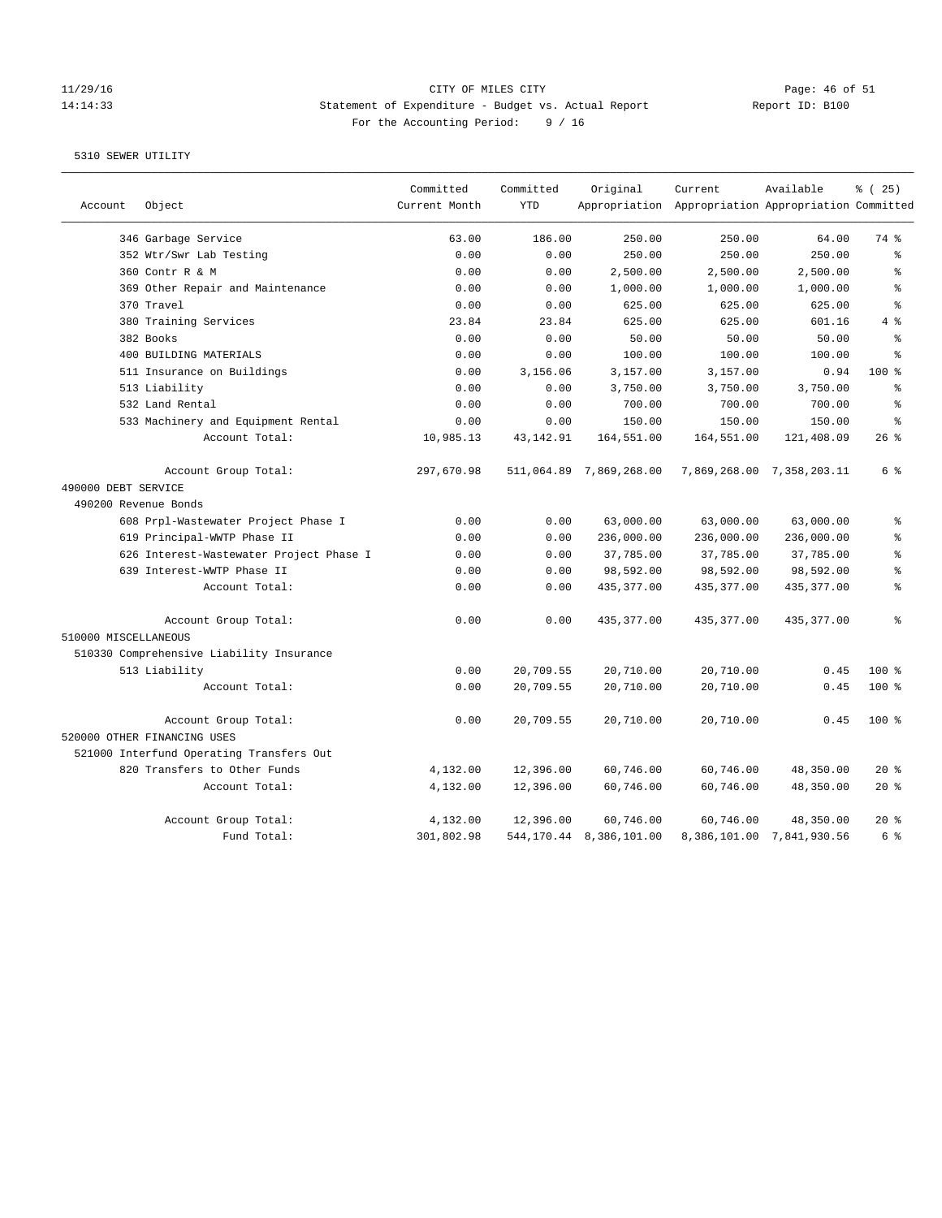CITY OF MILES CITY

Statement of Expenditure - Budget vs. Actual Report

Report ID: B100

For the Accounting Period: 9 / 16

11/29/16
14:14:33

5310 SEWER UTILITY

| Account | Object | Committed Current Month | Committed YTD | Original Appropriation | Current Appropriation | Available Appropriation | % ( 25) Committed |
|---|---|---|---|---|---|---|---|
| | 346 Garbage Service | 63.00 | 186.00 | 250.00 | 250.00 | 64.00 | 74 % |
| | 352 Wtr/Swr Lab Testing | 0.00 | 0.00 | 250.00 | 250.00 | 250.00 | % |
| | 360 Contr R & M | 0.00 | 0.00 | 2,500.00 | 2,500.00 | 2,500.00 | % |
| | 369 Other Repair and Maintenance | 0.00 | 0.00 | 1,000.00 | 1,000.00 | 1,000.00 | % |
| | 370 Travel | 0.00 | 0.00 | 625.00 | 625.00 | 625.00 | % |
| | 380 Training Services | 23.84 | 23.84 | 625.00 | 625.00 | 601.16 | 4 % |
| | 382 Books | 0.00 | 0.00 | 50.00 | 50.00 | 50.00 | % |
| | 400 BUILDING MATERIALS | 0.00 | 0.00 | 100.00 | 100.00 | 100.00 | % |
| | 511 Insurance on Buildings | 0.00 | 3,156.06 | 3,157.00 | 3,157.00 | 0.94 | 100 % |
| | 513 Liability | 0.00 | 0.00 | 3,750.00 | 3,750.00 | 3,750.00 | % |
| | 532 Land Rental | 0.00 | 0.00 | 700.00 | 700.00 | 700.00 | % |
| | 533 Machinery and Equipment Rental | 0.00 | 0.00 | 150.00 | 150.00 | 150.00 | % |
| | Account Total: | 10,985.13 | 43,142.91 | 164,551.00 | 164,551.00 | 121,408.09 | 26 % |
| | Account Group Total: | 297,670.98 | 511,064.89 | 7,869,268.00 | 7,869,268.00 | 7,358,203.11 | 6 % |
| 490000 DEBT SERVICE | | | | | | | |
| 490200 Revenue Bonds | | | | | | | |
| | 608 Prpl-Wastewater Project Phase I | 0.00 | 0.00 | 63,000.00 | 63,000.00 | 63,000.00 | % |
| | 619 Principal-WWTP Phase II | 0.00 | 0.00 | 236,000.00 | 236,000.00 | 236,000.00 | % |
| | 626 Interest-Wastewater Project Phase I | 0.00 | 0.00 | 37,785.00 | 37,785.00 | 37,785.00 | % |
| | 639 Interest-WWTP Phase II | 0.00 | 0.00 | 98,592.00 | 98,592.00 | 98,592.00 | % |
| | Account Total: | 0.00 | 0.00 | 435,377.00 | 435,377.00 | 435,377.00 | % |
| | Account Group Total: | 0.00 | 0.00 | 435,377.00 | 435,377.00 | 435,377.00 | % |
| 510000 MISCELLANEOUS | | | | | | | |
| 510330 Comprehensive Liability Insurance | | | | | | | |
| | 513 Liability | 0.00 | 20,709.55 | 20,710.00 | 20,710.00 | 0.45 | 100 % |
| | Account Total: | 0.00 | 20,709.55 | 20,710.00 | 20,710.00 | 0.45 | 100 % |
| | Account Group Total: | 0.00 | 20,709.55 | 20,710.00 | 20,710.00 | 0.45 | 100 % |
| 520000 OTHER FINANCING USES | | | | | | | |
| 521000 Interfund Operating Transfers Out | | | | | | | |
| | 820 Transfers to Other Funds | 4,132.00 | 12,396.00 | 60,746.00 | 60,746.00 | 48,350.00 | 20 % |
| | Account Total: | 4,132.00 | 12,396.00 | 60,746.00 | 60,746.00 | 48,350.00 | 20 % |
| | Account Group Total: | 4,132.00 | 12,396.00 | 60,746.00 | 60,746.00 | 48,350.00 | 20 % |
| | Fund Total: | 301,802.98 | 544,170.44 | 8,386,101.00 | 8,386,101.00 | 7,841,930.56 | 6 % |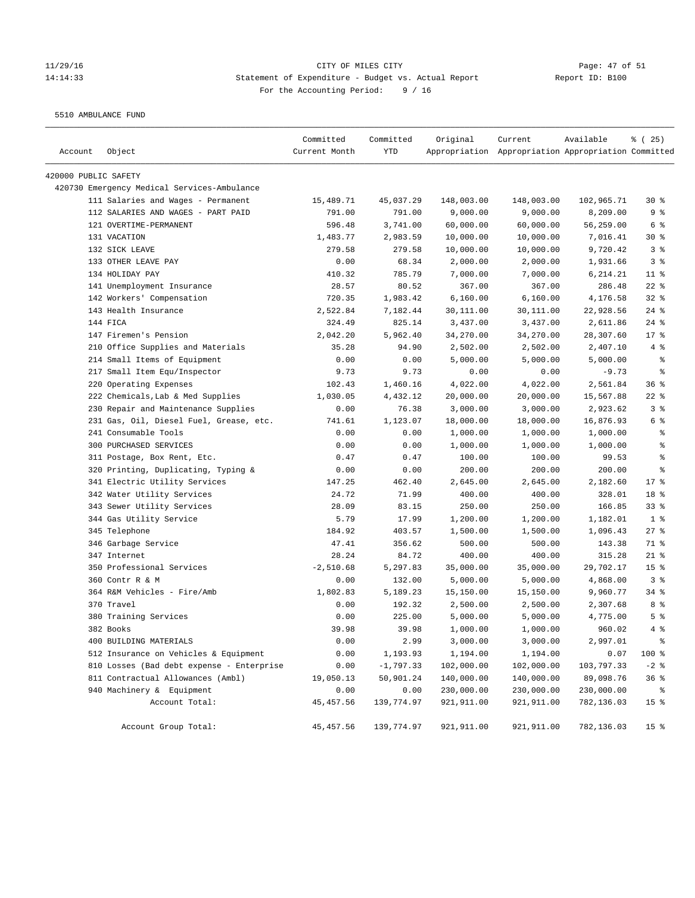CITY OF MILES CITY

Statement of Expenditure - Budget vs. Actual Report

For the Accounting Period: 9 / 16

11/29/16
14:14:33

Report ID: B100

5510 AMBULANCE FUND

| Account | Object | Committed Current Month | Committed YTD | Original Appropriation | Current Appropriation | Available Appropriation | % ( 25) Committed |
|---|---|---|---|---|---|---|---|
| 420000 PUBLIC SAFETY | | | | | | | |
| 420730 Emergency Medical Services-Ambulance | | | | | | | |
| | 111 Salaries and Wages - Permanent | 15,489.71 | 45,037.29 | 148,003.00 | 148,003.00 | 102,965.71 | 30 % |
| | 112 SALARIES AND WAGES - PART PAID | 791.00 | 791.00 | 9,000.00 | 9,000.00 | 8,209.00 | 9 % |
| | 121 OVERTIME-PERMANENT | 596.48 | 3,741.00 | 60,000.00 | 60,000.00 | 56,259.00 | 6 % |
| | 131 VACATION | 1,483.77 | 2,983.59 | 10,000.00 | 10,000.00 | 7,016.41 | 30 % |
| | 132 SICK LEAVE | 279.58 | 279.58 | 10,000.00 | 10,000.00 | 9,720.42 | 3 % |
| | 133 OTHER LEAVE PAY | 0.00 | 68.34 | 2,000.00 | 2,000.00 | 1,931.66 | 3 % |
| | 134 HOLIDAY PAY | 410.32 | 785.79 | 7,000.00 | 7,000.00 | 6,214.21 | 11 % |
| | 141 Unemployment Insurance | 28.57 | 80.52 | 367.00 | 367.00 | 286.48 | 22 % |
| | 142 Workers' Compensation | 720.35 | 1,983.42 | 6,160.00 | 6,160.00 | 4,176.58 | 32 % |
| | 143 Health Insurance | 2,522.84 | 7,182.44 | 30,111.00 | 30,111.00 | 22,928.56 | 24 % |
| | 144 FICA | 324.49 | 825.14 | 3,437.00 | 3,437.00 | 2,611.86 | 24 % |
| | 147 Firemen's Pension | 2,042.20 | 5,962.40 | 34,270.00 | 34,270.00 | 28,307.60 | 17 % |
| | 210 Office Supplies and Materials | 35.28 | 94.90 | 2,502.00 | 2,502.00 | 2,407.10 | 4 % |
| | 214 Small Items of Equipment | 0.00 | 0.00 | 5,000.00 | 5,000.00 | 5,000.00 | % |
| | 217 Small Item Equ/Inspector | 9.73 | 9.73 | 0.00 | 0.00 | -9.73 | % |
| | 220 Operating Expenses | 102.43 | 1,460.16 | 4,022.00 | 4,022.00 | 2,561.84 | 36 % |
| | 222 Chemicals,Lab & Med Supplies | 1,030.05 | 4,432.12 | 20,000.00 | 20,000.00 | 15,567.88 | 22 % |
| | 230 Repair and Maintenance Supplies | 0.00 | 76.38 | 3,000.00 | 3,000.00 | 2,923.62 | 3 % |
| | 231 Gas, Oil, Diesel Fuel, Grease, etc. | 741.61 | 1,123.07 | 18,000.00 | 18,000.00 | 16,876.93 | 6 % |
| | 241 Consumable Tools | 0.00 | 0.00 | 1,000.00 | 1,000.00 | 1,000.00 | % |
| | 300 PURCHASED SERVICES | 0.00 | 0.00 | 1,000.00 | 1,000.00 | 1,000.00 | % |
| | 311 Postage, Box Rent, Etc. | 0.47 | 0.47 | 100.00 | 100.00 | 99.53 | % |
| | 320 Printing, Duplicating, Typing & | 0.00 | 0.00 | 200.00 | 200.00 | 200.00 | % |
| | 341 Electric Utility Services | 147.25 | 462.40 | 2,645.00 | 2,645.00 | 2,182.60 | 17 % |
| | 342 Water Utility Services | 24.72 | 71.99 | 400.00 | 400.00 | 328.01 | 18 % |
| | 343 Sewer Utility Services | 28.09 | 83.15 | 250.00 | 250.00 | 166.85 | 33 % |
| | 344 Gas Utility Service | 5.79 | 17.99 | 1,200.00 | 1,200.00 | 1,182.01 | 1 % |
| | 345 Telephone | 184.92 | 403.57 | 1,500.00 | 1,500.00 | 1,096.43 | 27 % |
| | 346 Garbage Service | 47.41 | 356.62 | 500.00 | 500.00 | 143.38 | 71 % |
| | 347 Internet | 28.24 | 84.72 | 400.00 | 400.00 | 315.28 | 21 % |
| | 350 Professional Services | -2,510.68 | 5,297.83 | 35,000.00 | 35,000.00 | 29,702.17 | 15 % |
| | 360 Contr R & M | 0.00 | 132.00 | 5,000.00 | 5,000.00 | 4,868.00 | 3 % |
| | 364 R&M Vehicles - Fire/Amb | 1,802.83 | 5,189.23 | 15,150.00 | 15,150.00 | 9,960.77 | 34 % |
| | 370 Travel | 0.00 | 192.32 | 2,500.00 | 2,500.00 | 2,307.68 | 8 % |
| | 380 Training Services | 0.00 | 225.00 | 5,000.00 | 5,000.00 | 4,775.00 | 5 % |
| | 382 Books | 39.98 | 39.98 | 1,000.00 | 1,000.00 | 960.02 | 4 % |
| | 400 BUILDING MATERIALS | 0.00 | 2.99 | 3,000.00 | 3,000.00 | 2,997.01 | % |
| | 512 Insurance on Vehicles & Equipment | 0.00 | 1,193.93 | 1,194.00 | 1,194.00 | 0.07 | 100 % |
| | 810 Losses (Bad debt expense - Enterprise | 0.00 | -1,797.33 | 102,000.00 | 102,000.00 | 103,797.33 | -2 % |
| | 811 Contractual Allowances (Ambl) | 19,050.13 | 50,901.24 | 140,000.00 | 140,000.00 | 89,098.76 | 36 % |
| | 940 Machinery & Equipment | 0.00 | 0.00 | 230,000.00 | 230,000.00 | 230,000.00 | % |
| | Account Total: | 45,457.56 | 139,774.97 | 921,911.00 | 921,911.00 | 782,136.03 | 15 % |
| | Account Group Total: | 45,457.56 | 139,774.97 | 921,911.00 | 921,911.00 | 782,136.03 | 15 % |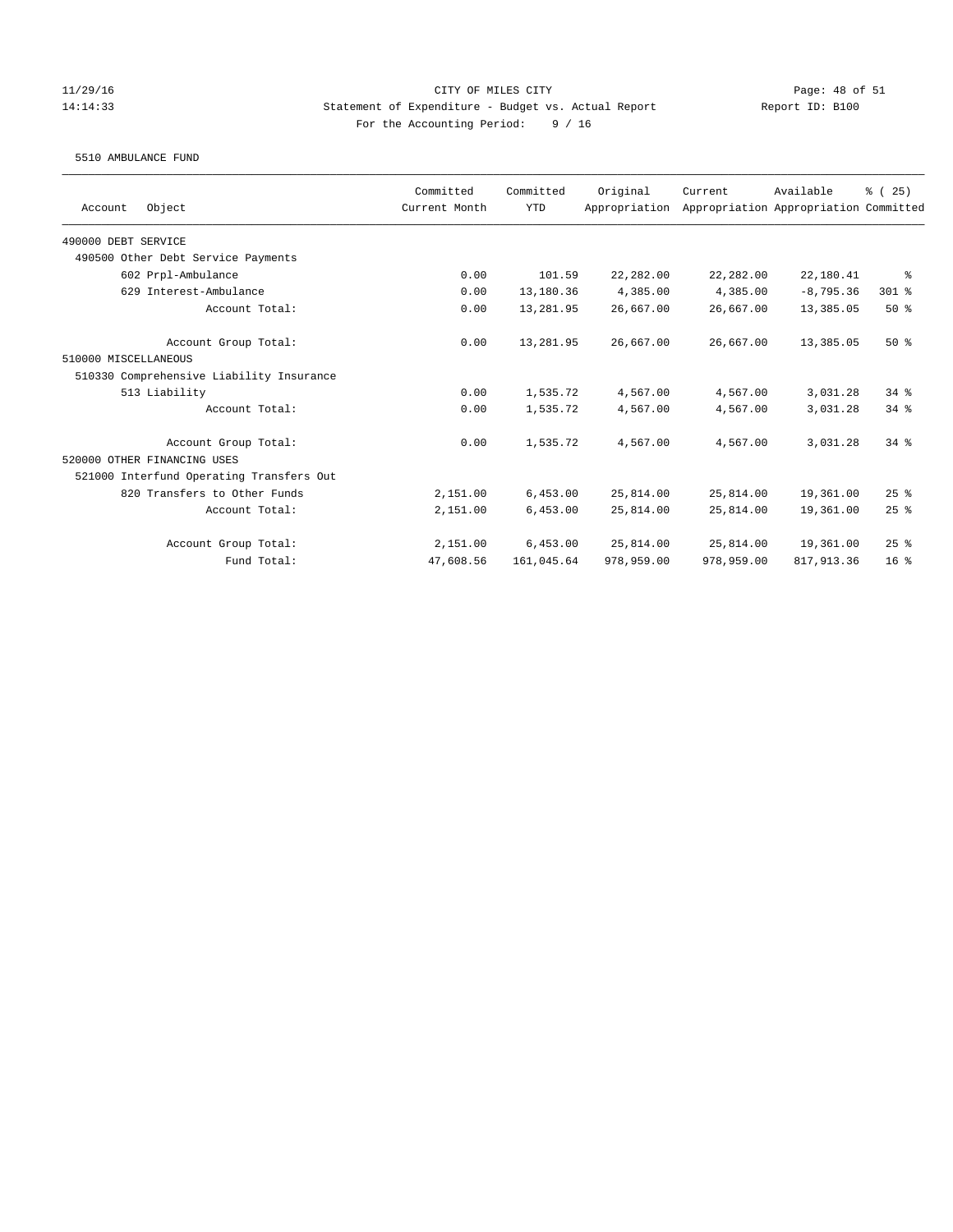CITY OF MILES CITY

Statement of Expenditure - Budget vs. Actual Report

Report ID: B100

For the Accounting Period: 9 / 16

11/29/16
14:14:33

5510 AMBULANCE FUND

| Account Object | Committed Current Month | Committed YTD | Original Appropriation | Current Appropriation | Available Appropriation | % ( 25) Committed |
|---|---|---|---|---|---|---|
| 490000 DEBT SERVICE | | | | | | |
| 490500 Other Debt Service Payments | | | | | | |
| 602 Prpl-Ambulance | 0.00 | 101.59 | 22,282.00 | 22,282.00 | 22,180.41 | % |
| 629 Interest-Ambulance | 0.00 | 13,180.36 | 4,385.00 | 4,385.00 | -8,795.36 | 301 % |
| Account Total: | 0.00 | 13,281.95 | 26,667.00 | 26,667.00 | 13,385.05 | 50 % |
| Account Group Total: | 0.00 | 13,281.95 | 26,667.00 | 26,667.00 | 13,385.05 | 50 % |
| 510000 MISCELLANEOUS | | | | | | |
| 510330 Comprehensive Liability Insurance | | | | | | |
| 513 Liability | 0.00 | 1,535.72 | 4,567.00 | 4,567.00 | 3,031.28 | 34 % |
| Account Total: | 0.00 | 1,535.72 | 4,567.00 | 4,567.00 | 3,031.28 | 34 % |
| Account Group Total: | 0.00 | 1,535.72 | 4,567.00 | 4,567.00 | 3,031.28 | 34 % |
| 520000 OTHER FINANCING USES | | | | | | |
| 521000 Interfund Operating Transfers Out | | | | | | |
| 820 Transfers to Other Funds | 2,151.00 | 6,453.00 | 25,814.00 | 25,814.00 | 19,361.00 | 25 % |
| Account Total: | 2,151.00 | 6,453.00 | 25,814.00 | 25,814.00 | 19,361.00 | 25 % |
| Account Group Total: | 2,151.00 | 6,453.00 | 25,814.00 | 25,814.00 | 19,361.00 | 25 % |
| Fund Total: | 47,608.56 | 161,045.64 | 978,959.00 | 978,959.00 | 817,913.36 | 16 % |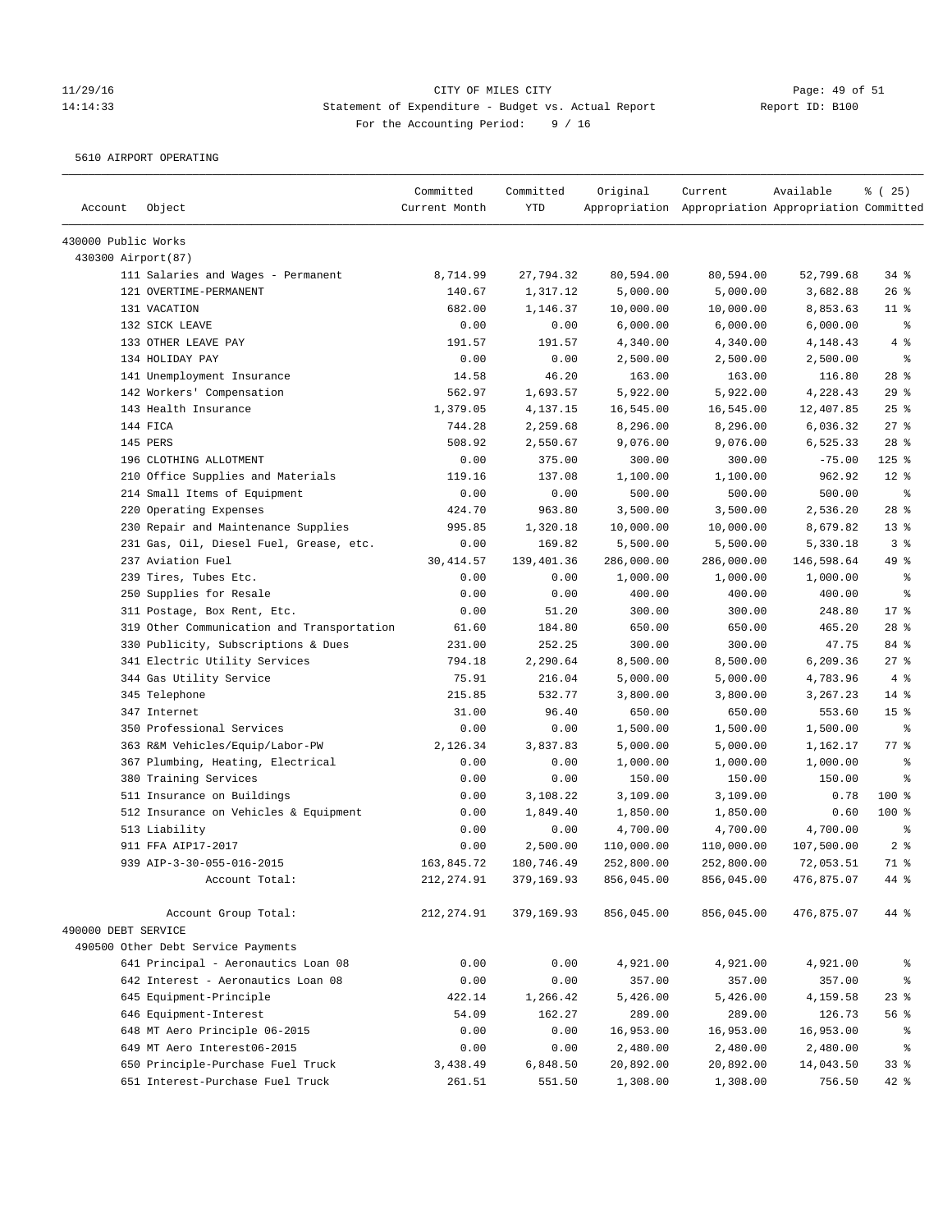CITY OF MILES CITY

Statement of Expenditure - Budget vs. Actual Report

For the Accounting Period: 9 / 16

5610 AIRPORT OPERATING

| Account | Object | Committed Current Month | Committed YTD | Original Appropriation | Current Appropriation | Available Appropriation | % ( 25) Committed |
|---|---|---|---|---|---|---|---|
| 430000 Public Works | | | | | | | |
| 430300 Airport(87) | | | | | | | |
| | 111 Salaries and Wages - Permanent | 8,714.99 | 27,794.32 | 80,594.00 | 80,594.00 | 52,799.68 | 34 % |
| | 121 OVERTIME-PERMANENT | 140.67 | 1,317.12 | 5,000.00 | 5,000.00 | 3,682.88 | 26 % |
| | 131 VACATION | 682.00 | 1,146.37 | 10,000.00 | 10,000.00 | 8,853.63 | 11 % |
| | 132 SICK LEAVE | 0.00 | 0.00 | 6,000.00 | 6,000.00 | 6,000.00 | % |
| | 133 OTHER LEAVE PAY | 191.57 | 191.57 | 4,340.00 | 4,340.00 | 4,148.43 | 4 % |
| | 134 HOLIDAY PAY | 0.00 | 0.00 | 2,500.00 | 2,500.00 | 2,500.00 | % |
| | 141 Unemployment Insurance | 14.58 | 46.20 | 163.00 | 163.00 | 116.80 | 28 % |
| | 142 Workers' Compensation | 562.97 | 1,693.57 | 5,922.00 | 5,922.00 | 4,228.43 | 29 % |
| | 143 Health Insurance | 1,379.05 | 4,137.15 | 16,545.00 | 16,545.00 | 12,407.85 | 25 % |
| | 144 FICA | 744.28 | 2,259.68 | 8,296.00 | 8,296.00 | 6,036.32 | 27 % |
| | 145 PERS | 508.92 | 2,550.67 | 9,076.00 | 9,076.00 | 6,525.33 | 28 % |
| | 196 CLOTHING ALLOTMENT | 0.00 | 375.00 | 300.00 | 300.00 | -75.00 | 125 % |
| | 210 Office Supplies and Materials | 119.16 | 137.08 | 1,100.00 | 1,100.00 | 962.92 | 12 % |
| | 214 Small Items of Equipment | 0.00 | 0.00 | 500.00 | 500.00 | 500.00 | % |
| | 220 Operating Expenses | 424.70 | 963.80 | 3,500.00 | 3,500.00 | 2,536.20 | 28 % |
| | 230 Repair and Maintenance Supplies | 995.85 | 1,320.18 | 10,000.00 | 10,000.00 | 8,679.82 | 13 % |
| | 231 Gas, Oil, Diesel Fuel, Grease, etc. | 0.00 | 169.82 | 5,500.00 | 5,500.00 | 5,330.18 | 3 % |
| | 237 Aviation Fuel | 30,414.57 | 139,401.36 | 286,000.00 | 286,000.00 | 146,598.64 | 49 % |
| | 239 Tires, Tubes Etc. | 0.00 | 0.00 | 1,000.00 | 1,000.00 | 1,000.00 | % |
| | 250 Supplies for Resale | 0.00 | 0.00 | 400.00 | 400.00 | 400.00 | % |
| | 311 Postage, Box Rent, Etc. | 0.00 | 51.20 | 300.00 | 300.00 | 248.80 | 17 % |
| | 319 Other Communication and Transportation | 61.60 | 184.80 | 650.00 | 650.00 | 465.20 | 28 % |
| | 330 Publicity, Subscriptions & Dues | 231.00 | 252.25 | 300.00 | 300.00 | 47.75 | 84 % |
| | 341 Electric Utility Services | 794.18 | 2,290.64 | 8,500.00 | 8,500.00 | 6,209.36 | 27 % |
| | 344 Gas Utility Service | 75.91 | 216.04 | 5,000.00 | 5,000.00 | 4,783.96 | 4 % |
| | 345 Telephone | 215.85 | 532.77 | 3,800.00 | 3,800.00 | 3,267.23 | 14 % |
| | 347 Internet | 31.00 | 96.40 | 650.00 | 650.00 | 553.60 | 15 % |
| | 350 Professional Services | 0.00 | 0.00 | 1,500.00 | 1,500.00 | 1,500.00 | % |
| | 363 R&M Vehicles/Equip/Labor-PW | 2,126.34 | 3,837.83 | 5,000.00 | 5,000.00 | 1,162.17 | 77 % |
| | 367 Plumbing, Heating, Electrical | 0.00 | 0.00 | 1,000.00 | 1,000.00 | 1,000.00 | % |
| | 380 Training Services | 0.00 | 0.00 | 150.00 | 150.00 | 150.00 | % |
| | 511 Insurance on Buildings | 0.00 | 3,108.22 | 3,109.00 | 3,109.00 | 0.78 | 100 % |
| | 512 Insurance on Vehicles & Equipment | 0.00 | 1,849.40 | 1,850.00 | 1,850.00 | 0.60 | 100 % |
| | 513 Liability | 0.00 | 0.00 | 4,700.00 | 4,700.00 | 4,700.00 | % |
| | 911 FFA AIP17-2017 | 0.00 | 2,500.00 | 110,000.00 | 110,000.00 | 107,500.00 | 2 % |
| | 939 AIP-3-30-055-016-2015 | 163,845.72 | 180,746.49 | 252,800.00 | 252,800.00 | 72,053.51 | 71 % |
| | Account Total: | 212,274.91 | 379,169.93 | 856,045.00 | 856,045.00 | 476,875.07 | 44 % |
| | Account Group Total: | 212,274.91 | 379,169.93 | 856,045.00 | 856,045.00 | 476,875.07 | 44 % |
| 490000 DEBT SERVICE | | | | | | | |
| 490500 Other Debt Service Payments | | | | | | | |
| | 641 Principal - Aeronautics Loan 08 | 0.00 | 0.00 | 4,921.00 | 4,921.00 | 4,921.00 | % |
| | 642 Interest - Aeronautics Loan 08 | 0.00 | 0.00 | 357.00 | 357.00 | 357.00 | % |
| | 645 Equipment-Principle | 422.14 | 1,266.42 | 5,426.00 | 5,426.00 | 4,159.58 | 23 % |
| | 646 Equipment-Interest | 54.09 | 162.27 | 289.00 | 289.00 | 126.73 | 56 % |
| | 648 MT Aero Principle 06-2015 | 0.00 | 0.00 | 16,953.00 | 16,953.00 | 16,953.00 | % |
| | 649 MT Aero Interest06-2015 | 0.00 | 0.00 | 2,480.00 | 2,480.00 | 2,480.00 | % |
| | 650 Principle-Purchase Fuel Truck | 3,438.49 | 6,848.50 | 20,892.00 | 20,892.00 | 14,043.50 | 33 % |
| | 651 Interest-Purchase Fuel Truck | 261.51 | 551.50 | 1,308.00 | 1,308.00 | 756.50 | 42 % |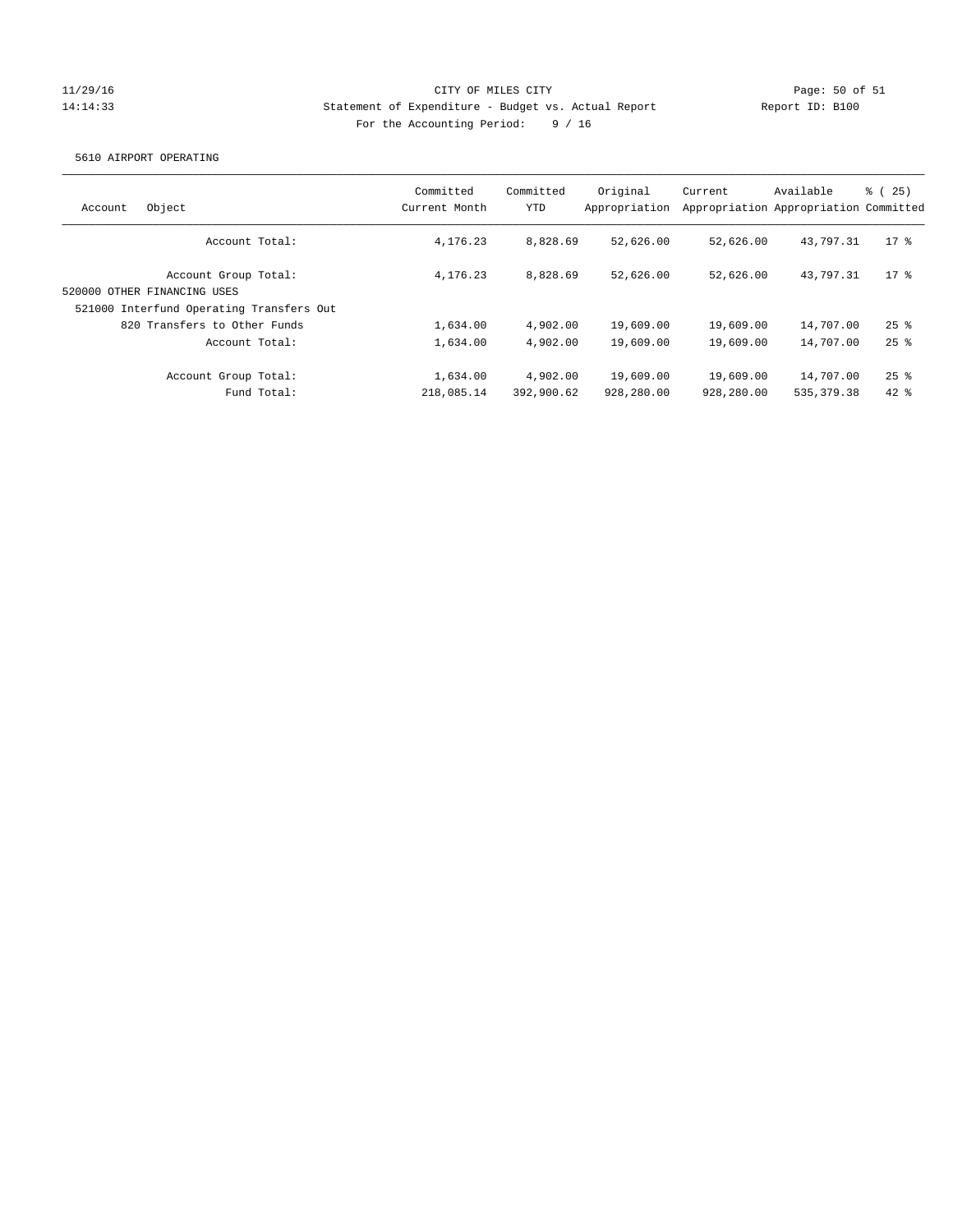CITY OF MILES CITY
Statement of Expenditure - Budget vs. Actual Report
Report ID: B100
For the Accounting Period: 9 / 16

11/29/16
14:14:33

5610 AIRPORT OPERATING

| Account | Object | Committed Current Month | Committed YTD | Original Appropriation | Current Appropriation | Available Appropriation | % ( 25) Committed |
|---|---|---|---|---|---|---|---|
| | Account Total: | 4,176.23 | 8,828.69 | 52,626.00 | 52,626.00 | 43,797.31 | 17 % |
| | Account Group Total: | 4,176.23 | 8,828.69 | 52,626.00 | 52,626.00 | 43,797.31 | 17 % |
| 520000 OTHER FINANCING USES | | | | | | | |
| 521000 Interfund Operating Transfers Out | | | | | | | |
| | 820 Transfers to Other Funds | 1,634.00 | 4,902.00 | 19,609.00 | 19,609.00 | 14,707.00 | 25 % |
| | Account Total: | 1,634.00 | 4,902.00 | 19,609.00 | 19,609.00 | 14,707.00 | 25 % |
| | Account Group Total: | 1,634.00 | 4,902.00 | 19,609.00 | 19,609.00 | 14,707.00 | 25 % |
| | Fund Total: | 218,085.14 | 392,900.62 | 928,280.00 | 928,280.00 | 535,379.38 | 42 % |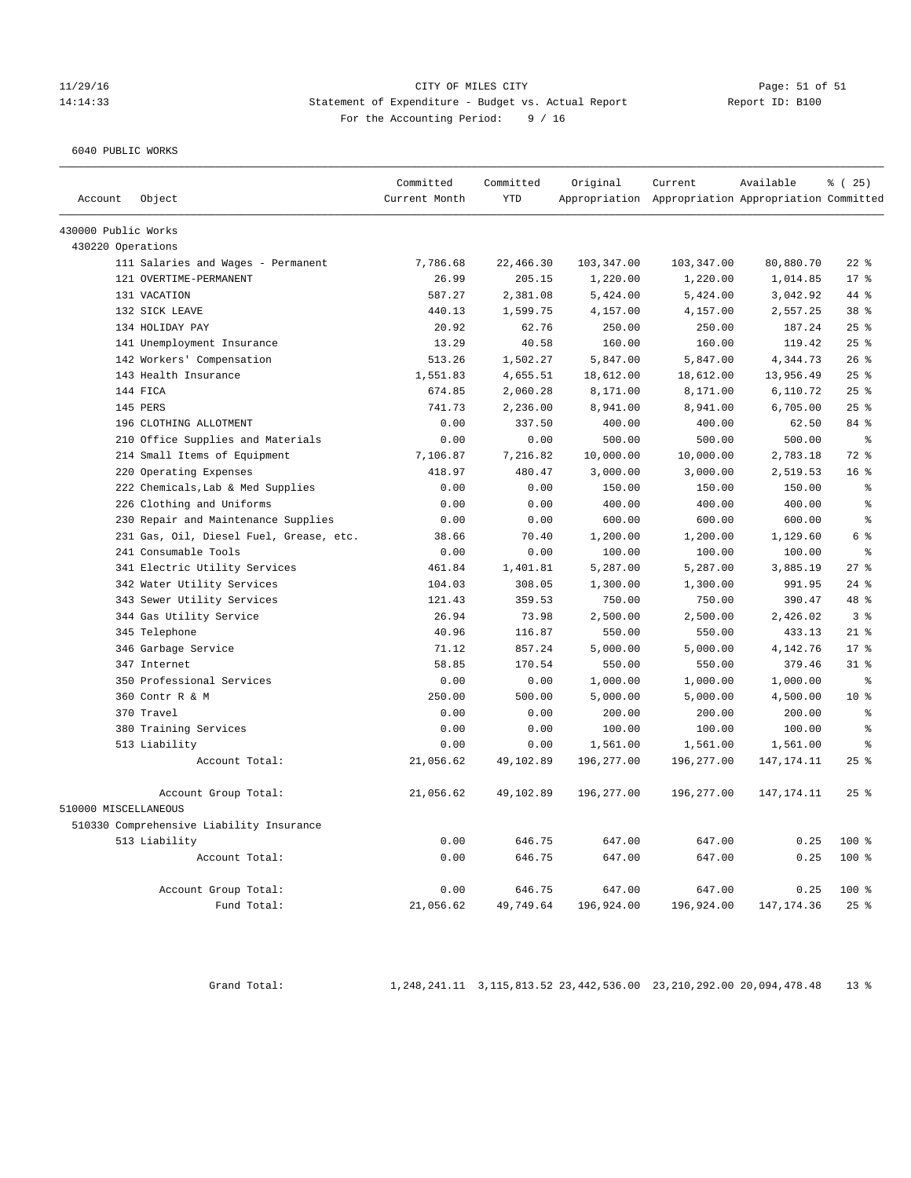CITY OF MILES CITY
Statement of Expenditure - Budget vs. Actual Report
For the Accounting Period: 9 / 16

11/29/16
14:14:33

Report ID: B100

6040 PUBLIC WORKS

| Account Object | Committed Current Month | Committed YTD | Original Appropriation | Current Appropriation | Available Appropriation | % ( 25) Committed |
|---|---|---|---|---|---|---|
| 430000 Public Works | | | | | | |
| 430220 Operations | | | | | | |
| 111 Salaries and Wages - Permanent | 7,786.68 | 22,466.30 | 103,347.00 | 103,347.00 | 80,880.70 | 22 % |
| 121 OVERTIME-PERMANENT | 26.99 | 205.15 | 1,220.00 | 1,220.00 | 1,014.85 | 17 % |
| 131 VACATION | 587.27 | 2,381.08 | 5,424.00 | 5,424.00 | 3,042.92 | 44 % |
| 132 SICK LEAVE | 440.13 | 1,599.75 | 4,157.00 | 4,157.00 | 2,557.25 | 38 % |
| 134 HOLIDAY PAY | 20.92 | 62.76 | 250.00 | 250.00 | 187.24 | 25 % |
| 141 Unemployment Insurance | 13.29 | 40.58 | 160.00 | 160.00 | 119.42 | 25 % |
| 142 Workers' Compensation | 513.26 | 1,502.27 | 5,847.00 | 5,847.00 | 4,344.73 | 26 % |
| 143 Health Insurance | 1,551.83 | 4,655.51 | 18,612.00 | 18,612.00 | 13,956.49 | 25 % |
| 144 FICA | 674.85 | 2,060.28 | 8,171.00 | 8,171.00 | 6,110.72 | 25 % |
| 145 PERS | 741.73 | 2,236.00 | 8,941.00 | 8,941.00 | 6,705.00 | 25 % |
| 196 CLOTHING ALLOTMENT | 0.00 | 337.50 | 400.00 | 400.00 | 62.50 | 84 % |
| 210 Office Supplies and Materials | 0.00 | 0.00 | 500.00 | 500.00 | 500.00 | % |
| 214 Small Items of Equipment | 7,106.87 | 7,216.82 | 10,000.00 | 10,000.00 | 2,783.18 | 72 % |
| 220 Operating Expenses | 418.97 | 480.47 | 3,000.00 | 3,000.00 | 2,519.53 | 16 % |
| 222 Chemicals,Lab & Med Supplies | 0.00 | 0.00 | 150.00 | 150.00 | 150.00 | % |
| 226 Clothing and Uniforms | 0.00 | 0.00 | 400.00 | 400.00 | 400.00 | % |
| 230 Repair and Maintenance Supplies | 0.00 | 0.00 | 600.00 | 600.00 | 600.00 | % |
| 231 Gas, Oil, Diesel Fuel, Grease, etc. | 38.66 | 70.40 | 1,200.00 | 1,200.00 | 1,129.60 | 6 % |
| 241 Consumable Tools | 0.00 | 0.00 | 100.00 | 100.00 | 100.00 | % |
| 341 Electric Utility Services | 461.84 | 1,401.81 | 5,287.00 | 5,287.00 | 3,885.19 | 27 % |
| 342 Water Utility Services | 104.03 | 308.05 | 1,300.00 | 1,300.00 | 991.95 | 24 % |
| 343 Sewer Utility Services | 121.43 | 359.53 | 750.00 | 750.00 | 390.47 | 48 % |
| 344 Gas Utility Service | 26.94 | 73.98 | 2,500.00 | 2,500.00 | 2,426.02 | 3 % |
| 345 Telephone | 40.96 | 116.87 | 550.00 | 550.00 | 433.13 | 21 % |
| 346 Garbage Service | 71.12 | 857.24 | 5,000.00 | 5,000.00 | 4,142.76 | 17 % |
| 347 Internet | 58.85 | 170.54 | 550.00 | 550.00 | 379.46 | 31 % |
| 350 Professional Services | 0.00 | 0.00 | 1,000.00 | 1,000.00 | 1,000.00 | % |
| 360 Contr R & M | 250.00 | 500.00 | 5,000.00 | 5,000.00 | 4,500.00 | 10 % |
| 370 Travel | 0.00 | 0.00 | 200.00 | 200.00 | 200.00 | % |
| 380 Training Services | 0.00 | 0.00 | 100.00 | 100.00 | 100.00 | % |
| 513 Liability | 0.00 | 0.00 | 1,561.00 | 1,561.00 | 1,561.00 | % |
| Account Total: | 21,056.62 | 49,102.89 | 196,277.00 | 196,277.00 | 147,174.11 | 25 % |
| Account Group Total: | 21,056.62 | 49,102.89 | 196,277.00 | 196,277.00 | 147,174.11 | 25 % |
| 510000 MISCELLANEOUS | | | | | | |
| 510330 Comprehensive Liability Insurance | | | | | | |
| 513 Liability | 0.00 | 646.75 | 647.00 | 647.00 | 0.25 | 100 % |
| Account Total: | 0.00 | 646.75 | 647.00 | 647.00 | 0.25 | 100 % |
| Account Group Total: | 0.00 | 646.75 | 647.00 | 647.00 | 0.25 | 100 % |
| Fund Total: | 21,056.62 | 49,749.64 | 196,924.00 | 196,924.00 | 147,174.36 | 25 % |
| Grand Total: | 1,248,241.11 | 3,115,813.52 | 23,442,536.00 | 23,210,292.00 | 20,094,478.48 | 13 % |